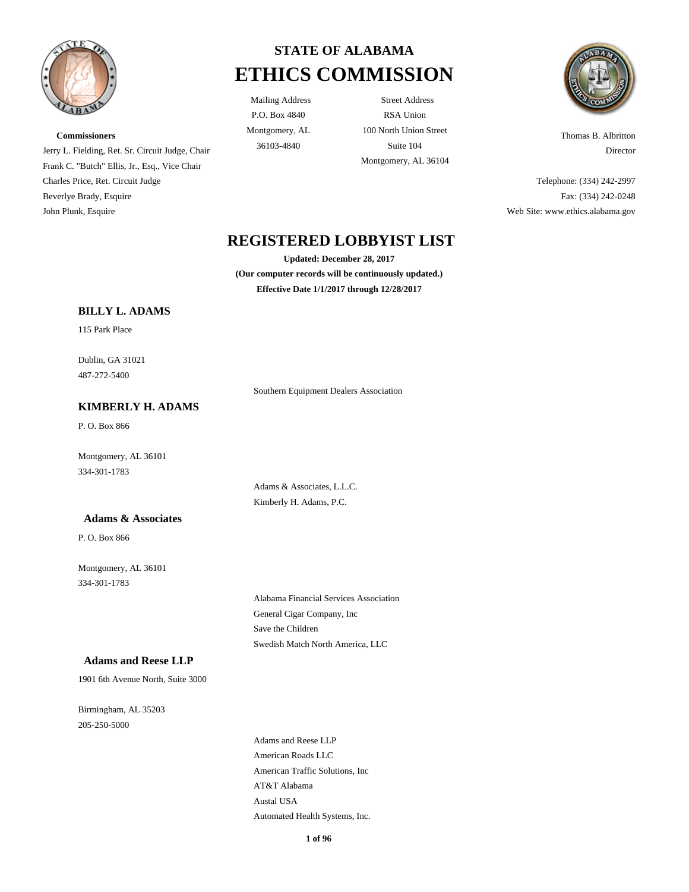# STATE OF ALABAMA
# ETHICS COMMISSION

Mailing Address
P.O. Box 4840
Montgomery, AL
36103-4840

Street Address
RSA Union
100 North Union Street
Suite 104
Montgomery, AL 36104

**Commissioners**
Jerry L. Fielding, Ret. Sr. Circuit Judge, Chair
Frank C. "Butch" Ellis, Jr., Esq., Vice Chair
Charles Price, Ret. Circuit Judge
Beverlye Brady, Esquire
John Plunk, Esquire

Thomas B. Albritton
Director

Telephone: (334) 242-2997
Fax: (334) 242-0248
Web Site: www.ethics.alabama.gov

## REGISTERED LOBBYIST LIST

**Updated: December 28, 2017**
**(Our computer records will be continuously updated.)**
**Effective Date 1/1/2017 through 12/28/2017**

### BILLY L. ADAMS

115 Park Place

Dublin, GA 31021
487-272-5400

Southern Equipment Dealers Association

### KIMBERLY H. ADAMS

P. O. Box 866

Montgomery, AL 36101
334-301-1783

Adams & Associates, L.L.C.
Kimberly H. Adams, P.C.

### Adams & Associates

P. O. Box 866

Montgomery, AL 36101
334-301-1783

Alabama Financial Services Association
General Cigar Company, Inc
Save the Children
Swedish Match North America, LLC

### Adams and Reese LLP

1901 6th Avenue North, Suite 3000

Birmingham, AL 35203
205-250-5000

Adams and Reese LLP
American Roads LLC
American Traffic Solutions, Inc
AT&T Alabama
Austal USA
Automated Health Systems, Inc.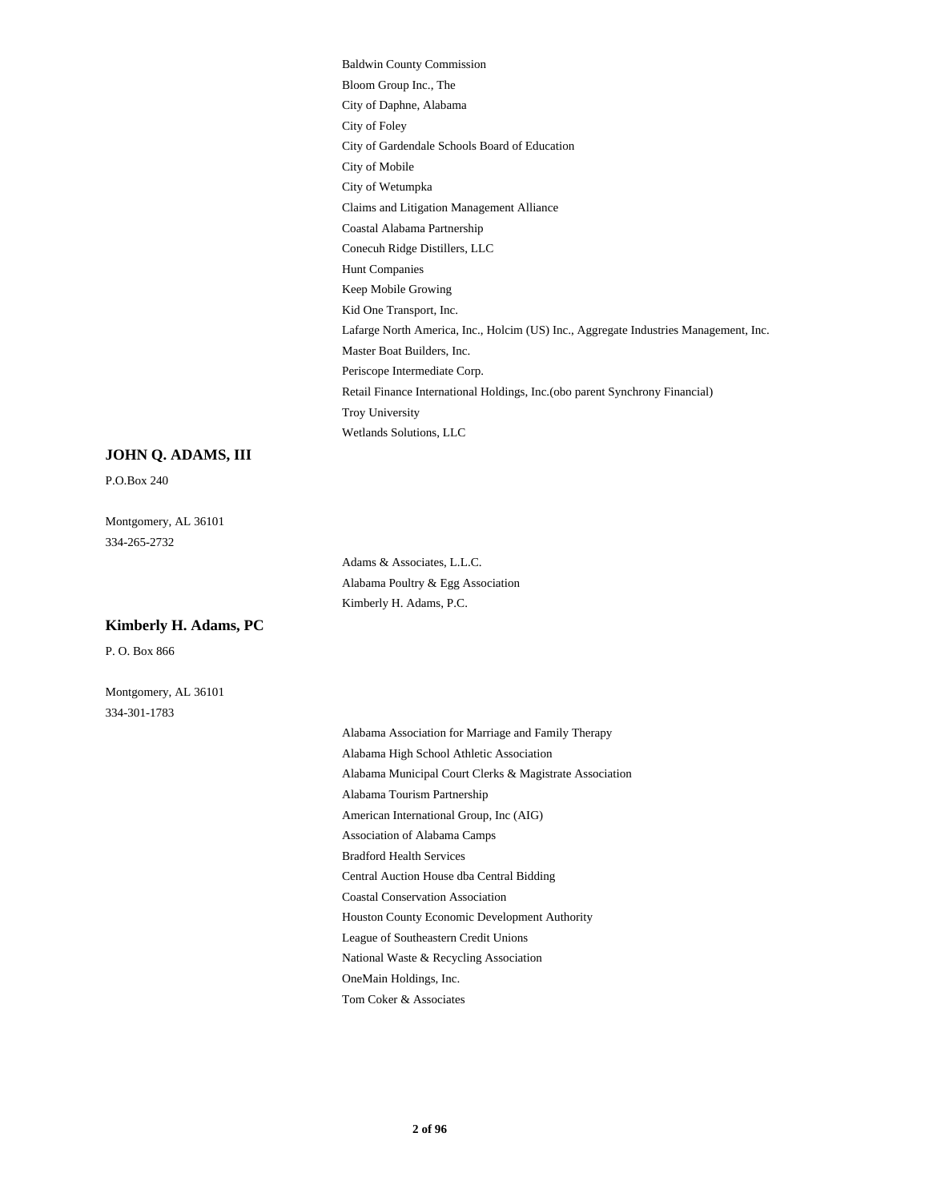- Baldwin County Commission
- Bloom Group Inc., The
- City of Daphne, Alabama
- City of Foley
- City of Gardendale Schools Board of Education
- City of Mobile
- City of Wetumpka
- Claims and Litigation Management Alliance
- Coastal Alabama Partnership
- Conecuh Ridge Distillers, LLC
- Hunt Companies
- Keep Mobile Growing
- Kid One Transport, Inc.
- Lafarge North America, Inc., Holcim (US) Inc., Aggregate Industries Management, Inc.
- Master Boat Builders, Inc.
- Periscope Intermediate Corp.
- Retail Finance International Holdings, Inc.(obo parent Synchrony Financial)
- Troy University
- Wetlands Solutions, LLC

## JOHN Q. ADAMS, III

P.O.Box 240

Montgomery, AL 36101
334-265-2732

- Adams & Associates, L.L.C.
- Alabama Poultry & Egg Association
- Kimberly H. Adams, P.C.

## Kimberly H. Adams, PC

P. O. Box 866

Montgomery, AL 36101
334-301-1783

- Alabama Association for Marriage and Family Therapy
- Alabama High School Athletic Association
- Alabama Municipal Court Clerks & Magistrate Association
- Alabama Tourism Partnership
- American International Group, Inc (AIG)
- Association of Alabama Camps
- Bradford Health Services
- Central Auction House dba Central Bidding
- Coastal Conservation Association
- Houston County Economic Development Authority
- League of Southeastern Credit Unions
- National Waste & Recycling Association
- OneMain Holdings, Inc.
- Tom Coker & Associates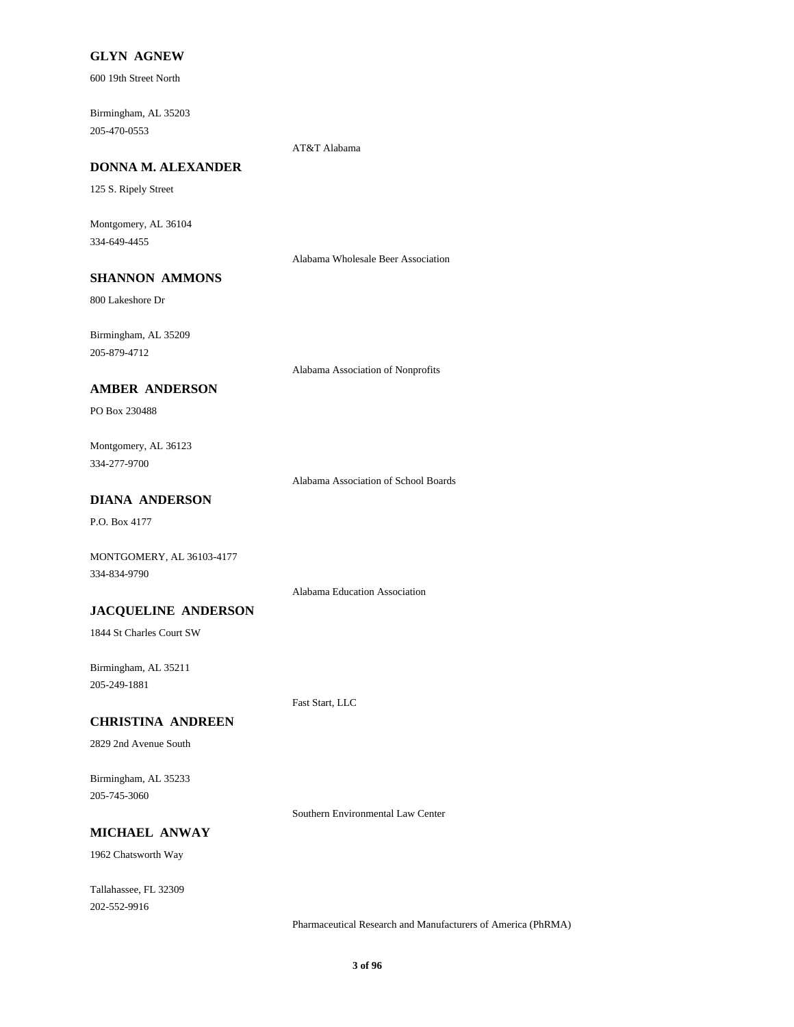**GLYN AGNEW**

600 19th Street North

Birmingham, AL 35203
205-470-0553

AT&T Alabama

**DONNA M. ALEXANDER**

125 S. Ripely Street

Montgomery, AL 36104
334-649-4455

Alabama Wholesale Beer Association

**SHANNON AMMONS**

800 Lakeshore Dr

Birmingham, AL 35209
205-879-4712

Alabama Association of Nonprofits

**AMBER ANDERSON**

PO Box 230488

Montgomery, AL 36123
334-277-9700

Alabama Association of School Boards

**DIANA ANDERSON**

P.O. Box 4177

MONTGOMERY, AL 36103-4177
334-834-9790

Alabama Education Association

**JACQUELINE ANDERSON**

1844 St Charles Court SW

Birmingham, AL 35211
205-249-1881

Fast Start, LLC

**CHRISTINA ANDREEN**

2829 2nd Avenue South

Birmingham, AL 35233
205-745-3060

Southern Environmental Law Center

**MICHAEL ANWAY**

1962 Chatsworth Way

Tallahassee, FL 32309
202-552-9916

Pharmaceutical Research and Manufacturers of America (PhRMA)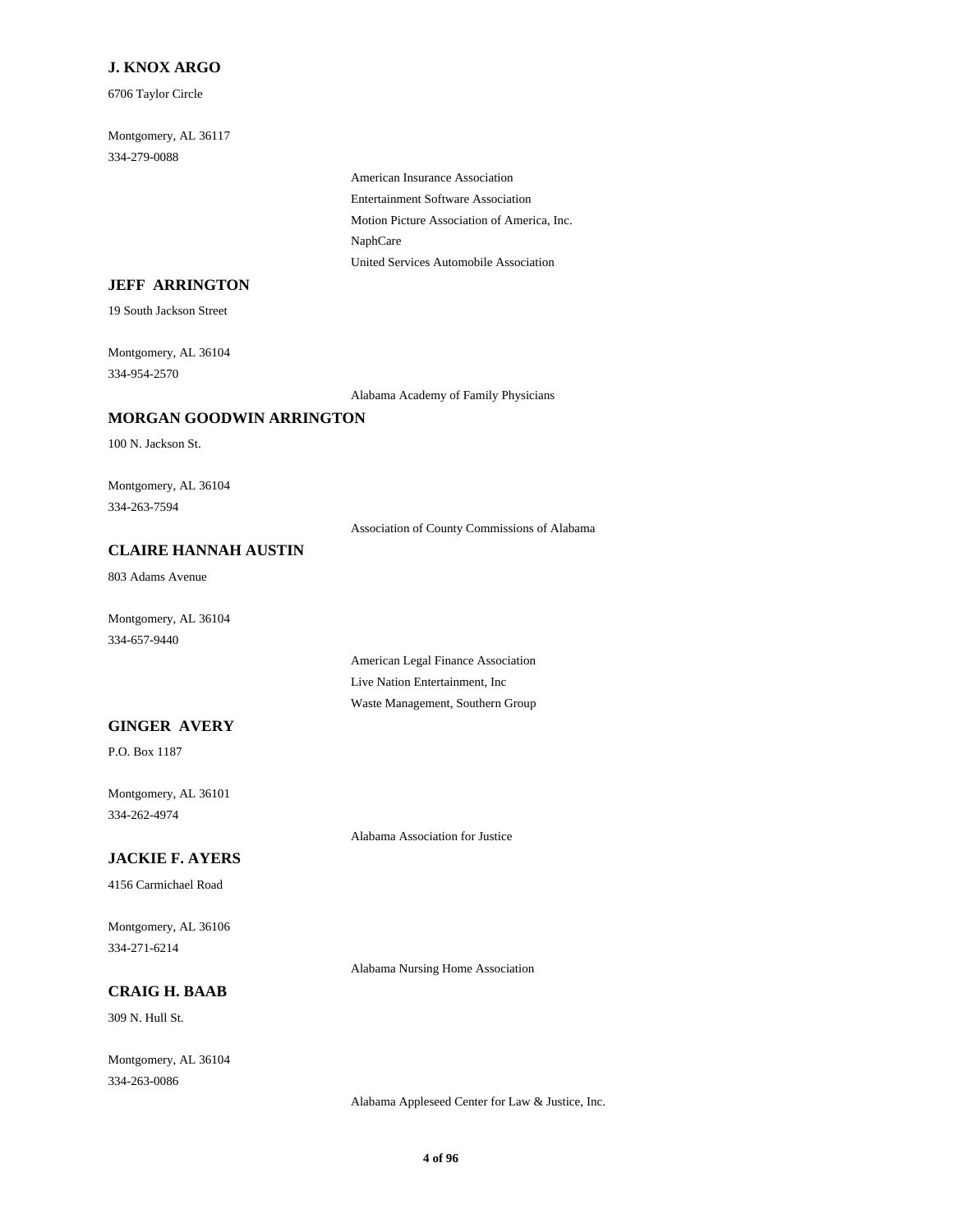### J. KNOX ARGO

6706 Taylor Circle

Montgomery, AL 36117
334-279-0088

- American Insurance Association
- Entertainment Software Association
- Motion Picture Association of America, Inc.
- NaphCare
- United Services Automobile Association

### JEFF ARRINGTON

19 South Jackson Street

Montgomery, AL 36104
334-954-2570

- Alabama Academy of Family Physicians

### MORGAN GOODWIN ARRINGTON

100 N. Jackson St.

Montgomery, AL 36104
334-263-7594

- Association of County Commissions of Alabama

### CLAIRE HANNAH AUSTIN

803 Adams Avenue

Montgomery, AL 36104
334-657-9440

- American Legal Finance Association
- Live Nation Entertainment, Inc
- Waste Management, Southern Group

### GINGER AVERY

P.O. Box 1187

Montgomery, AL 36101
334-262-4974

- Alabama Association for Justice

### JACKIE F. AYERS

4156 Carmichael Road

Montgomery, AL 36106
334-271-6214

- Alabama Nursing Home Association

### CRAIG H. BAAB

309 N. Hull St.

Montgomery, AL 36104
334-263-0086

- Alabama Appleseed Center for Law & Justice, Inc.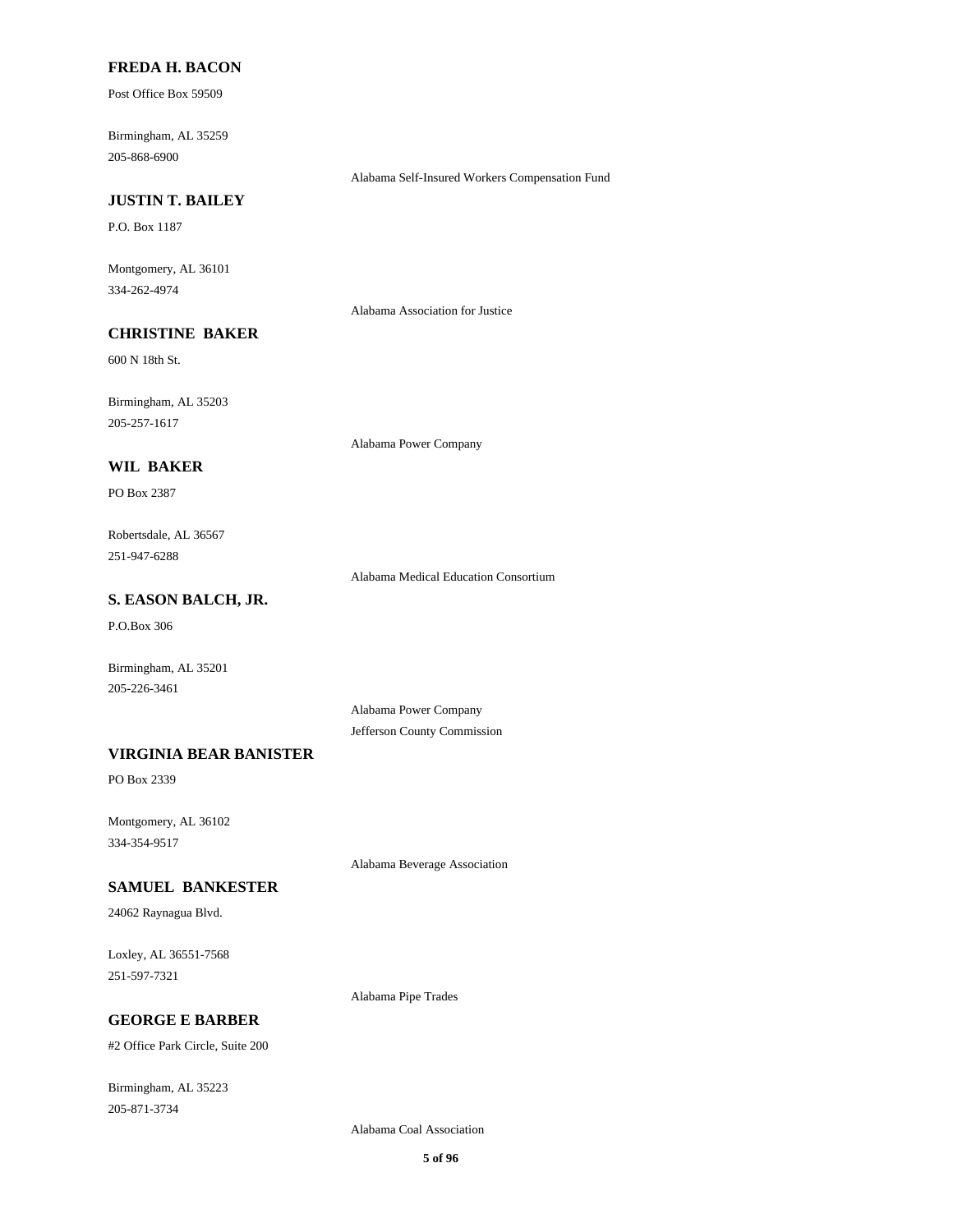**FREDA H. BACON**

Post Office Box 59509

Birmingham, AL 35259
205-868-6900

Alabama Self-Insured Workers Compensation Fund

**JUSTIN T. BAILEY**

P.O. Box 1187

Montgomery, AL 36101
334-262-4974

Alabama Association for Justice

**CHRISTINE BAKER**

600 N 18th St.

Birmingham, AL 35203
205-257-1617

Alabama Power Company

**WIL BAKER**

PO Box 2387

Robertsdale, AL 36567
251-947-6288

Alabama Medical Education Consortium

**S. EASON BALCH, JR.**

P.O.Box 306

Birmingham, AL 35201
205-226-3461

Alabama Power Company
Jefferson County Commission

**VIRGINIA BEAR BANISTER**

PO Box 2339

Montgomery, AL 36102
334-354-9517

Alabama Beverage Association

**SAMUEL BANKESTER**

24062 Raynagua Blvd.

Loxley, AL 36551-7568
251-597-7321

Alabama Pipe Trades

**GEORGE E BARBER**

#2 Office Park Circle, Suite 200

Birmingham, AL 35223
205-871-3734

Alabama Coal Association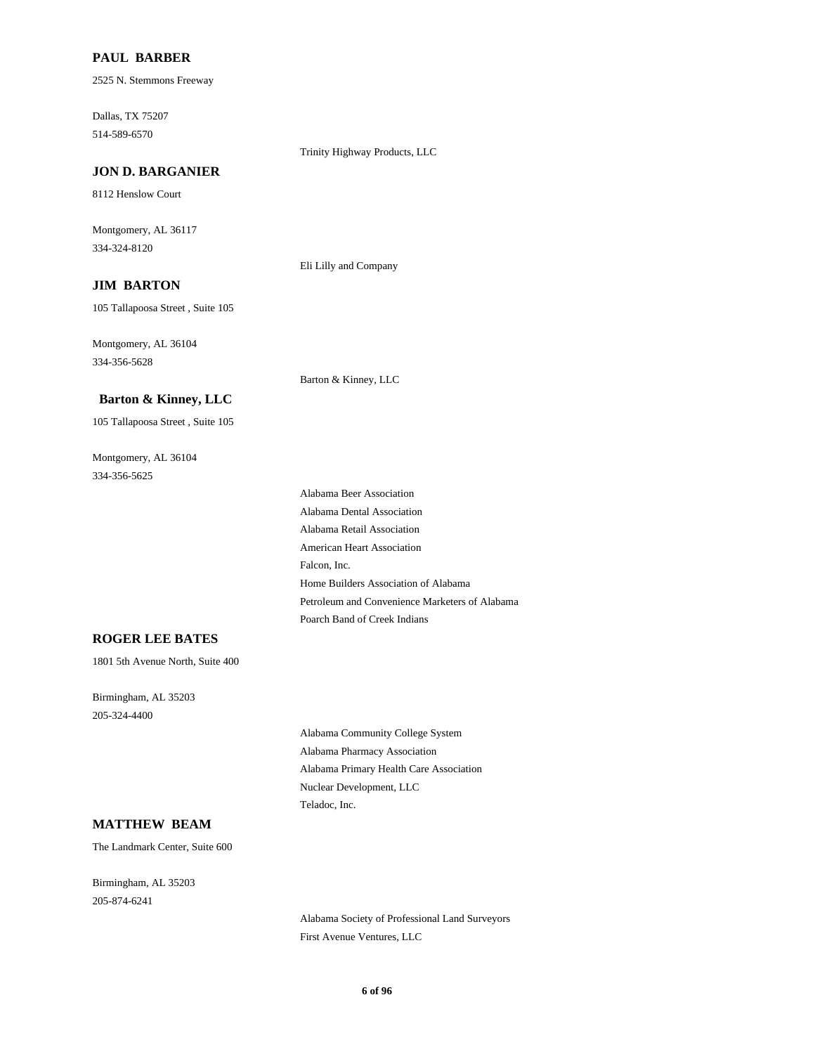**PAUL BARBER**

2525 N. Stemmons Freeway

Dallas, TX 75207

514-589-6570

Trinity Highway Products, LLC

**JON D. BARGANIER**

8112 Henslow Court

Montgomery, AL 36117

334-324-8120

Eli Lilly and Company

**JIM BARTON**

105 Tallapoosa Street , Suite 105

Montgomery, AL 36104

334-356-5628

Barton & Kinney, LLC

**Barton & Kinney, LLC**

105 Tallapoosa Street , Suite 105

Montgomery, AL 36104

334-356-5625

Alabama Beer Association

Alabama Dental Association

Alabama Retail Association

American Heart Association

Falcon, Inc.

Home Builders Association of Alabama

Petroleum and Convenience Marketers of Alabama

Poarch Band of Creek Indians

**ROGER LEE BATES**

1801 5th Avenue North, Suite 400

Birmingham, AL 35203

205-324-4400

Alabama Community College System

Alabama Pharmacy Association

Alabama Primary Health Care Association

Nuclear Development, LLC

Teladoc, Inc.

**MATTHEW BEAM**

The Landmark Center, Suite 600

Birmingham, AL 35203

205-874-6241

Alabama Society of Professional Land Surveyors

First Avenue Ventures, LLC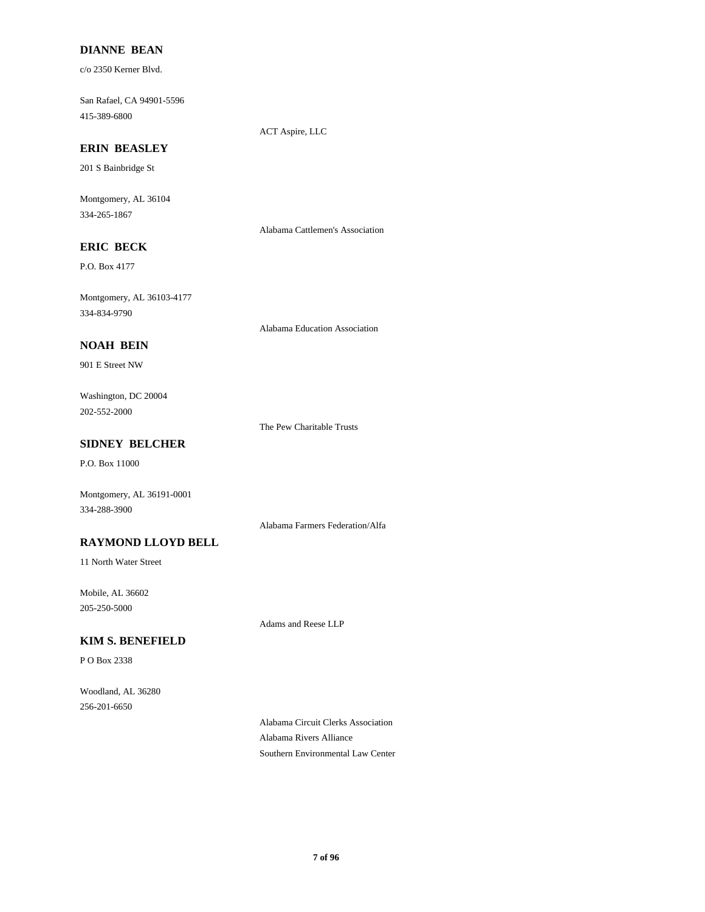**DIANNE BEAN**

c/o 2350 Kerner Blvd.

San Rafael, CA 94901-5596

415-389-6800

ACT Aspire, LLC

**ERIN BEASLEY**

201 S Bainbridge St

Montgomery, AL 36104

334-265-1867

Alabama Cattlemen's Association

**ERIC BECK**

P.O. Box 4177

Montgomery, AL 36103-4177

334-834-9790

Alabama Education Association

**NOAH BEIN**

901 E Street NW

Washington, DC 20004

202-552-2000

The Pew Charitable Trusts

**SIDNEY BELCHER**

P.O. Box 11000

Montgomery, AL 36191-0001

334-288-3900

Alabama Farmers Federation/Alfa

**RAYMOND LLOYD BELL**

11 North Water Street

Mobile, AL 36602

205-250-5000

Adams and Reese LLP

**KIM S. BENEFIELD**

P O Box 2338

Woodland, AL 36280

256-201-6650

Alabama Circuit Clerks Association

Alabama Rivers Alliance

Southern Environmental Law Center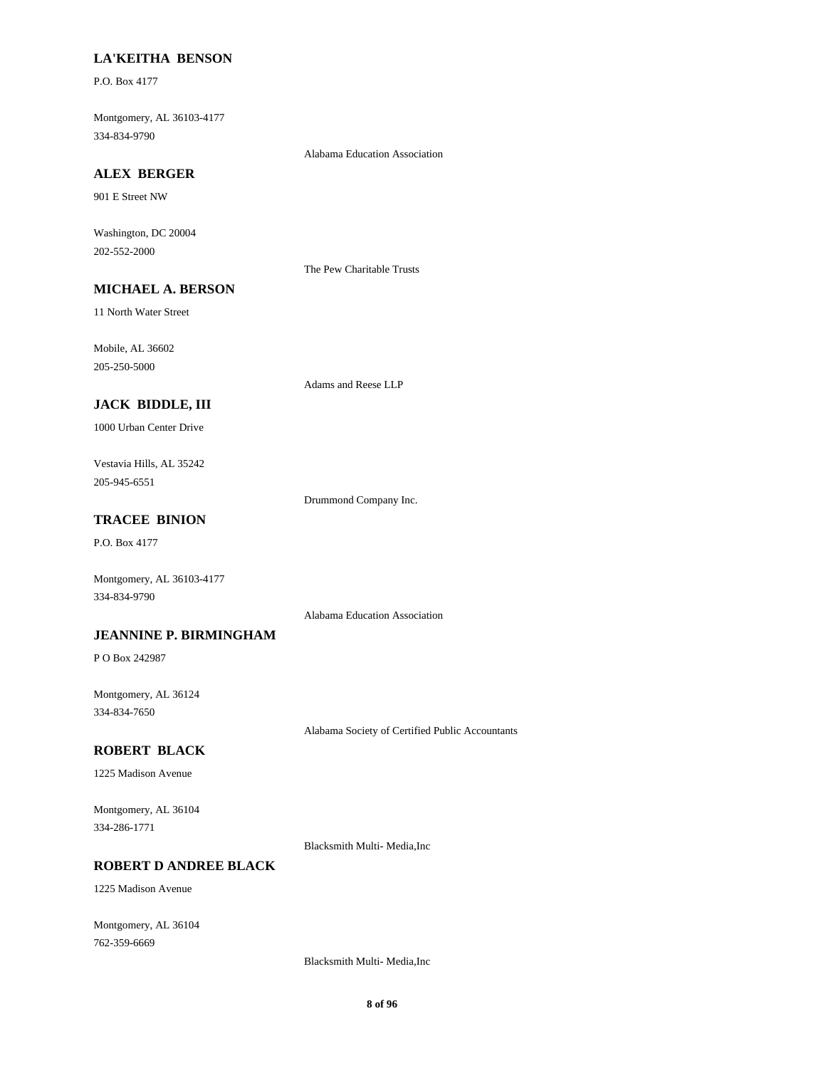**LA'KEITHA BENSON**

P.O. Box 4177

Montgomery, AL 36103-4177
334-834-9790

Alabama Education Association

**ALEX BERGER**

901 E Street NW

Washington, DC 20004
202-552-2000

The Pew Charitable Trusts

**MICHAEL A. BERSON**

11 North Water Street

Mobile, AL 36602
205-250-5000

Adams and Reese LLP

**JACK BIDDLE, III**

1000 Urban Center Drive

Vestavia Hills, AL 35242
205-945-6551

Drummond Company Inc.

**TRACEE BINION**

P.O. Box 4177

Montgomery, AL 36103-4177
334-834-9790

Alabama Education Association

**JEANNINE P. BIRMINGHAM**

P O Box 242987

Montgomery, AL 36124
334-834-7650

Alabama Society of Certified Public Accountants

**ROBERT BLACK**

1225 Madison Avenue

Montgomery, AL 36104
334-286-1771

Blacksmith Multi- Media,Inc

**ROBERT D ANDREE BLACK**

1225 Madison Avenue

Montgomery, AL 36104
762-359-6669

Blacksmith Multi- Media,Inc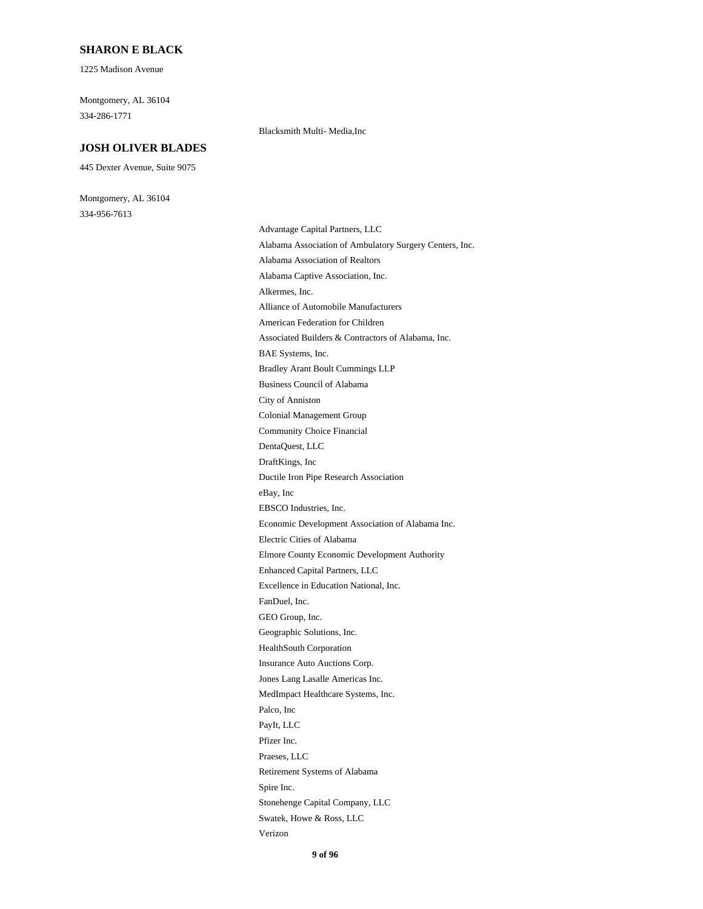### SHARON E BLACK

1225 Madison Avenue

Montgomery, AL 36104
334-286-1771

Blacksmith Multi- Media,Inc

### JOSH OLIVER BLADES

445 Dexter Avenue, Suite 9075

Montgomery, AL 36104
334-956-7613

Advantage Capital Partners, LLC
Alabama Association of Ambulatory Surgery Centers, Inc.
Alabama Association of Realtors
Alabama Captive Association, Inc.
Alkermes, Inc.
Alliance of Automobile Manufacturers
American Federation for Children
Associated Builders & Contractors of Alabama, Inc.
BAE Systems, Inc.
Bradley Arant Boult Cummings LLP
Business Council of Alabama
City of Anniston
Colonial Management Group
Community Choice Financial
DentaQuest, LLC
DraftKings, Inc
Ductile Iron Pipe Research Association
eBay, Inc
EBSCO Industries, Inc.
Economic Development Association of Alabama Inc.
Electric Cities of Alabama
Elmore County Economic Development Authority
Enhanced Capital Partners, LLC
Excellence in Education National, Inc.
FanDuel, Inc.
GEO Group, Inc.
Geographic Solutions, Inc.
HealthSouth Corporation
Insurance Auto Auctions Corp.
Jones Lang Lasalle Americas Inc.
MedImpact Healthcare Systems, Inc.
Palco, Inc
PayIt, LLC
Pfizer Inc.
Praeses, LLC
Retirement Systems of Alabama
Spire Inc.
Stonehenge Capital Company, LLC
Swatek, Howe & Ross, LLC
Verizon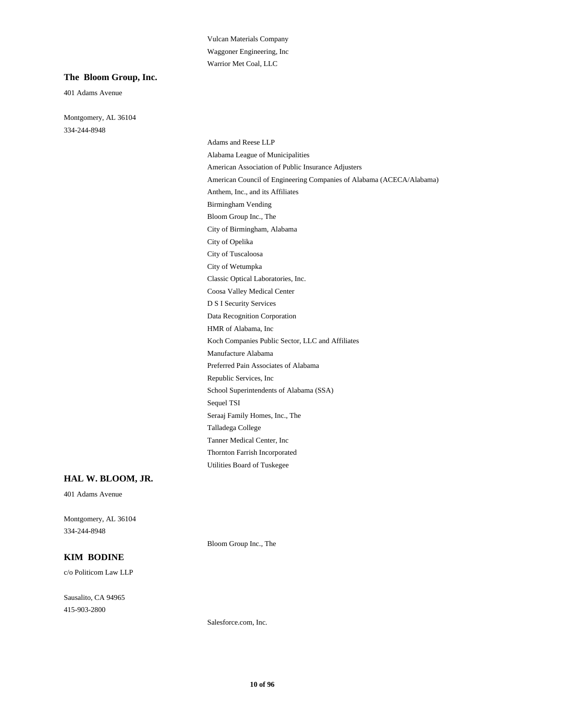Vulcan Materials Company
Waggoner Engineering, Inc
Warrior Met Coal, LLC

**The Bloom Group, Inc.**

401 Adams Avenue

Montgomery, AL 36104
334-244-8948

Adams and Reese LLP
Alabama League of Municipalities
American Association of Public Insurance Adjusters
American Council of Engineering Companies of Alabama (ACECA/Alabama)
Anthem, Inc., and its Affiliates
Birmingham Vending
Bloom Group Inc., The
City of Birmingham, Alabama
City of Opelika
City of Tuscaloosa
City of Wetumpka
Classic Optical Laboratories, Inc.
Coosa Valley Medical Center
D S I Security Services
Data Recognition Corporation
HMR of Alabama, Inc
Koch Companies Public Sector, LLC and Affiliates
Manufacture Alabama
Preferred Pain Associates of Alabama
Republic Services, Inc
School Superintendents of Alabama (SSA)
Sequel TSI
Seraaj Family Homes, Inc., The
Talladega College
Tanner Medical Center, Inc
Thornton Farrish Incorporated
Utilities Board of Tuskegee

**HAL W. BLOOM, JR.**

401 Adams Avenue

Montgomery, AL 36104
334-244-8948

Bloom Group Inc., The

**KIM BODINE**

c/o Politicom Law LLP

Sausalito, CA 94965
415-903-2800

Salesforce.com, Inc.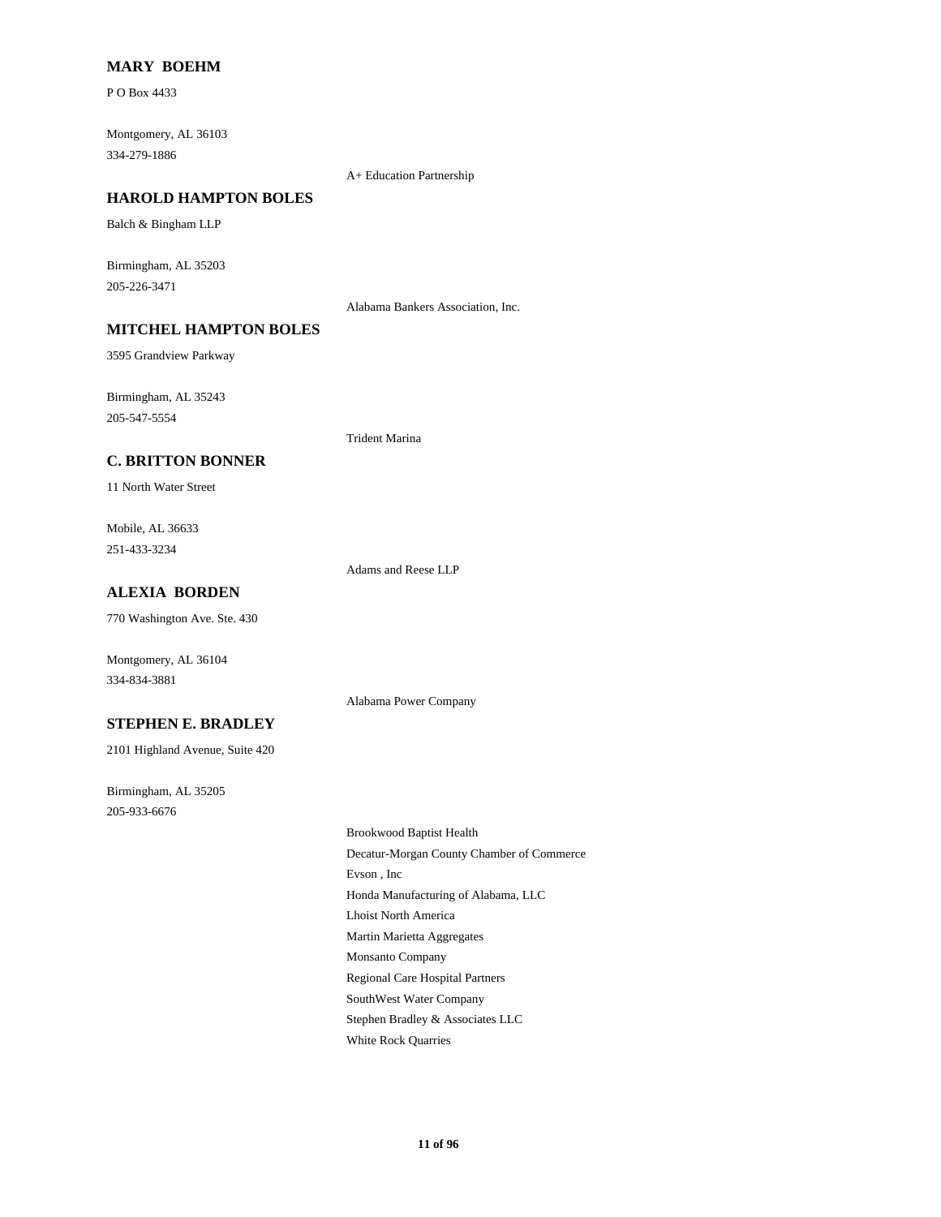**MARY BOEHM**

P O Box 4433

Montgomery, AL 36103
334-279-1886

A+ Education Partnership

**HAROLD HAMPTON BOLES**

Balch & Bingham LLP

Birmingham, AL 35203
205-226-3471

Alabama Bankers Association, Inc.

**MITCHEL HAMPTON BOLES**

3595 Grandview Parkway

Birmingham, AL 35243
205-547-5554

Trident Marina

**C. BRITTON BONNER**

11 North Water Street

Mobile, AL 36633
251-433-3234

Adams and Reese LLP

**ALEXIA BORDEN**

770 Washington Ave. Ste. 430

Montgomery, AL 36104
334-834-3881

Alabama Power Company

**STEPHEN E. BRADLEY**

2101 Highland Avenue, Suite 420

Birmingham, AL 35205
205-933-6676

Brookwood Baptist Health
Decatur-Morgan County Chamber of Commerce
Evson , Inc
Honda Manufacturing of Alabama, LLC
Lhoist North America
Martin Marietta Aggregates
Monsanto Company
Regional Care Hospital Partners
SouthWest Water Company
Stephen Bradley & Associates LLC
White Rock Quarries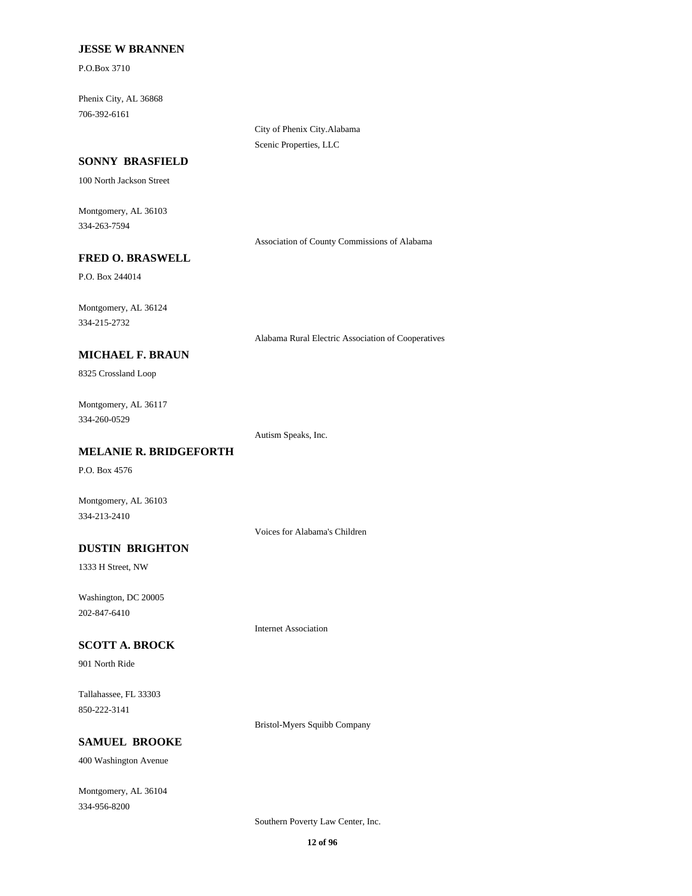**JESSE W BRANNEN**

P.O.Box 3710

Phenix City, AL 36868
706-392-6161

City of Phenix City.Alabama
Scenic Properties, LLC

**SONNY BRASFIELD**

100 North Jackson Street

Montgomery, AL 36103
334-263-7594

Association of County Commissions of Alabama

**FRED O. BRASWELL**

P.O. Box 244014

Montgomery, AL 36124
334-215-2732

Alabama Rural Electric Association of Cooperatives

**MICHAEL F. BRAUN**

8325 Crossland Loop

Montgomery, AL 36117
334-260-0529

Autism Speaks, Inc.

**MELANIE R. BRIDGEFORTH**

P.O. Box 4576

Montgomery, AL 36103
334-213-2410

Voices for Alabama's Children

**DUSTIN BRIGHTON**

1333 H Street, NW

Washington, DC 20005
202-847-6410

Internet Association

**SCOTT A. BROCK**

901 North Ride

Tallahassee, FL 33303
850-222-3141

Bristol-Myers Squibb Company

**SAMUEL BROOKE**

400 Washington Avenue

Montgomery, AL 36104
334-956-8200

Southern Poverty Law Center, Inc.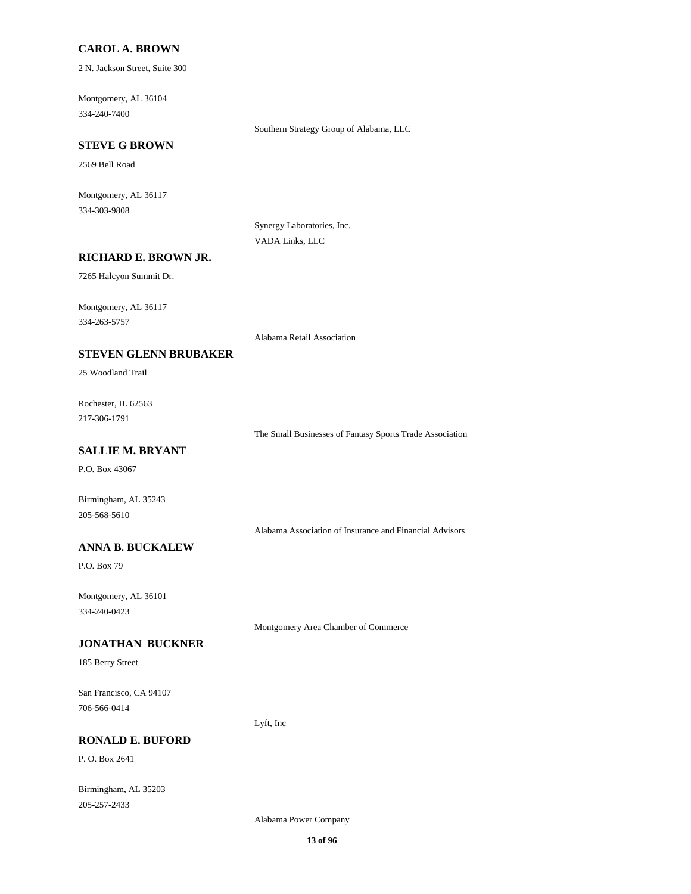**CAROL A. BROWN**

2 N. Jackson Street, Suite 300

Montgomery, AL 36104
334-240-7400

Southern Strategy Group of Alabama, LLC

**STEVE G BROWN**

2569 Bell Road

Montgomery, AL 36117
334-303-9808

Synergy Laboratories, Inc.
VADA Links, LLC

**RICHARD E. BROWN JR.**

7265 Halcyon Summit Dr.

Montgomery, AL 36117
334-263-5757

Alabama Retail Association

**STEVEN GLENN BRUBAKER**

25 Woodland Trail

Rochester, IL 62563
217-306-1791

The Small Businesses of Fantasy Sports Trade Association

**SALLIE M. BRYANT**

P.O. Box 43067

Birmingham, AL 35243
205-568-5610

Alabama Association of Insurance and Financial Advisors

**ANNA B. BUCKALEW**

P.O. Box 79

Montgomery, AL 36101
334-240-0423

Montgomery Area Chamber of Commerce

**JONATHAN BUCKNER**

185 Berry Street

San Francisco, CA 94107
706-566-0414

Lyft, Inc

**RONALD E. BUFORD**

P. O. Box 2641

Birmingham, AL 35203
205-257-2433

Alabama Power Company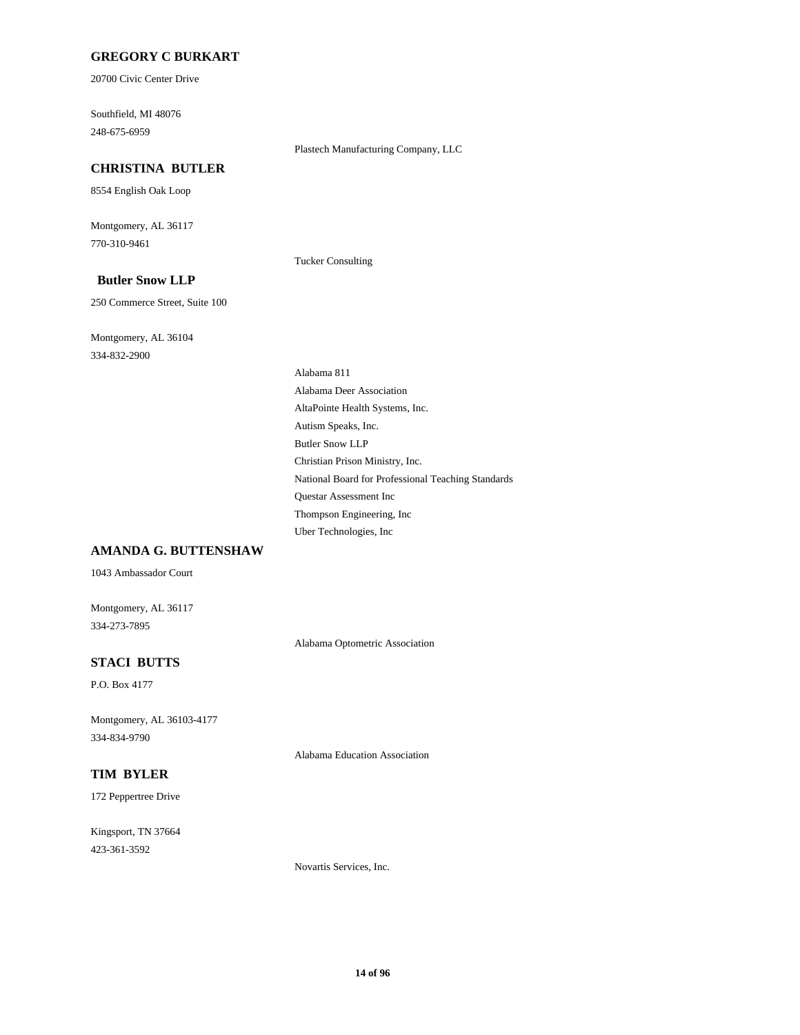**GREGORY C BURKART**

20700 Civic Center Drive

Southfield, MI 48076

248-675-6959

Plastech Manufacturing Company, LLC

**CHRISTINA BUTLER**

8554 English Oak Loop

Montgomery, AL 36117

770-310-9461

Tucker Consulting

**Butler Snow LLP**

250 Commerce Street, Suite 100

Montgomery, AL 36104

334-832-2900

Alabama 811

Alabama Deer Association

AltaPointe Health Systems, Inc.

Autism Speaks, Inc.

Butler Snow LLP

Christian Prison Ministry, Inc.

National Board for Professional Teaching Standards

Questar Assessment Inc

Thompson Engineering, Inc

Uber Technologies, Inc

**AMANDA G. BUTTENSHAW**

1043 Ambassador Court

Montgomery, AL 36117

334-273-7895

Alabama Optometric Association

**STACI BUTTS**

P.O. Box 4177

Montgomery, AL 36103-4177

334-834-9790

Alabama Education Association

**TIM BYLER**

172 Peppertree Drive

Kingsport, TN 37664

423-361-3592

Novartis Services, Inc.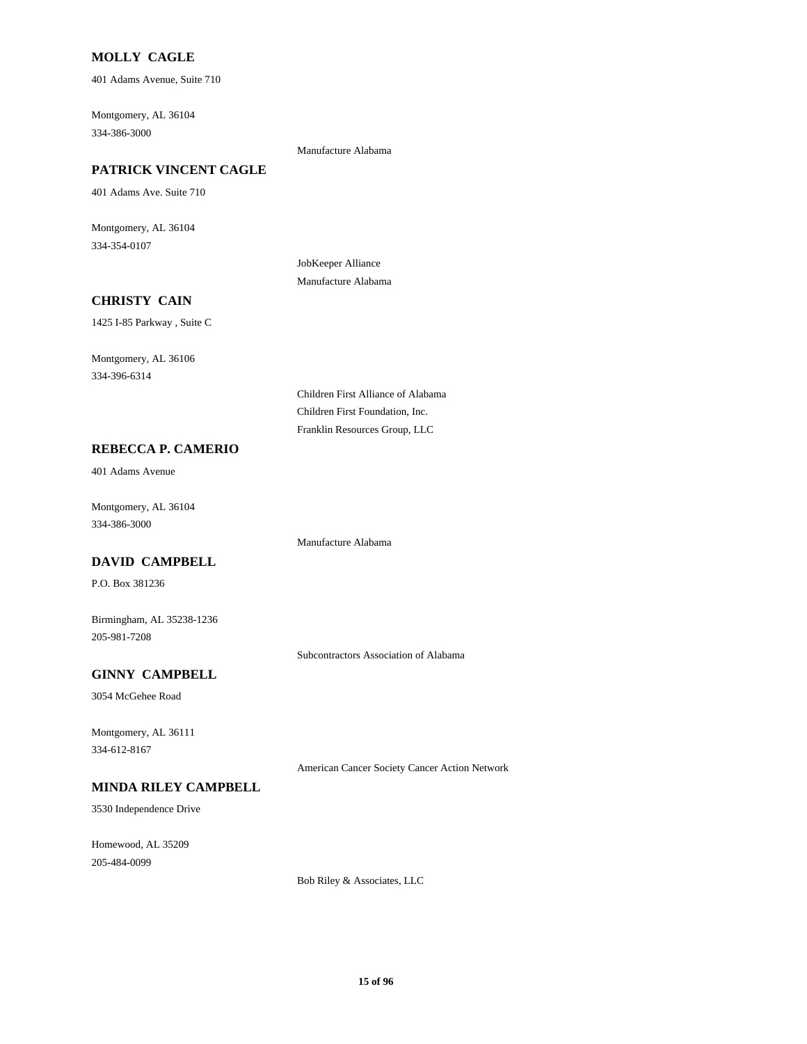**MOLLY CAGLE**

401 Adams Avenue, Suite 710

Montgomery, AL 36104
334-386-3000

Manufacture Alabama

**PATRICK VINCENT CAGLE**

401 Adams Ave. Suite 710

Montgomery, AL 36104
334-354-0107

JobKeeper Alliance
Manufacture Alabama

**CHRISTY CAIN**

1425 I-85 Parkway , Suite C

Montgomery, AL 36106
334-396-6314

Children First Alliance of Alabama
Children First Foundation, Inc.
Franklin Resources Group, LLC

**REBECCA P. CAMERIO**

401 Adams Avenue

Montgomery, AL 36104
334-386-3000

Manufacture Alabama

**DAVID CAMPBELL**

P.O. Box 381236

Birmingham, AL 35238-1236
205-981-7208

Subcontractors Association of Alabama

**GINNY CAMPBELL**

3054 McGehee Road

Montgomery, AL 36111
334-612-8167

American Cancer Society Cancer Action Network

**MINDA RILEY CAMPBELL**

3530 Independence Drive

Homewood, AL 35209
205-484-0099

Bob Riley & Associates, LLC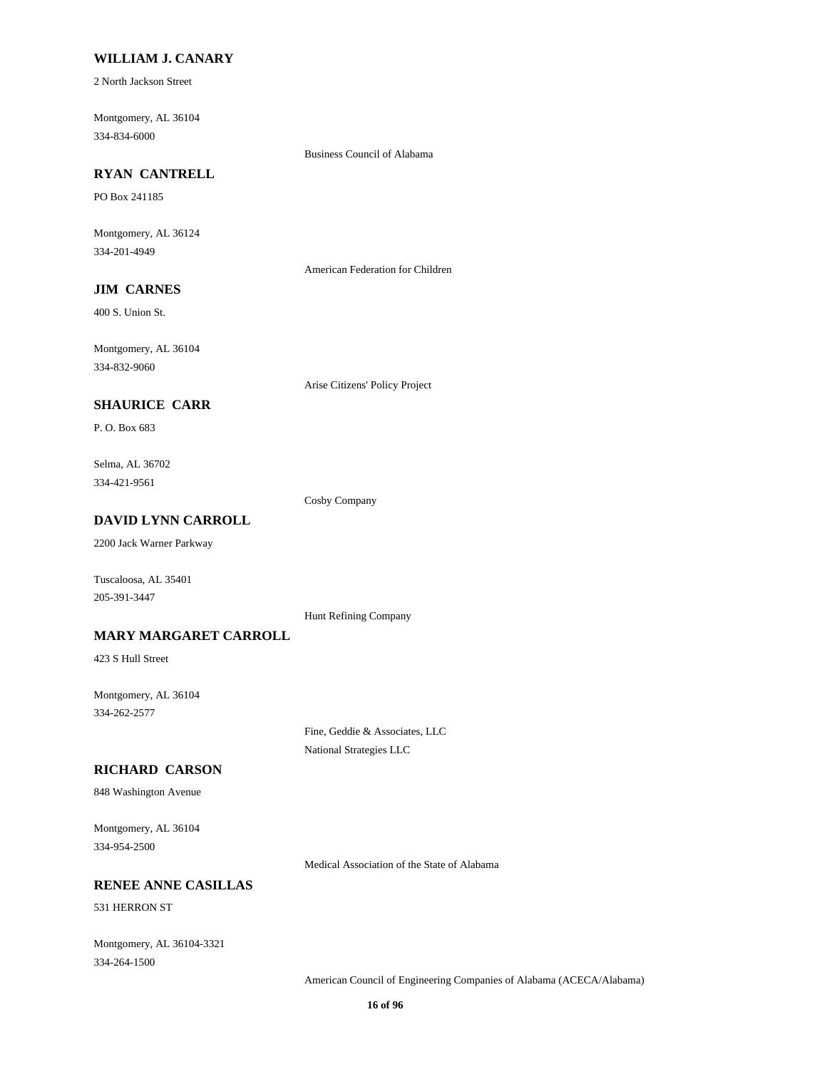**WILLIAM J. CANARY**

2 North Jackson Street

Montgomery, AL 36104
334-834-6000

Business Council of Alabama

**RYAN CANTRELL**

PO Box 241185

Montgomery, AL 36124
334-201-4949

American Federation for Children

**JIM CARNES**

400 S. Union St.

Montgomery, AL 36104
334-832-9060

Arise Citizens' Policy Project

**SHAURICE CARR**

P. O. Box 683

Selma, AL 36702
334-421-9561

Cosby Company

**DAVID LYNN CARROLL**

2200 Jack Warner Parkway

Tuscaloosa, AL 35401
205-391-3447

Hunt Refining Company

**MARY MARGARET CARROLL**

423 S Hull Street

Montgomery, AL 36104
334-262-2577

Fine, Geddie & Associates, LLC
National Strategies LLC

**RICHARD CARSON**

848 Washington Avenue

Montgomery, AL 36104
334-954-2500

Medical Association of the State of Alabama

**RENEE ANNE CASILLAS**

531 HERRON ST

Montgomery, AL 36104-3321
334-264-1500

American Council of Engineering Companies of Alabama (ACECA/Alabama)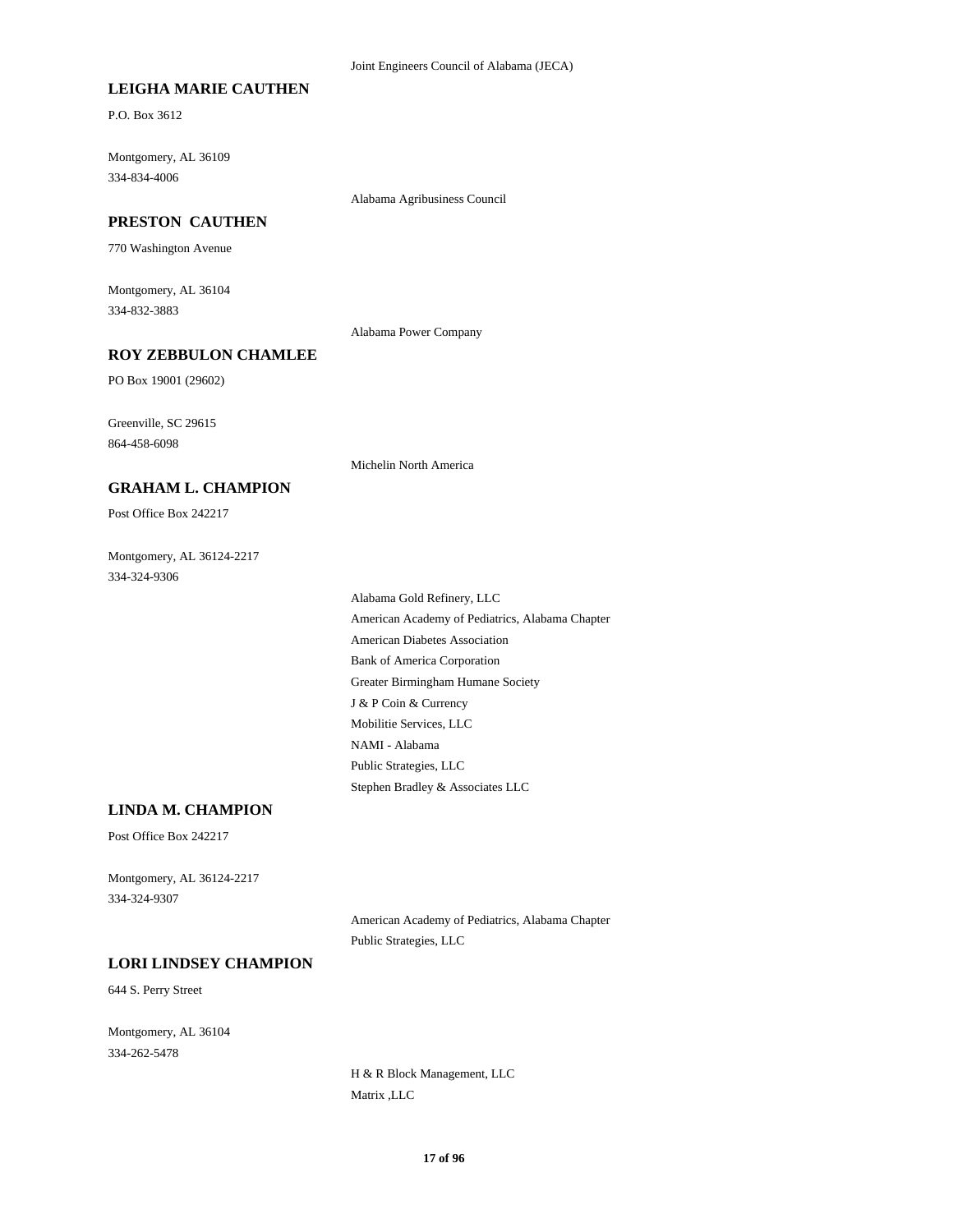Joint Engineers Council of Alabama (JECA)

**LEIGHA MARIE CAUTHEN**

P.O. Box 3612

Montgomery, AL 36109
334-834-4006

Alabama Agribusiness Council

**PRESTON CAUTHEN**

770 Washington Avenue

Montgomery, AL 36104
334-832-3883

Alabama Power Company

**ROY ZEBBULON CHAMLEE**

PO Box 19001 (29602)

Greenville, SC 29615
864-458-6098

Michelin North America

**GRAHAM L. CHAMPION**

Post Office Box 242217

Montgomery, AL 36124-2217
334-324-9306

Alabama Gold Refinery, LLC
American Academy of Pediatrics, Alabama Chapter
American Diabetes Association
Bank of America Corporation
Greater Birmingham Humane Society
J & P Coin & Currency
Mobilitie Services, LLC
NAMI - Alabama
Public Strategies, LLC
Stephen Bradley & Associates LLC

**LINDA M. CHAMPION**

Post Office Box 242217

Montgomery, AL 36124-2217
334-324-9307

American Academy of Pediatrics, Alabama Chapter
Public Strategies, LLC

**LORI LINDSEY CHAMPION**

644 S. Perry Street

Montgomery, AL 36104
334-262-5478

H & R Block Management, LLC
Matrix ,LLC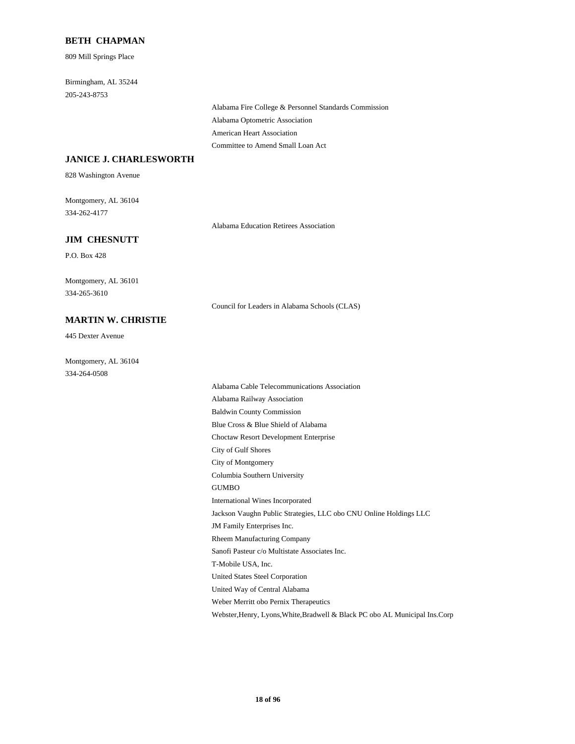### BETH CHAPMAN

809 Mill Springs Place

Birmingham, AL 35244
205-243-8753

- Alabama Fire College & Personnel Standards Commission
- Alabama Optometric Association
- American Heart Association
- Committee to Amend Small Loan Act

### JANICE J. CHARLESWORTH

828 Washington Avenue

Montgomery, AL 36104
334-262-4177

- Alabama Education Retirees Association

### JIM CHESNUTT

P.O. Box 428

Montgomery, AL 36101
334-265-3610

- Council for Leaders in Alabama Schools (CLAS)

### MARTIN W. CHRISTIE

445 Dexter Avenue

Montgomery, AL 36104
334-264-0508

- Alabama Cable Telecommunications Association
- Alabama Railway Association
- Baldwin County Commission
- Blue Cross & Blue Shield of Alabama
- Choctaw Resort Development Enterprise
- City of Gulf Shores
- City of Montgomery
- Columbia Southern University
- GUMBO
- International Wines Incorporated
- Jackson Vaughn Public Strategies, LLC obo CNU Online Holdings LLC
- JM Family Enterprises Inc.
- Rheem Manufacturing Company
- Sanofi Pasteur c/o Multistate Associates Inc.
- T-Mobile USA, Inc.
- United States Steel Corporation
- United Way of Central Alabama
- Weber Merritt obo Pernix Therapeutics
- Webster,Henry, Lyons,White,Bradwell & Black PC obo AL Municipal Ins.Corp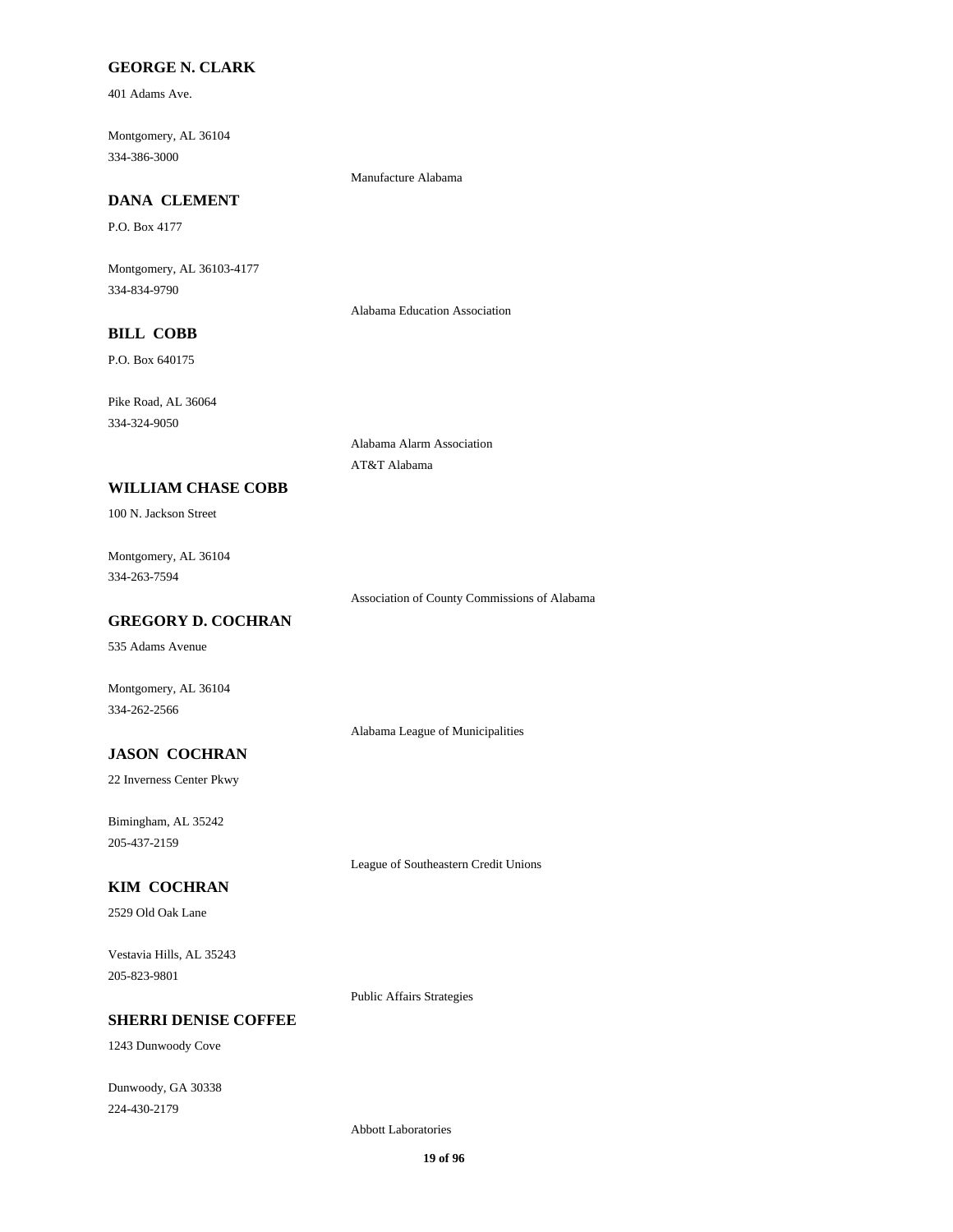**GEORGE N. CLARK**

401 Adams Ave.

Montgomery, AL 36104
334-386-3000

Manufacture Alabama

**DANA CLEMENT**

P.O. Box 4177

Montgomery, AL 36103-4177
334-834-9790

Alabama Education Association

**BILL COBB**

P.O. Box 640175

Pike Road, AL 36064
334-324-9050

Alabama Alarm Association
AT&T Alabama

**WILLIAM CHASE COBB**

100 N. Jackson Street

Montgomery, AL 36104
334-263-7594

Association of County Commissions of Alabama

**GREGORY D. COCHRAN**

535 Adams Avenue

Montgomery, AL 36104
334-262-2566

Alabama League of Municipalities

**JASON COCHRAN**

22 Inverness Center Pkwy

Bimingham, AL 35242
205-437-2159

League of Southeastern Credit Unions

**KIM COCHRAN**

2529 Old Oak Lane

Vestavia Hills, AL 35243
205-823-9801

Public Affairs Strategies

**SHERRI DENISE COFFEE**

1243 Dunwoody Cove

Dunwoody, GA 30338
224-430-2179

Abbott Laboratories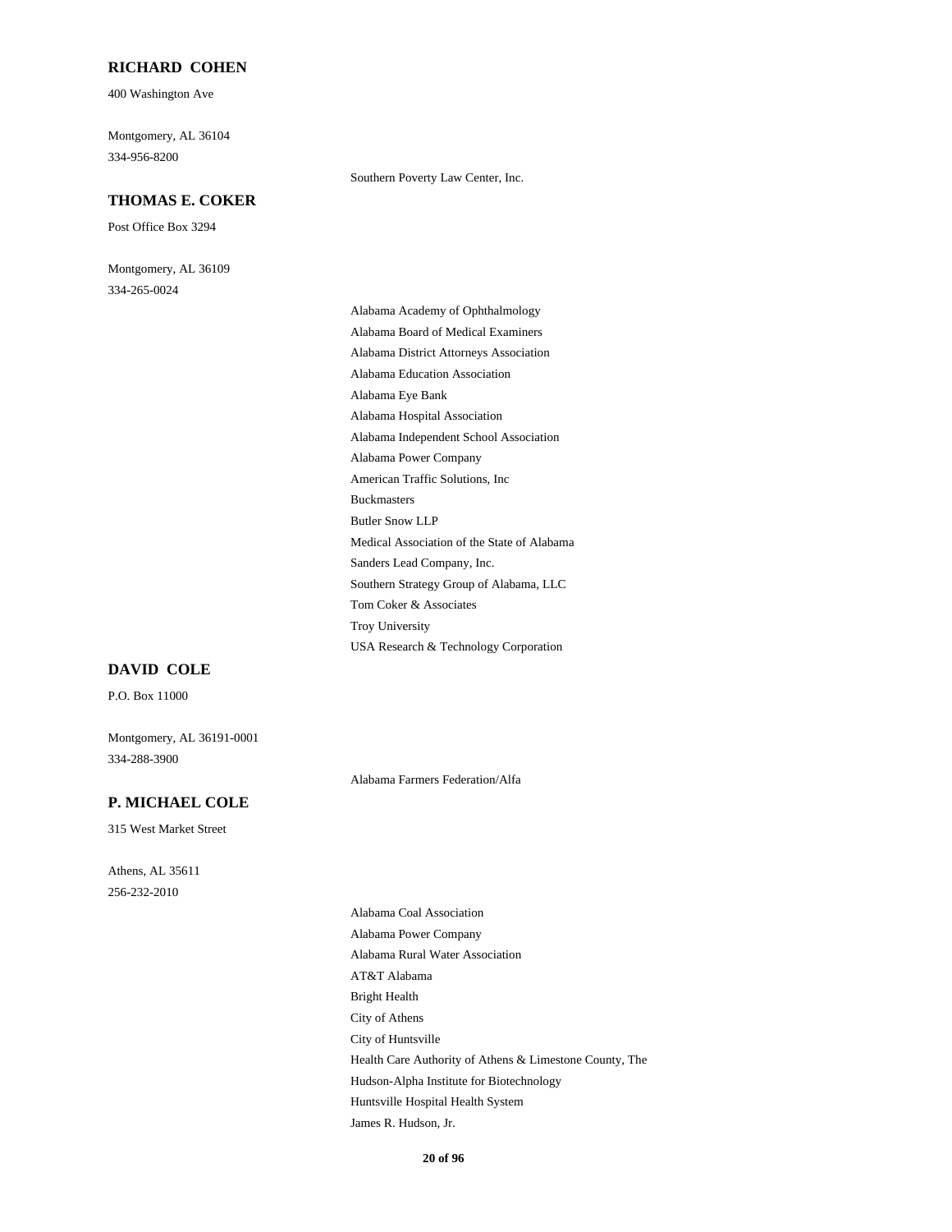## RICHARD COHEN

400 Washington Ave

Montgomery, AL 36104
334-956-8200

- Southern Poverty Law Center, Inc.

## THOMAS E. COKER

Post Office Box 3294

Montgomery, AL 36109
334-265-0024

- Alabama Academy of Ophthalmology
- Alabama Board of Medical Examiners
- Alabama District Attorneys Association
- Alabama Education Association
- Alabama Eye Bank
- Alabama Hospital Association
- Alabama Independent School Association
- Alabama Power Company
- American Traffic Solutions, Inc
- Buckmasters
- Butler Snow LLP
- Medical Association of the State of Alabama
- Sanders Lead Company, Inc.
- Southern Strategy Group of Alabama, LLC
- Tom Coker & Associates
- Troy University
- USA Research & Technology Corporation

## DAVID COLE

P.O. Box 11000

Montgomery, AL 36191-0001
334-288-3900

- Alabama Farmers Federation/Alfa

## P. MICHAEL COLE

315 West Market Street

Athens, AL 35611
256-232-2010

- Alabama Coal Association
- Alabama Power Company
- Alabama Rural Water Association
- AT&T Alabama
- Bright Health
- City of Athens
- City of Huntsville
- Health Care Authority of Athens & Limestone County, The
- Hudson-Alpha Institute for Biotechnology
- Huntsville Hospital Health System
- James R. Hudson, Jr.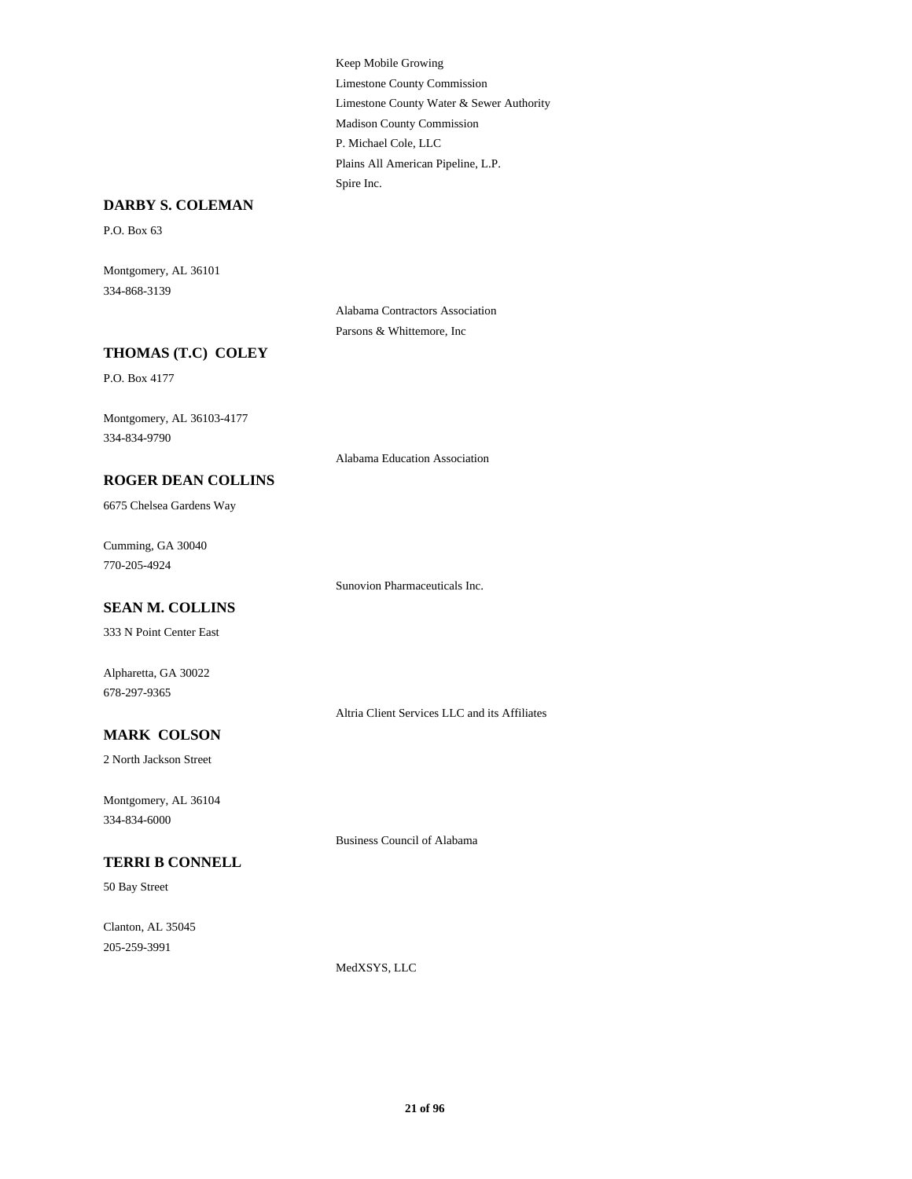Keep Mobile Growing
Limestone County Commission
Limestone County Water & Sewer Authority
Madison County Commission
P. Michael Cole, LLC
Plains All American Pipeline, L.P.
Spire Inc.

**DARBY S. COLEMAN**

P.O. Box 63

Montgomery, AL 36101
334-868-3139

Alabama Contractors Association
Parsons & Whittemore, Inc

**THOMAS (T.C) COLEY**

P.O. Box 4177

Montgomery, AL 36103-4177
334-834-9790

Alabama Education Association

**ROGER DEAN COLLINS**

6675 Chelsea Gardens Way

Cumming, GA 30040
770-205-4924

Sunovion Pharmaceuticals Inc.

**SEAN M. COLLINS**

333 N Point Center East

Alpharetta, GA 30022
678-297-9365

Altria Client Services LLC and its Affiliates

**MARK COLSON**

2 North Jackson Street

Montgomery, AL 36104
334-834-6000

Business Council of Alabama

**TERRI B CONNELL**

50 Bay Street

Clanton, AL 35045
205-259-3991

MedXSYS, LLC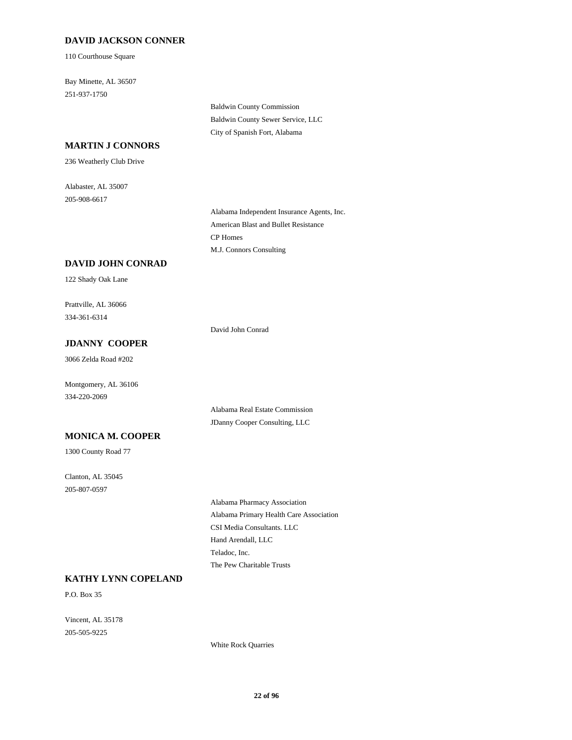**DAVID JACKSON CONNER**

110 Courthouse Square

Bay Minette, AL 36507
251-937-1750

Baldwin County Commission
Baldwin County Sewer Service, LLC
City of Spanish Fort, Alabama

**MARTIN J CONNORS**

236 Weatherly Club Drive

Alabaster, AL 35007
205-908-6617

Alabama Independent Insurance Agents, Inc.
American Blast and Bullet Resistance
CP Homes
M.J. Connors Consulting

**DAVID JOHN CONRAD**

122 Shady Oak Lane

Prattville, AL 36066
334-361-6314

David John Conrad

**JDANNY COOPER**

3066 Zelda Road #202

Montgomery, AL 36106
334-220-2069

Alabama Real Estate Commission
JDanny Cooper Consulting, LLC

**MONICA M. COOPER**

1300 County Road 77

Clanton, AL 35045
205-807-0597

Alabama Pharmacy Association
Alabama Primary Health Care Association
CSI Media Consultants. LLC
Hand Arendall, LLC
Teladoc, Inc.
The Pew Charitable Trusts

**KATHY LYNN COPELAND**

P.O. Box 35

Vincent, AL 35178
205-505-9225

White Rock Quarries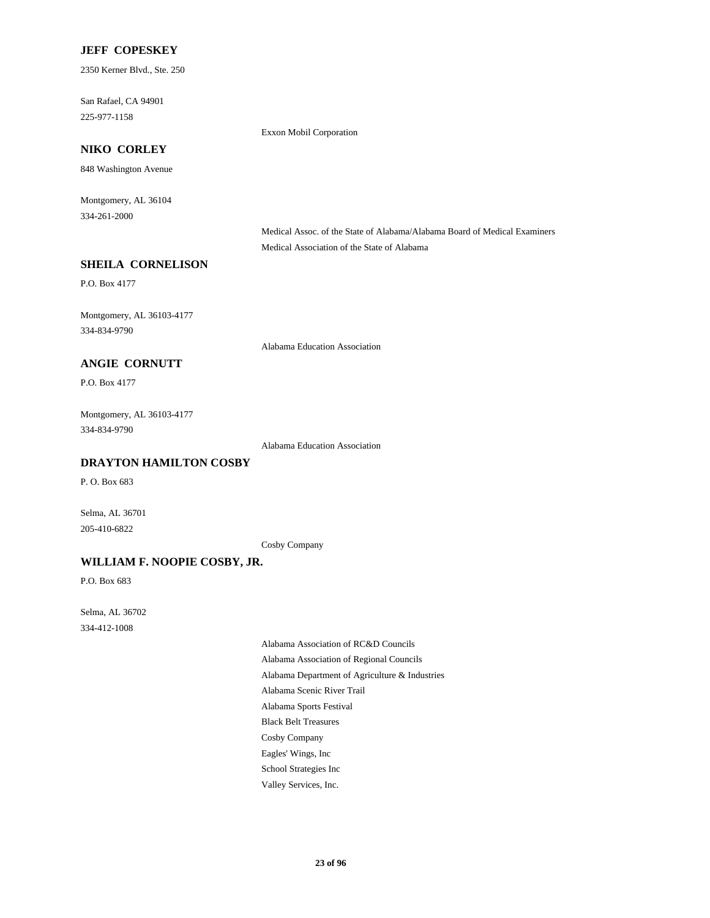**JEFF COPESKEY**

2350 Kerner Blvd., Ste. 250

San Rafael, CA 94901

225-977-1158

Exxon Mobil Corporation

**NIKO CORLEY**

848 Washington Avenue

Montgomery, AL 36104

334-261-2000

Medical Assoc. of the State of Alabama/Alabama Board of Medical Examiners

Medical Association of the State of Alabama

**SHEILA CORNELISON**

P.O. Box 4177

Montgomery, AL 36103-4177

334-834-9790

Alabama Education Association

**ANGIE CORNUTT**

P.O. Box 4177

Montgomery, AL 36103-4177

334-834-9790

Alabama Education Association

**DRAYTON HAMILTON COSBY**

P. O. Box 683

Selma, AL 36701

205-410-6822

Cosby Company

**WILLIAM F. NOOPIE COSBY, JR.**

P.O. Box 683

Selma, AL 36702

334-412-1008

Alabama Association of RC&D Councils

Alabama Association of Regional Councils

Alabama Department of Agriculture & Industries

Alabama Scenic River Trail

Alabama Sports Festival

Black Belt Treasures

Cosby Company

Eagles' Wings, Inc

School Strategies Inc

Valley Services, Inc.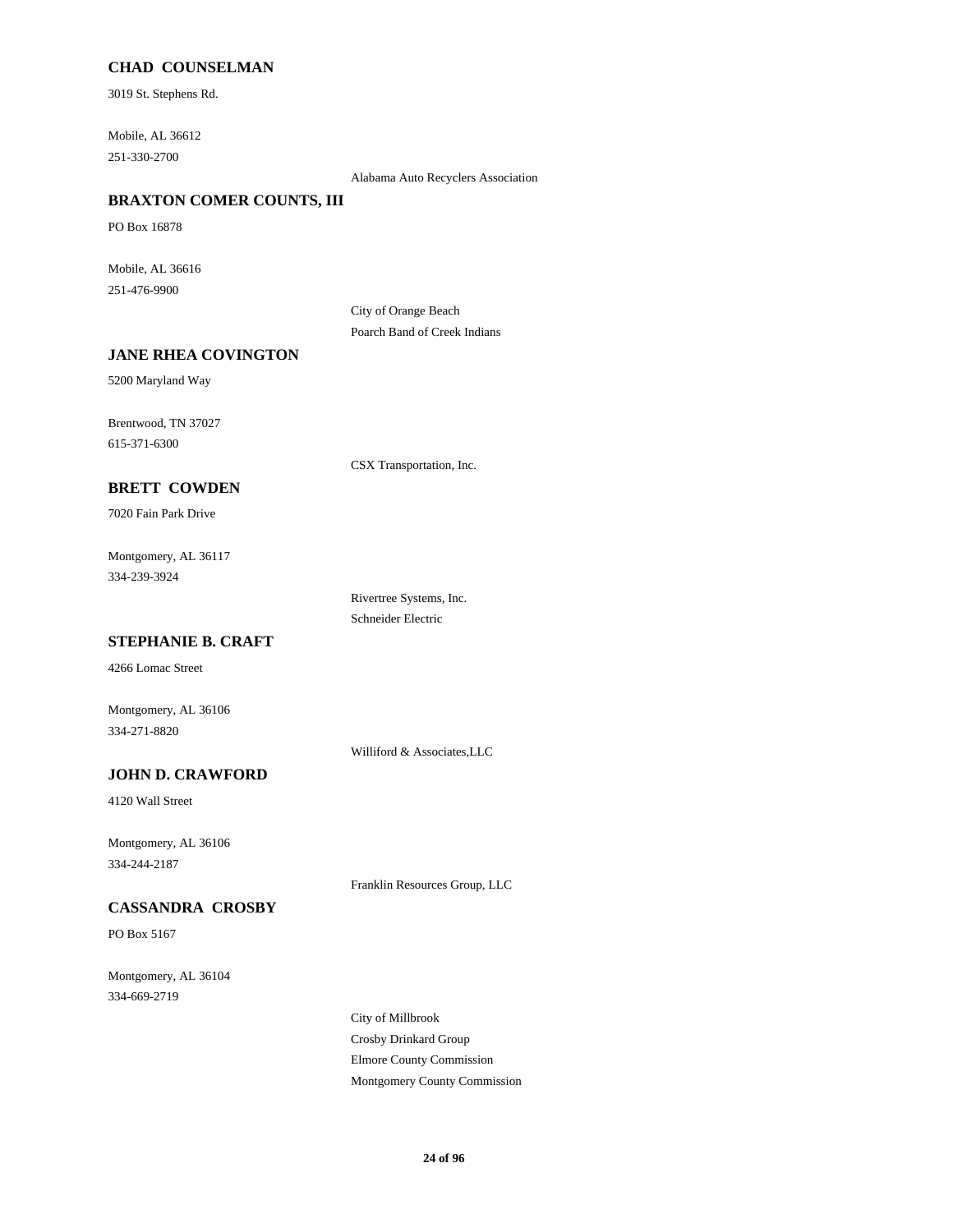**CHAD COUNSELMAN**

3019 St. Stephens Rd.

Mobile, AL 36612

251-330-2700

Alabama Auto Recyclers Association

**BRAXTON COMER COUNTS, III**

PO Box 16878

Mobile, AL 36616

251-476-9900

City of Orange Beach

Poarch Band of Creek Indians

**JANE RHEA COVINGTON**

5200 Maryland Way

Brentwood, TN 37027

615-371-6300

CSX Transportation, Inc.

**BRETT COWDEN**

7020 Fain Park Drive

Montgomery, AL 36117

334-239-3924

Rivertree Systems, Inc.

Schneider Electric

**STEPHANIE B. CRAFT**

4266 Lomac Street

Montgomery, AL 36106

334-271-8820

Williford & Associates,LLC

**JOHN D. CRAWFORD**

4120 Wall Street

Montgomery, AL 36106

334-244-2187

Franklin Resources Group, LLC

**CASSANDRA CROSBY**

PO Box 5167

Montgomery, AL 36104

334-669-2719

City of Millbrook

Crosby Drinkard Group

Elmore County Commission

Montgomery County Commission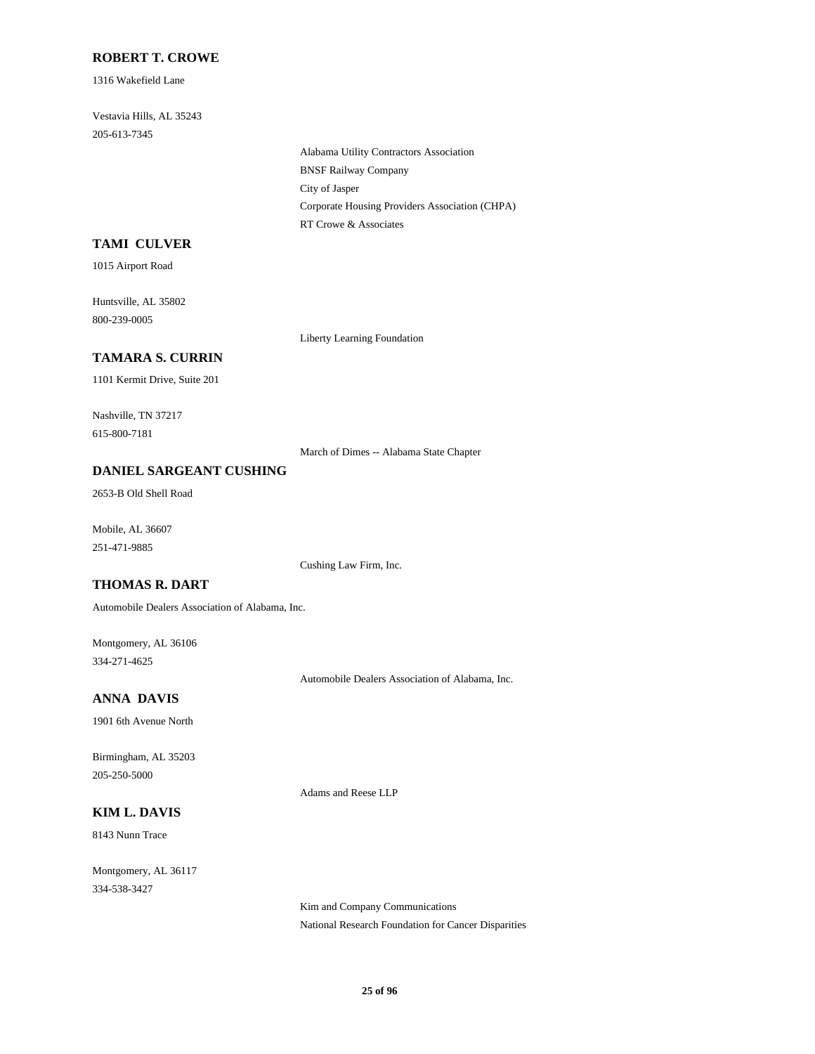### ROBERT T. CROWE

1316 Wakefield Lane

Vestavia Hills, AL 35243
205-613-7345

- Alabama Utility Contractors Association
- BNSF Railway Company
- City of Jasper
- Corporate Housing Providers Association (CHPA)
- RT Crowe & Associates

### TAMI CULVER

1015 Airport Road

Huntsville, AL 35802
800-239-0005

- Liberty Learning Foundation

### TAMARA S. CURRIN

1101 Kermit Drive, Suite 201

Nashville, TN 37217
615-800-7181

- March of Dimes -- Alabama State Chapter

### DANIEL SARGEANT CUSHING

2653-B Old Shell Road

Mobile, AL 36607
251-471-9885

- Cushing Law Firm, Inc.

### THOMAS R. DART

Automobile Dealers Association of Alabama, Inc.

Montgomery, AL 36106
334-271-4625

- Automobile Dealers Association of Alabama, Inc.

### ANNA DAVIS

1901 6th Avenue North

Birmingham, AL 35203
205-250-5000

- Adams and Reese LLP

### KIM L. DAVIS

8143 Nunn Trace

Montgomery, AL 36117
334-538-3427

- Kim and Company Communications
- National Research Foundation for Cancer Disparities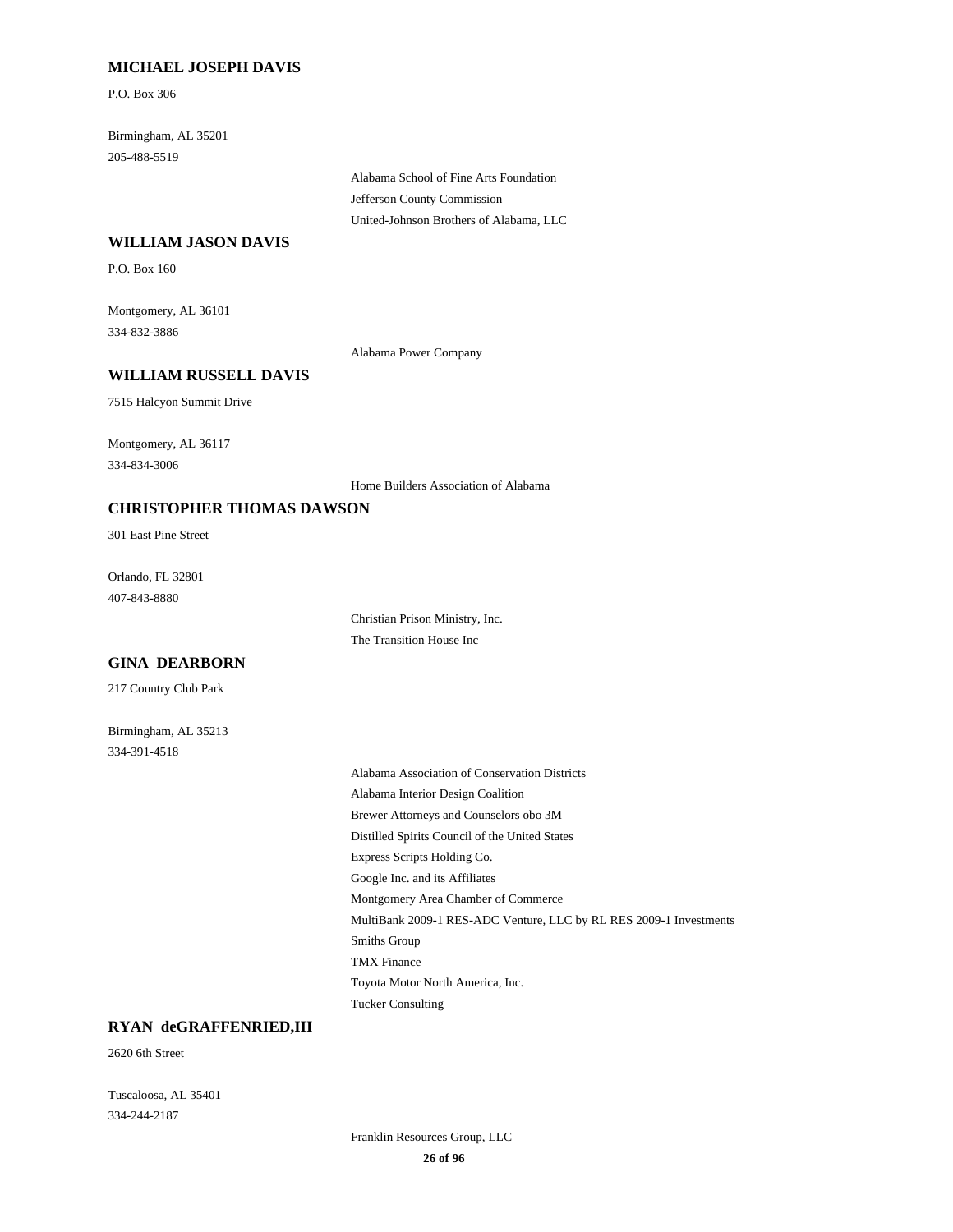**MICHAEL JOSEPH DAVIS**

P.O. Box 306

Birmingham, AL 35201
205-488-5519

- Alabama School of Fine Arts Foundation
- Jefferson County Commission
- United-Johnson Brothers of Alabama, LLC

**WILLIAM JASON DAVIS**

P.O. Box 160

Montgomery, AL 36101
334-832-3886

- Alabama Power Company

**WILLIAM RUSSELL DAVIS**

7515 Halcyon Summit Drive

Montgomery, AL 36117
334-834-3006

- Home Builders Association of Alabama

**CHRISTOPHER THOMAS DAWSON**

301 East Pine Street

Orlando, FL 32801
407-843-8880

- Christian Prison Ministry, Inc.
- The Transition House Inc

**GINA DEARBORN**

217 Country Club Park

Birmingham, AL 35213
334-391-4518

- Alabama Association of Conservation Districts
- Alabama Interior Design Coalition
- Brewer Attorneys and Counselors obo 3M
- Distilled Spirits Council of the United States
- Express Scripts Holding Co.
- Google Inc. and its Affiliates
- Montgomery Area Chamber of Commerce
- MultiBank 2009-1 RES-ADC Venture, LLC by RL RES 2009-1 Investments
- Smiths Group
- TMX Finance
- Toyota Motor North America, Inc.
- Tucker Consulting

**RYAN deGRAFFENRIED,III**

2620 6th Street

Tuscaloosa, AL 35401
334-244-2187

- Franklin Resources Group, LLC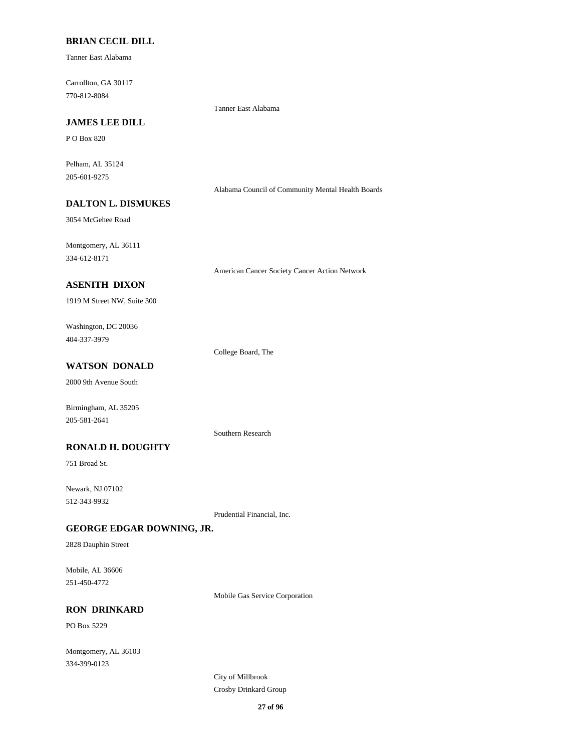**BRIAN CECIL DILL**

Tanner East Alabama

Carrollton, GA 30117
770-812-8084

Tanner East Alabama

**JAMES LEE DILL**

P O Box 820

Pelham, AL 35124
205-601-9275

Alabama Council of Community Mental Health Boards

**DALTON L. DISMUKES**

3054 McGehee Road

Montgomery, AL 36111
334-612-8171

American Cancer Society Cancer Action Network

**ASENITH DIXON**

1919 M Street NW, Suite 300

Washington, DC 20036
404-337-3979

College Board, The

**WATSON DONALD**

2000 9th Avenue South

Birmingham, AL 35205
205-581-2641

Southern Research

**RONALD H. DOUGHTY**

751 Broad St.

Newark, NJ 07102
512-343-9932

Prudential Financial, Inc.

**GEORGE EDGAR DOWNING, JR.**

2828 Dauphin Street

Mobile, AL 36606
251-450-4772

Mobile Gas Service Corporation

**RON DRINKARD**

PO Box 5229

Montgomery, AL 36103
334-399-0123

City of Millbrook
Crosby Drinkard Group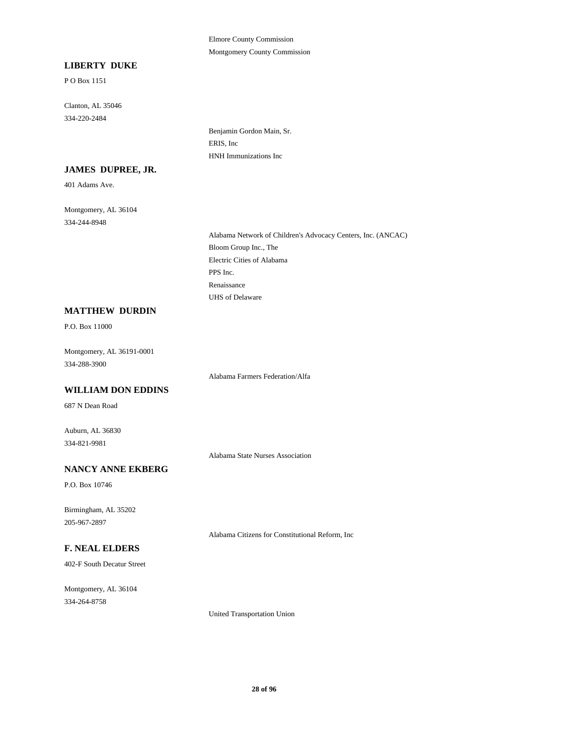Elmore County Commission

Montgomery County Commission

**LIBERTY DUKE**

P O Box 1151

Clanton, AL 35046

334-220-2484

Benjamin Gordon Main, Sr.

ERIS, Inc

HNH Immunizations Inc

**JAMES DUPREE, JR.**

401 Adams Ave.

Montgomery, AL 36104

334-244-8948

Alabama Network of Children's Advocacy Centers, Inc. (ANCAC)

Bloom Group Inc., The

Electric Cities of Alabama

PPS Inc.

Renaissance

UHS of Delaware

**MATTHEW DURDIN**

P.O. Box 11000

Montgomery, AL 36191-0001

334-288-3900

Alabama Farmers Federation/Alfa

**WILLIAM DON EDDINS**

687 N Dean Road

Auburn, AL 36830

334-821-9981

Alabama State Nurses Association

**NANCY ANNE EKBERG**

P.O. Box 10746

Birmingham, AL 35202

205-967-2897

Alabama Citizens for Constitutional Reform, Inc

**F. NEAL ELDERS**

402-F South Decatur Street

Montgomery, AL 36104

334-264-8758

United Transportation Union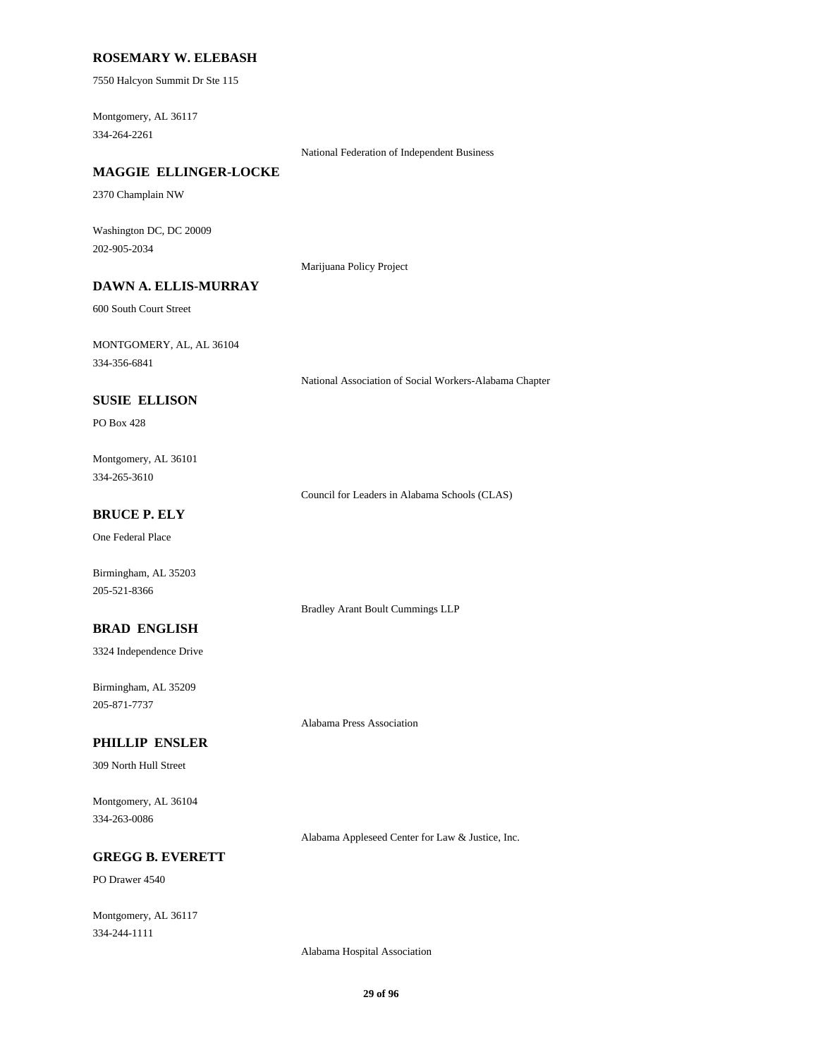**ROSEMARY W. ELEBASH**

7550 Halcyon Summit Dr Ste 115

Montgomery, AL 36117
334-264-2261

National Federation of Independent Business

**MAGGIE ELLINGER-LOCKE**

2370 Champlain NW

Washington DC, DC 20009
202-905-2034

Marijuana Policy Project

**DAWN A. ELLIS-MURRAY**

600 South Court Street

MONTGOMERY, AL, AL 36104
334-356-6841

National Association of Social Workers-Alabama Chapter

**SUSIE ELLISON**

PO Box 428

Montgomery, AL 36101
334-265-3610

Council for Leaders in Alabama Schools (CLAS)

**BRUCE P. ELY**

One Federal Place

Birmingham, AL 35203
205-521-8366

Bradley Arant Boult Cummings LLP

**BRAD ENGLISH**

3324 Independence Drive

Birmingham, AL 35209
205-871-7737

Alabama Press Association

**PHILLIP ENSLER**

309 North Hull Street

Montgomery, AL 36104
334-263-0086

Alabama Appleseed Center for Law & Justice, Inc.

**GREGG B. EVERETT**

PO Drawer 4540

Montgomery, AL 36117
334-244-1111

Alabama Hospital Association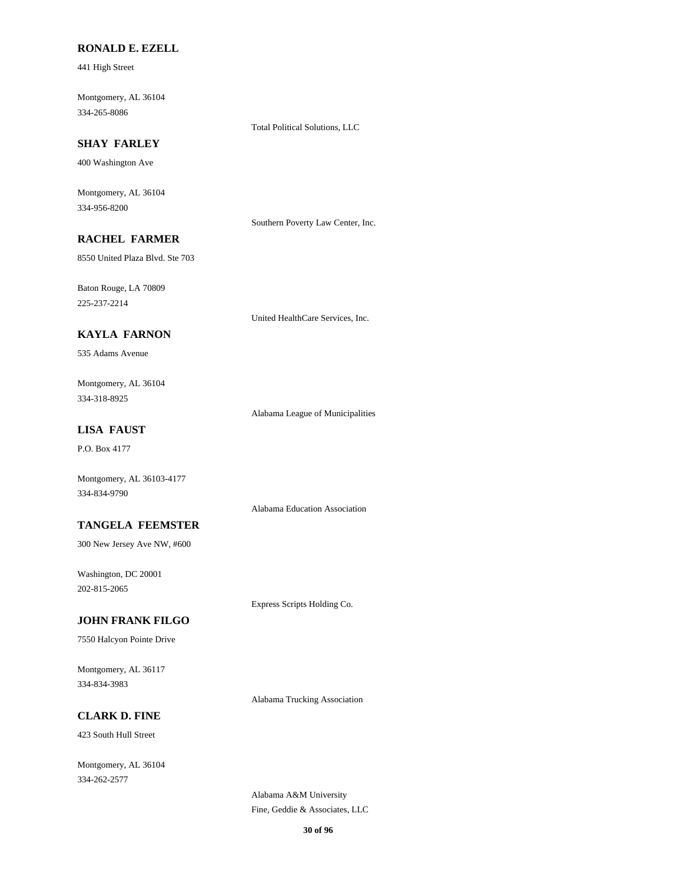**RONALD E. EZELL**

441 High Street

Montgomery, AL 36104
334-265-8086

Total Political Solutions, LLC

**SHAY FARLEY**

400 Washington Ave

Montgomery, AL 36104
334-956-8200

Southern Poverty Law Center, Inc.

**RACHEL FARMER**

8550 United Plaza Blvd. Ste 703

Baton Rouge, LA 70809
225-237-2214

United HealthCare Services, Inc.

**KAYLA FARNON**

535 Adams Avenue

Montgomery, AL 36104
334-318-8925

Alabama League of Municipalities

**LISA FAUST**

P.O. Box 4177

Montgomery, AL 36103-4177
334-834-9790

Alabama Education Association

**TANGELA FEEMSTER**

300 New Jersey Ave NW, #600

Washington, DC 20001
202-815-2065

Express Scripts Holding Co.

**JOHN FRANK FILGO**

7550 Halcyon Pointe Drive

Montgomery, AL 36117
334-834-3983

Alabama Trucking Association

**CLARK D. FINE**

423 South Hull Street

Montgomery, AL 36104
334-262-2577

Alabama A&M University
Fine, Geddie & Associates, LLC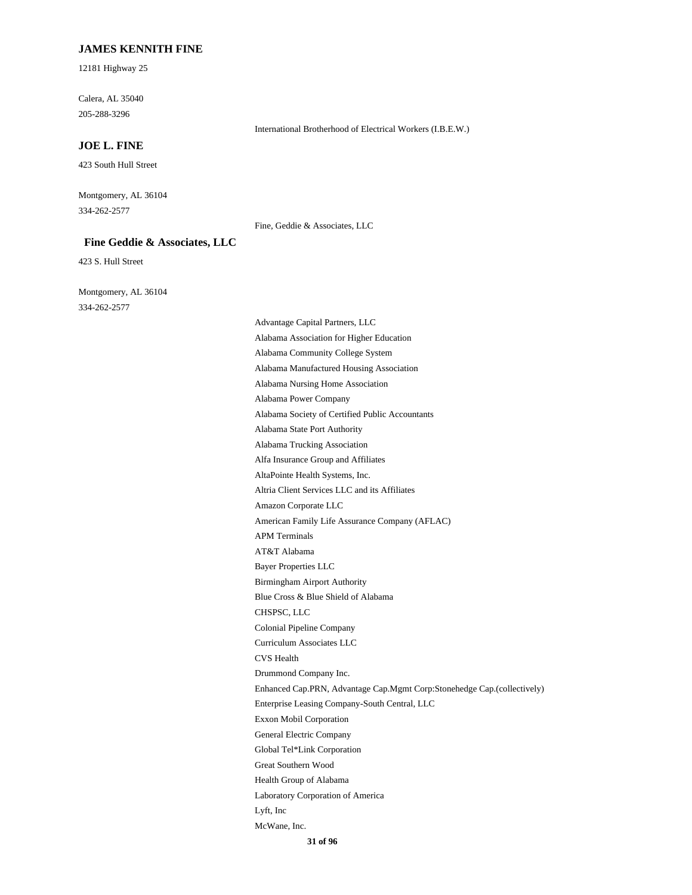**JAMES KENNITH FINE**

12181 Highway 25

Calera, AL 35040

205-288-3296

International Brotherhood of Electrical Workers (I.B.E.W.)

**JOE L. FINE**

423 South Hull Street

Montgomery, AL 36104

334-262-2577

Fine, Geddie & Associates, LLC

**Fine Geddie & Associates, LLC**

423 S. Hull Street

Montgomery, AL 36104

334-262-2577

Advantage Capital Partners, LLC
Alabama Association for Higher Education
Alabama Community College System
Alabama Manufactured Housing Association
Alabama Nursing Home Association
Alabama Power Company
Alabama Society of Certified Public Accountants
Alabama State Port Authority
Alabama Trucking Association
Alfa Insurance Group and Affiliates
AltaPointe Health Systems, Inc.
Altria Client Services LLC and its Affiliates
Amazon Corporate LLC
American Family Life Assurance Company (AFLAC)
APM Terminals
AT&T Alabama
Bayer Properties LLC
Birmingham Airport Authority
Blue Cross & Blue Shield of Alabama
CHSPSC, LLC
Colonial Pipeline Company
Curriculum Associates LLC
CVS Health
Drummond Company Inc.
Enhanced Cap.PRN, Advantage Cap.Mgmt Corp:Stonehedge Cap.(collectively)
Enterprise Leasing Company-South Central, LLC
Exxon Mobil Corporation
General Electric Company
Global Tel*Link Corporation
Great Southern Wood
Health Group of Alabama
Laboratory Corporation of America
Lyft, Inc
McWane, Inc.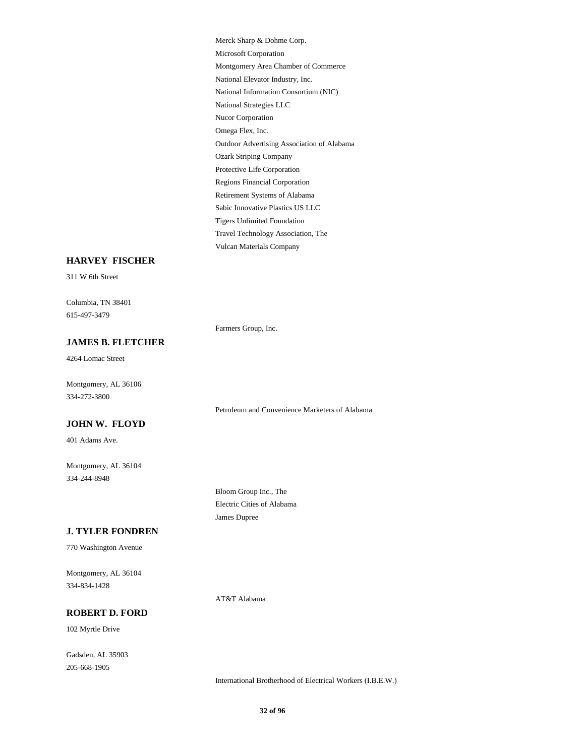Merck Sharp & Dohme Corp.
Microsoft Corporation
Montgomery Area Chamber of Commerce
National Elevator Industry, Inc.
National Information Consortium (NIC)
National Strategies LLC
Nucor Corporation
Omega Flex, Inc.
Outdoor Advertising Association of Alabama
Ozark Striping Company
Protective Life Corporation
Regions Financial Corporation
Retirement Systems of Alabama
Sabic Innovative Plastics US LLC
Tigers Unlimited Foundation
Travel Technology Association, The
Vulcan Materials Company

**HARVEY FISCHER**

311 W 6th Street

Columbia, TN 38401
615-497-3479

Farmers Group, Inc.

**JAMES B. FLETCHER**

4264 Lomac Street

Montgomery, AL 36106
334-272-3800

Petroleum and Convenience Marketers of Alabama

**JOHN W. FLOYD**

401 Adams Ave.

Montgomery, AL 36104
334-244-8948

Bloom Group Inc., The
Electric Cities of Alabama
James Dupree

**J. TYLER FONDREN**

770 Washington Avenue

Montgomery, AL 36104
334-834-1428

AT&T Alabama

**ROBERT D. FORD**

102 Myrtle Drive

Gadsden, AL 35903
205-668-1905

International Brotherhood of Electrical Workers (I.B.E.W.)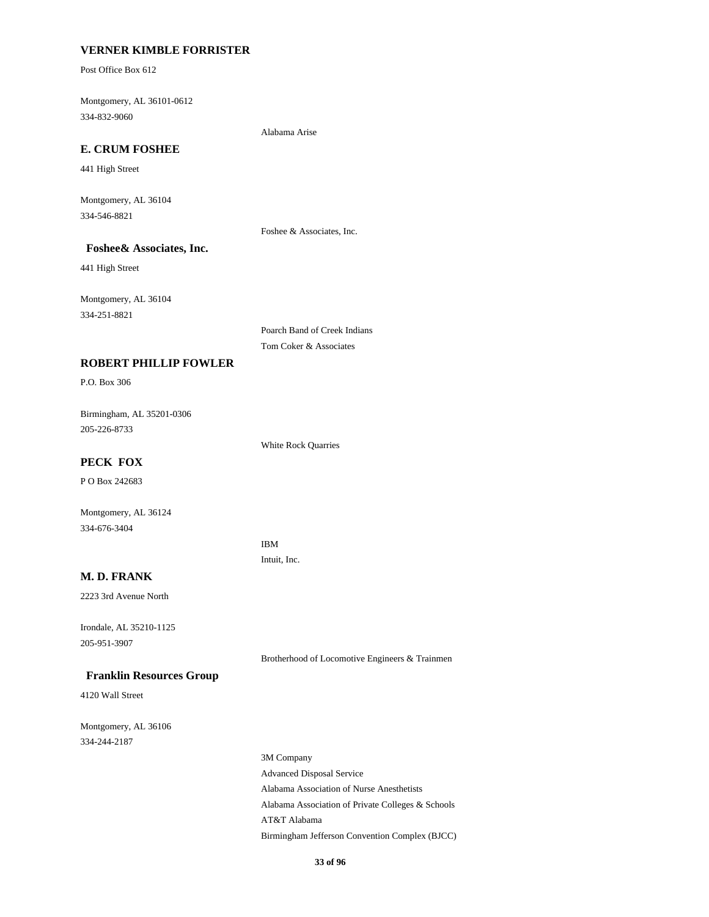**VERNER KIMBLE FORRISTER**

Post Office Box 612

Montgomery, AL 36101-0612
334-832-9060

Alabama Arise

**E. CRUM FOSHEE**

441 High Street

Montgomery, AL 36104
334-546-8821

Foshee & Associates, Inc.

**Foshee& Associates, Inc.**

441 High Street

Montgomery, AL 36104
334-251-8821

Poarch Band of Creek Indians
Tom Coker & Associates

**ROBERT PHILLIP FOWLER**

P.O. Box 306

Birmingham, AL 35201-0306
205-226-8733

White Rock Quarries

**PECK FOX**

P O Box 242683

Montgomery, AL 36124
334-676-3404

IBM
Intuit, Inc.

**M. D. FRANK**

2223 3rd Avenue North

Irondale, AL 35210-1125
205-951-3907

Brotherhood of Locomotive Engineers & Trainmen

**Franklin Resources Group**

4120 Wall Street

Montgomery, AL 36106
334-244-2187

3M Company
Advanced Disposal Service
Alabama Association of Nurse Anesthetists
Alabama Association of Private Colleges & Schools
AT&T Alabama
Birmingham Jefferson Convention Complex (BJCC)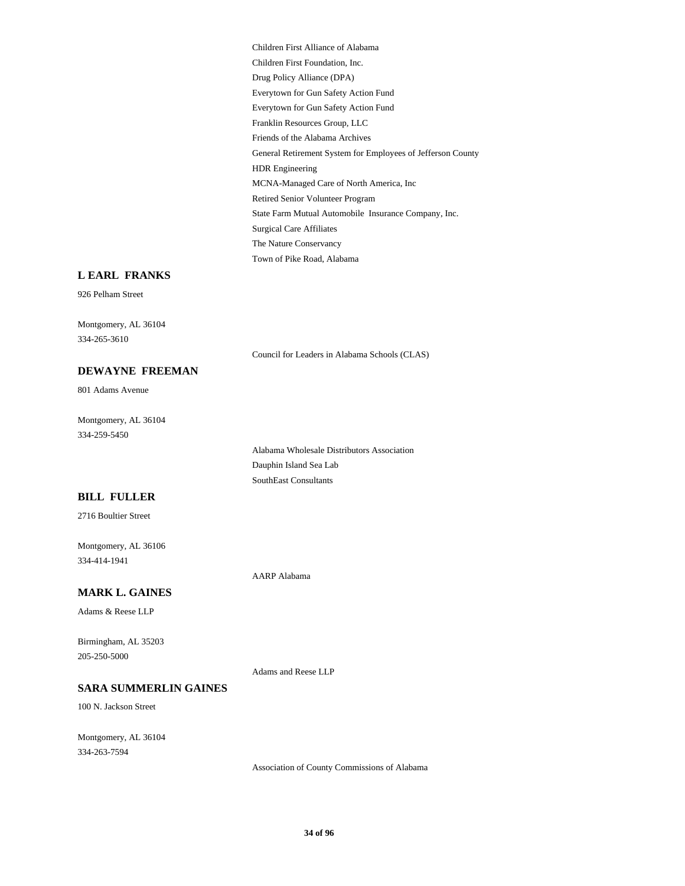Children First Alliance of Alabama

Children First Foundation, Inc.

Drug Policy Alliance (DPA)

Everytown for Gun Safety Action Fund

Everytown for Gun Safety Action Fund

Franklin Resources Group, LLC

Friends of the Alabama Archives

General Retirement System for Employees of Jefferson County

HDR Engineering

MCNA-Managed Care of North America, Inc

Retired Senior Volunteer Program

State Farm Mutual Automobile Insurance Company, Inc.

Surgical Care Affiliates

The Nature Conservancy

Town of Pike Road, Alabama

**L EARL FRANKS**

926 Pelham Street

Montgomery, AL 36104
334-265-3610

Council for Leaders in Alabama Schools (CLAS)

**DEWAYNE FREEMAN**

801 Adams Avenue

Montgomery, AL 36104
334-259-5450

Alabama Wholesale Distributors Association

Dauphin Island Sea Lab

SouthEast Consultants

**BILL FULLER**

2716 Boultier Street

Montgomery, AL 36106
334-414-1941

AARP Alabama

**MARK L. GAINES**

Adams & Reese LLP

Birmingham, AL 35203
205-250-5000

Adams and Reese LLP

**SARA SUMMERLIN GAINES**

100 N. Jackson Street

Montgomery, AL 36104
334-263-7594

Association of County Commissions of Alabama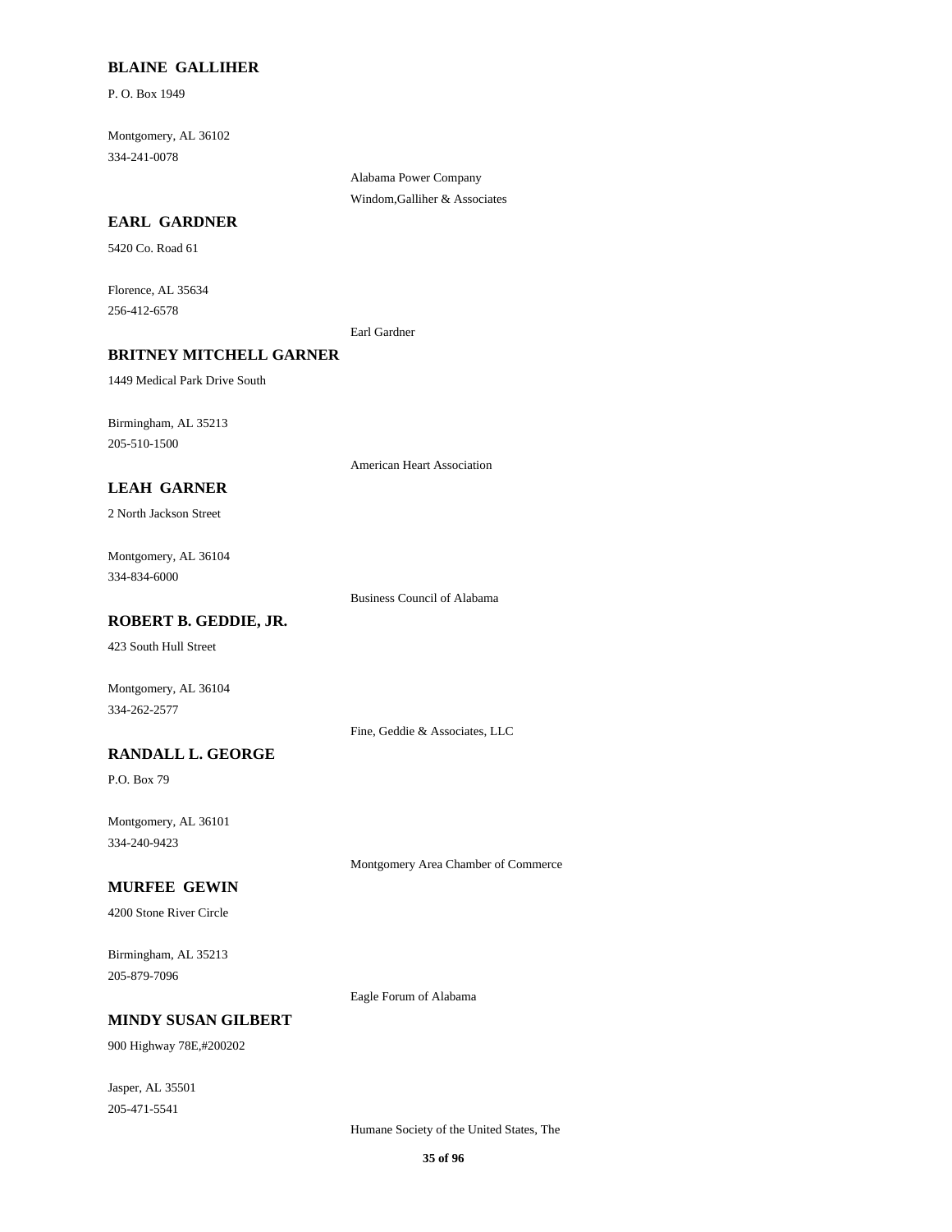**BLAINE  GALLIHER**

P. O. Box 1949

Montgomery, AL 36102

334-241-0078

Alabama Power Company

Windom,Galliher & Associates

**EARL  GARDNER**

5420 Co. Road 61

Florence, AL 35634

256-412-6578

Earl Gardner

**BRITNEY MITCHELL GARNER**

1449 Medical Park Drive South

Birmingham, AL 35213

205-510-1500

American Heart Association

**LEAH  GARNER**

2 North Jackson Street

Montgomery, AL 36104

334-834-6000

Business Council of Alabama

**ROBERT B. GEDDIE, JR.**

423 South Hull Street

Montgomery, AL 36104

334-262-2577

Fine, Geddie & Associates, LLC

**RANDALL L. GEORGE**

P.O. Box 79

Montgomery, AL 36101

334-240-9423

Montgomery Area Chamber of Commerce

**MURFEE  GEWIN**

4200 Stone River Circle

Birmingham, AL 35213

205-879-7096

Eagle Forum of Alabama

**MINDY SUSAN GILBERT**

900 Highway 78E,#200202

Jasper, AL 35501

205-471-5541

Humane Society of the United States, The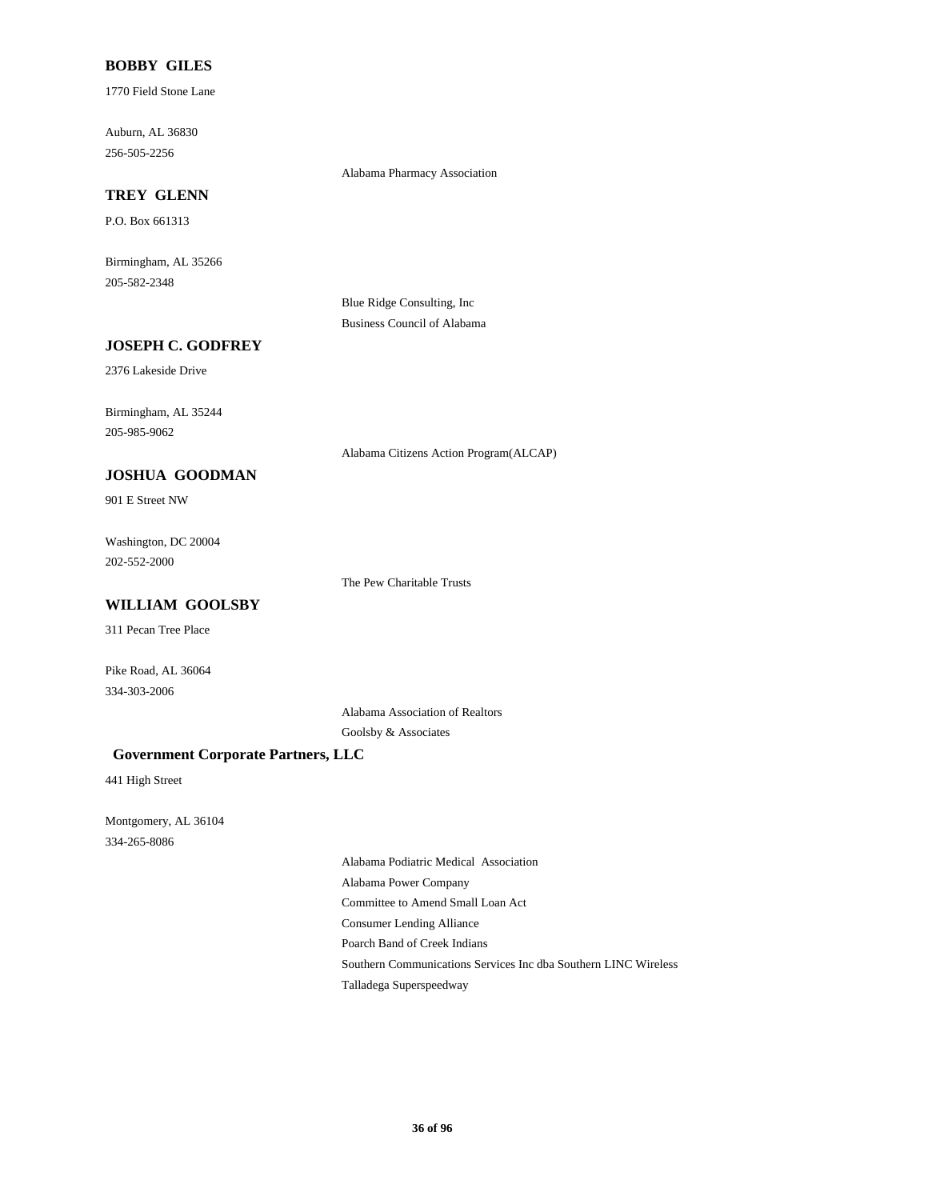**BOBBY GILES**

1770 Field Stone Lane

Auburn, AL 36830

256-505-2256

Alabama Pharmacy Association

**TREY GLENN**

P.O. Box 661313

Birmingham, AL 35266

205-582-2348

Blue Ridge Consulting, Inc

Business Council of Alabama

**JOSEPH C. GODFREY**

2376 Lakeside Drive

Birmingham, AL 35244

205-985-9062

Alabama Citizens Action Program(ALCAP)

**JOSHUA GOODMAN**

901 E Street NW

Washington, DC 20004

202-552-2000

The Pew Charitable Trusts

**WILLIAM GOOLSBY**

311 Pecan Tree Place

Pike Road, AL 36064

334-303-2006

Alabama Association of Realtors

Goolsby & Associates

**Government Corporate Partners, LLC**

441 High Street

Montgomery, AL 36104

334-265-8086

Alabama Podiatric Medical Association

Alabama Power Company

Committee to Amend Small Loan Act

Consumer Lending Alliance

Poarch Band of Creek Indians

Southern Communications Services Inc dba Southern LINC Wireless

Talladega Superspeedway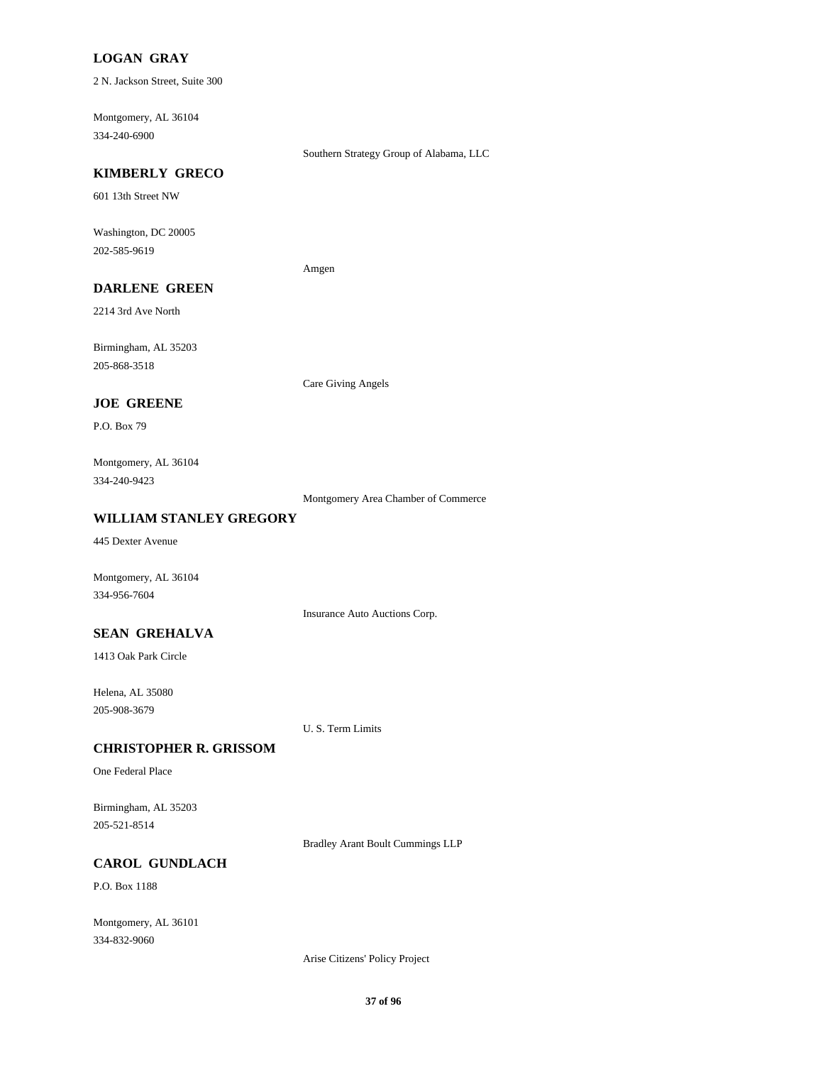**LOGAN GRAY**

2 N. Jackson Street, Suite 300

Montgomery, AL 36104
334-240-6900

Southern Strategy Group of Alabama, LLC

**KIMBERLY GRECO**

601 13th Street NW

Washington, DC 20005
202-585-9619

Amgen

**DARLENE GREEN**

2214 3rd Ave North

Birmingham, AL 35203
205-868-3518

Care Giving Angels

**JOE GREENE**

P.O. Box 79

Montgomery, AL 36104
334-240-9423

Montgomery Area Chamber of Commerce

**WILLIAM STANLEY GREGORY**

445 Dexter Avenue

Montgomery, AL 36104
334-956-7604

Insurance Auto Auctions Corp.

**SEAN GREHALVA**

1413 Oak Park Circle

Helena, AL 35080
205-908-3679

U. S. Term Limits

**CHRISTOPHER R. GRISSOM**

One Federal Place

Birmingham, AL 35203
205-521-8514

Bradley Arant Boult Cummings LLP

**CAROL GUNDLACH**

P.O. Box 1188

Montgomery, AL 36101
334-832-9060

Arise Citizens' Policy Project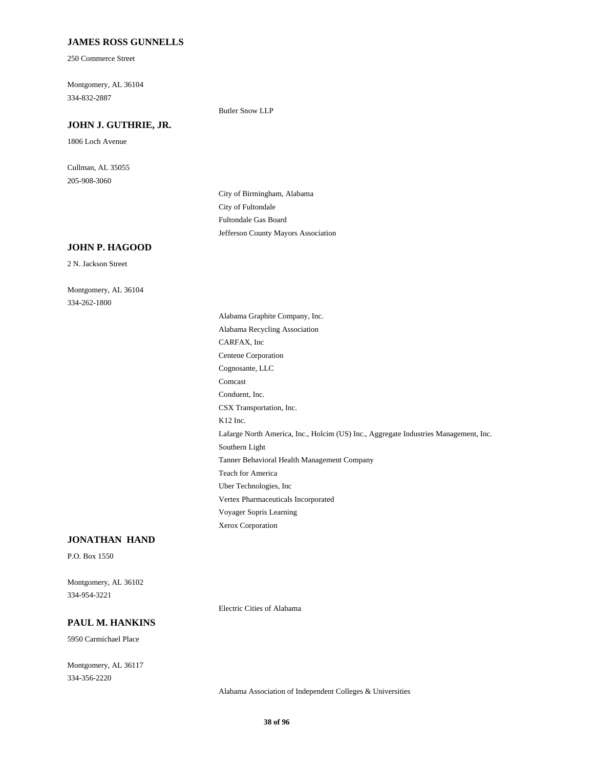**JAMES ROSS GUNNELLS**

250 Commerce Street

Montgomery, AL 36104
334-832-2887

Butler Snow LLP

**JOHN J. GUTHRIE, JR.**

1806 Loch Avenue

Cullman, AL 35055
205-908-3060

City of Birmingham, Alabama
City of Fultondale
Fultondale Gas Board
Jefferson County Mayors Association

**JOHN P. HAGOOD**

2 N. Jackson Street

Montgomery, AL 36104
334-262-1800

Alabama Graphite Company, Inc.
Alabama Recycling Association
CARFAX, Inc
Centene Corporation
Cognosante, LLC
Comcast
Conduent, Inc.
CSX Transportation, Inc.
K12 Inc.
Lafarge North America, Inc., Holcim (US) Inc., Aggregate Industries Management, Inc.
Southern Light
Tanner Behavioral Health Management Company
Teach for America
Uber Technologies, Inc
Vertex Pharmaceuticals Incorporated
Voyager Sopris Learning
Xerox Corporation

**JONATHAN HAND**

P.O. Box 1550

Montgomery, AL 36102
334-954-3221

Electric Cities of Alabama

**PAUL M. HANKINS**

5950 Carmichael Place

Montgomery, AL 36117
334-356-2220

Alabama Association of Independent Colleges & Universities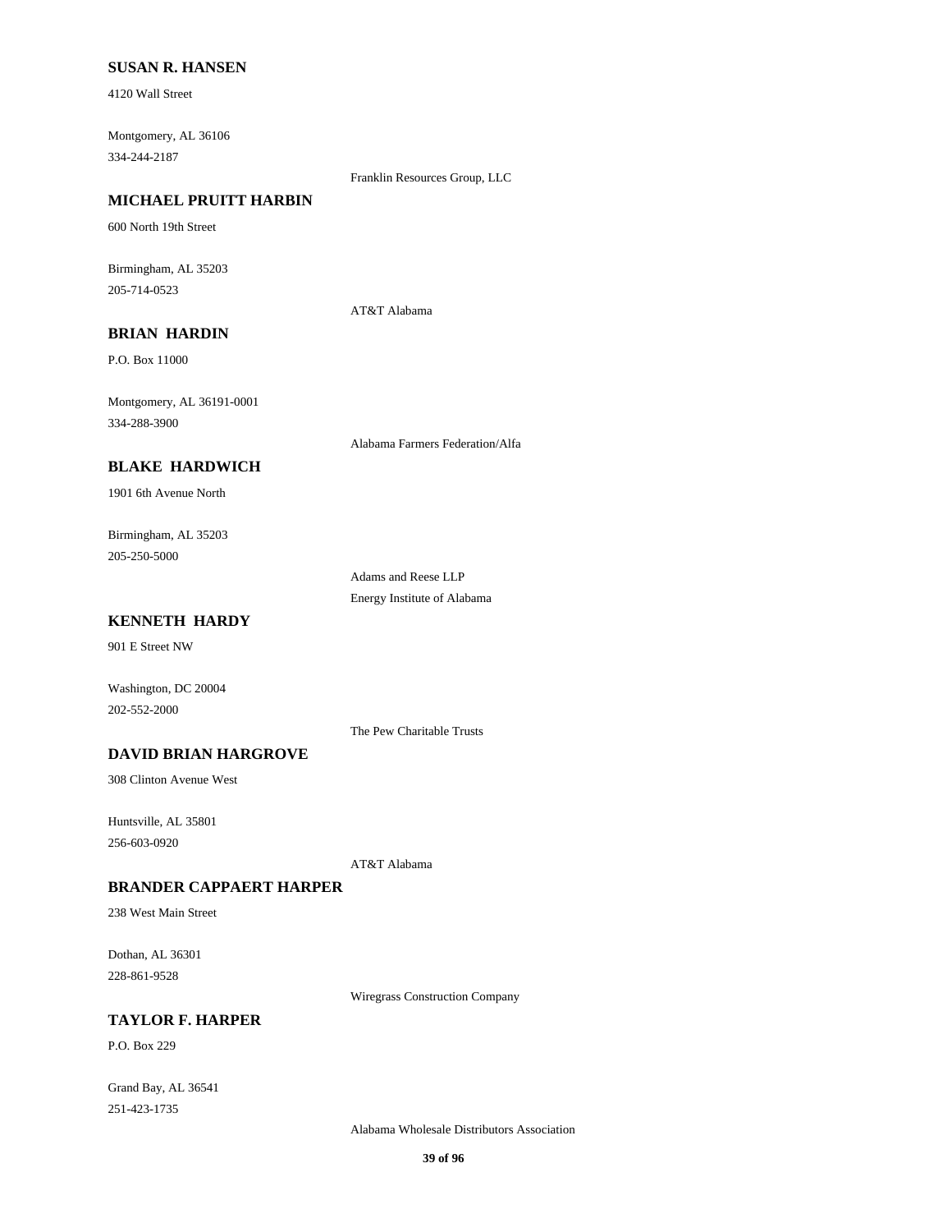**SUSAN R. HANSEN**

4120 Wall Street

Montgomery, AL 36106
334-244-2187

Franklin Resources Group, LLC

**MICHAEL PRUITT HARBIN**

600 North 19th Street

Birmingham, AL 35203
205-714-0523

AT&T Alabama

**BRIAN HARDIN**

P.O. Box 11000

Montgomery, AL 36191-0001
334-288-3900

Alabama Farmers Federation/Alfa

**BLAKE HARDWICH**

1901 6th Avenue North

Birmingham, AL 35203
205-250-5000

Adams and Reese LLP
Energy Institute of Alabama

**KENNETH HARDY**

901 E Street NW

Washington, DC 20004
202-552-2000

The Pew Charitable Trusts

**DAVID BRIAN HARGROVE**

308 Clinton Avenue West

Huntsville, AL 35801
256-603-0920

AT&T Alabama

**BRANDER CAPPAERT HARPER**

238 West Main Street

Dothan, AL 36301
228-861-9528

Wiregrass Construction Company

**TAYLOR F. HARPER**

P.O. Box 229

Grand Bay, AL 36541
251-423-1735

Alabama Wholesale Distributors Association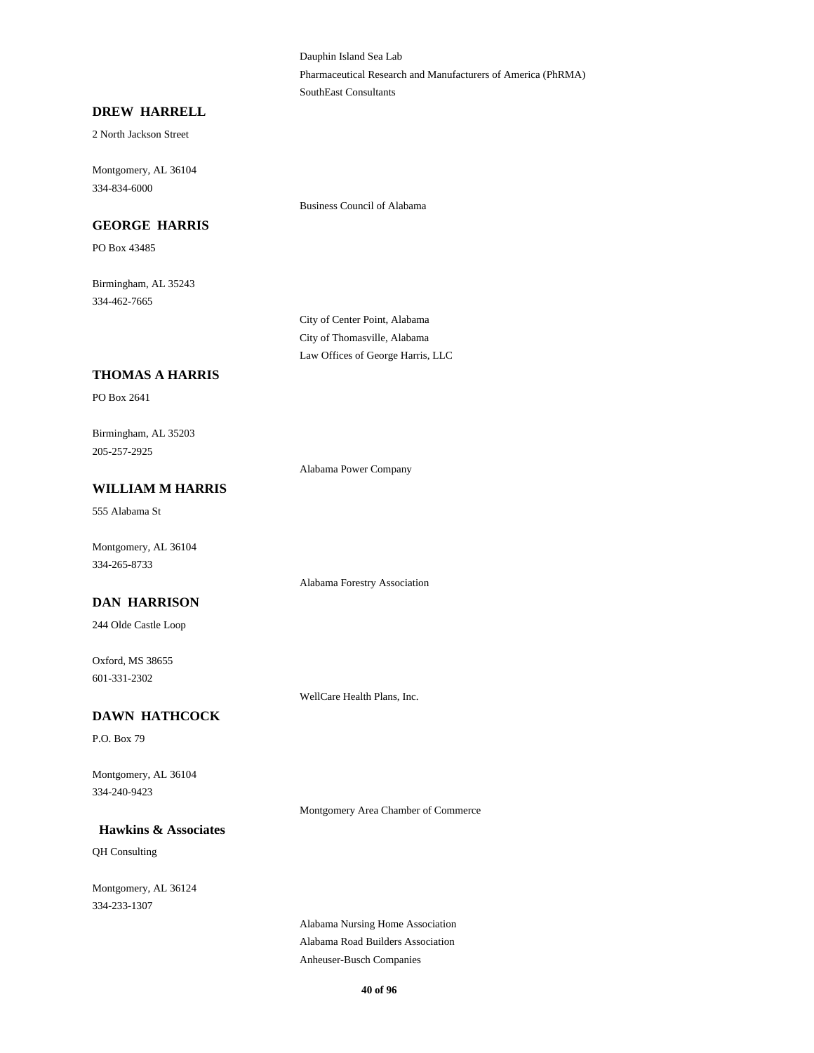Dauphin Island Sea Lab
Pharmaceutical Research and Manufacturers of America (PhRMA)
SouthEast Consultants

**DREW HARRELL**

2 North Jackson Street

Montgomery, AL 36104
334-834-6000

Business Council of Alabama

**GEORGE HARRIS**

PO Box 43485

Birmingham, AL 35243
334-462-7665

City of Center Point, Alabama
City of Thomasville, Alabama
Law Offices of George Harris, LLC

**THOMAS A HARRIS**

PO Box 2641

Birmingham, AL 35203
205-257-2925

Alabama Power Company

**WILLIAM M HARRIS**

555 Alabama St

Montgomery, AL 36104
334-265-8733

Alabama Forestry Association

**DAN HARRISON**

244 Olde Castle Loop

Oxford, MS 38655
601-331-2302

WellCare Health Plans, Inc.

**DAWN HATHCOCK**

P.O. Box 79

Montgomery, AL 36104
334-240-9423

Montgomery Area Chamber of Commerce

**Hawkins & Associates**

QH Consulting

Montgomery, AL 36124
334-233-1307

Alabama Nursing Home Association
Alabama Road Builders Association
Anheuser-Busch Companies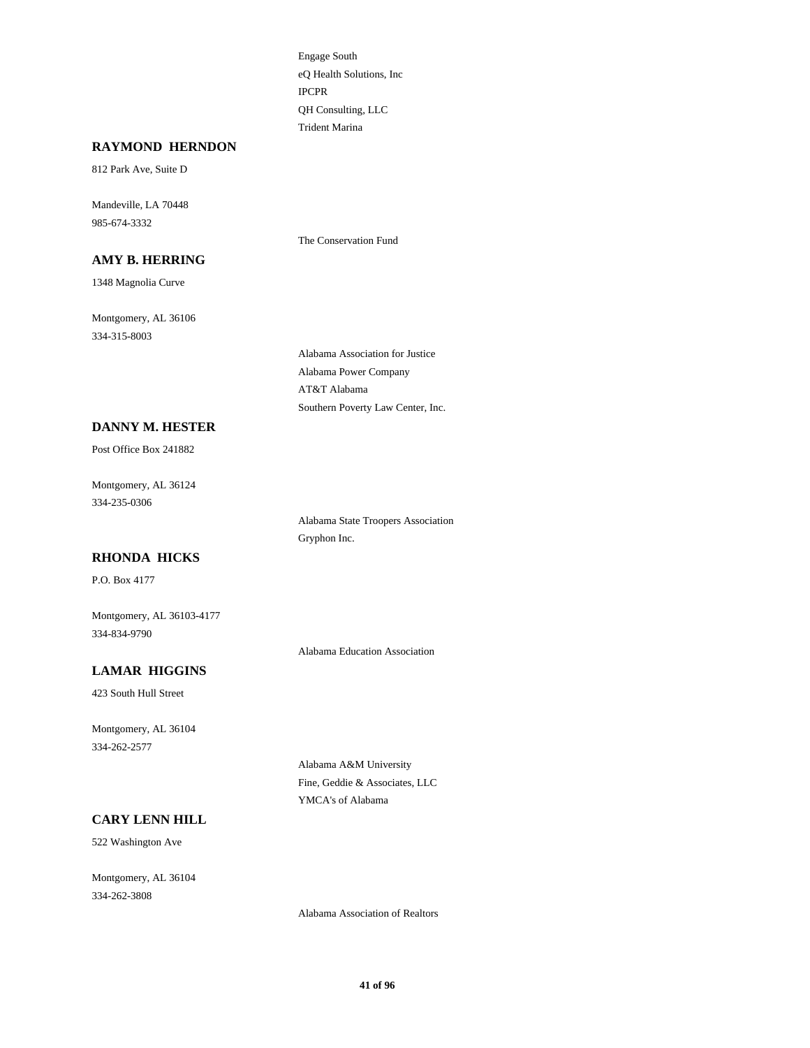Engage South
eQ Health Solutions, Inc
IPCPR
QH Consulting, LLC
Trident Marina

**RAYMOND HERNDON**

812 Park Ave, Suite D

Mandeville, LA 70448
985-674-3332

The Conservation Fund

**AMY B. HERRING**

1348 Magnolia Curve

Montgomery, AL 36106
334-315-8003

Alabama Association for Justice
Alabama Power Company
AT&T Alabama
Southern Poverty Law Center, Inc.

**DANNY M. HESTER**

Post Office Box 241882

Montgomery, AL 36124
334-235-0306

Alabama State Troopers Association
Gryphon Inc.

**RHONDA HICKS**

P.O. Box 4177

Montgomery, AL 36103-4177
334-834-9790

Alabama Education Association

**LAMAR HIGGINS**

423 South Hull Street

Montgomery, AL 36104
334-262-2577

Alabama A&M University
Fine, Geddie & Associates, LLC
YMCA's of Alabama

**CARY LENN HILL**

522 Washington Ave

Montgomery, AL 36104
334-262-3808

Alabama Association of Realtors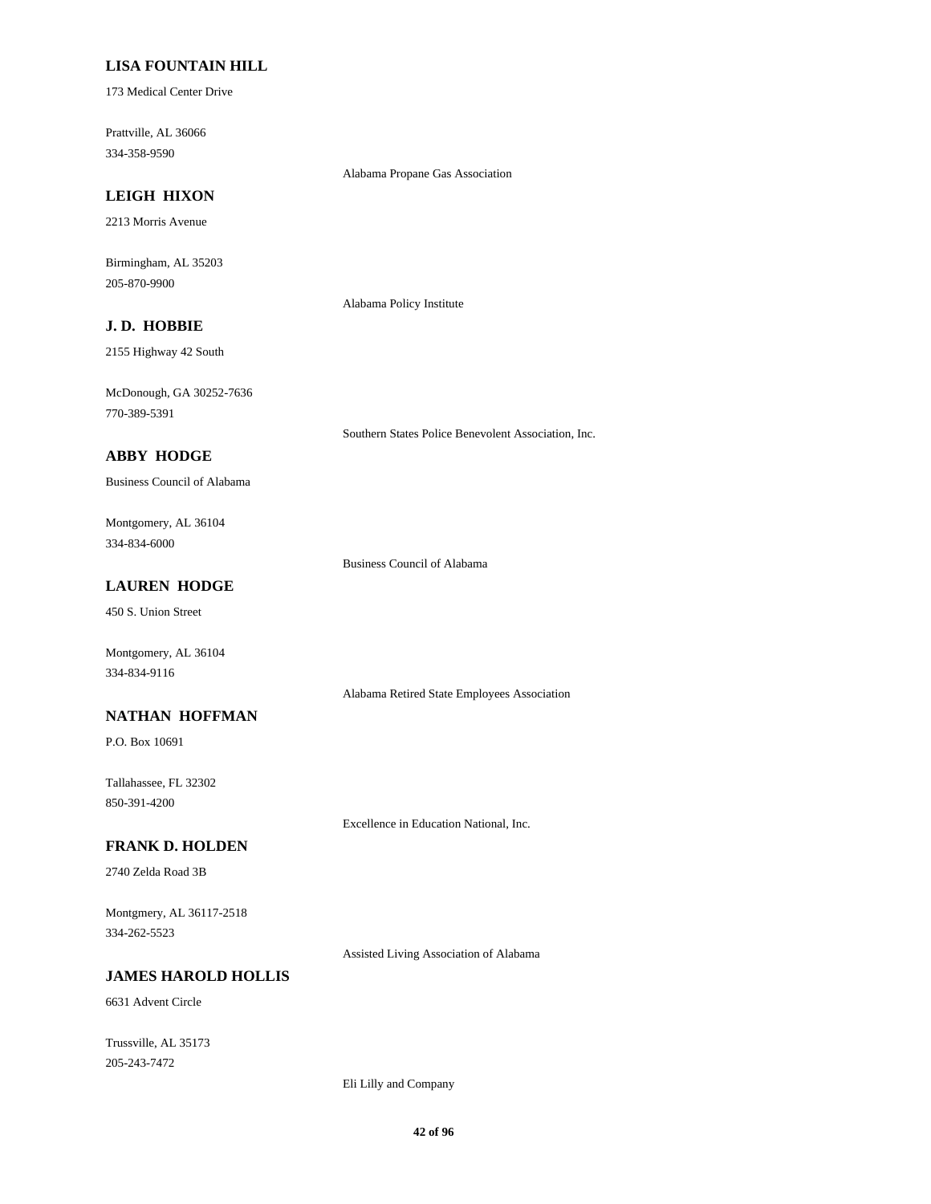**LISA FOUNTAIN HILL**

173 Medical Center Drive

Prattville, AL 36066
334-358-9590

Alabama Propane Gas Association

**LEIGH HIXON**

2213 Morris Avenue

Birmingham, AL 35203
205-870-9900

Alabama Policy Institute

**J. D. HOBBIE**

2155 Highway 42 South

McDonough, GA 30252-7636
770-389-5391

Southern States Police Benevolent Association, Inc.

**ABBY HODGE**

Business Council of Alabama

Montgomery, AL 36104
334-834-6000

Business Council of Alabama

**LAUREN HODGE**

450 S. Union Street

Montgomery, AL 36104
334-834-9116

Alabama Retired State Employees Association

**NATHAN HOFFMAN**

P.O. Box 10691

Tallahassee, FL 32302
850-391-4200

Excellence in Education National, Inc.

**FRANK D. HOLDEN**

2740 Zelda Road 3B

Montgmery, AL 36117-2518
334-262-5523

Assisted Living Association of Alabama

**JAMES HAROLD HOLLIS**

6631 Advent Circle

Trussville, AL 35173
205-243-7472

Eli Lilly and Company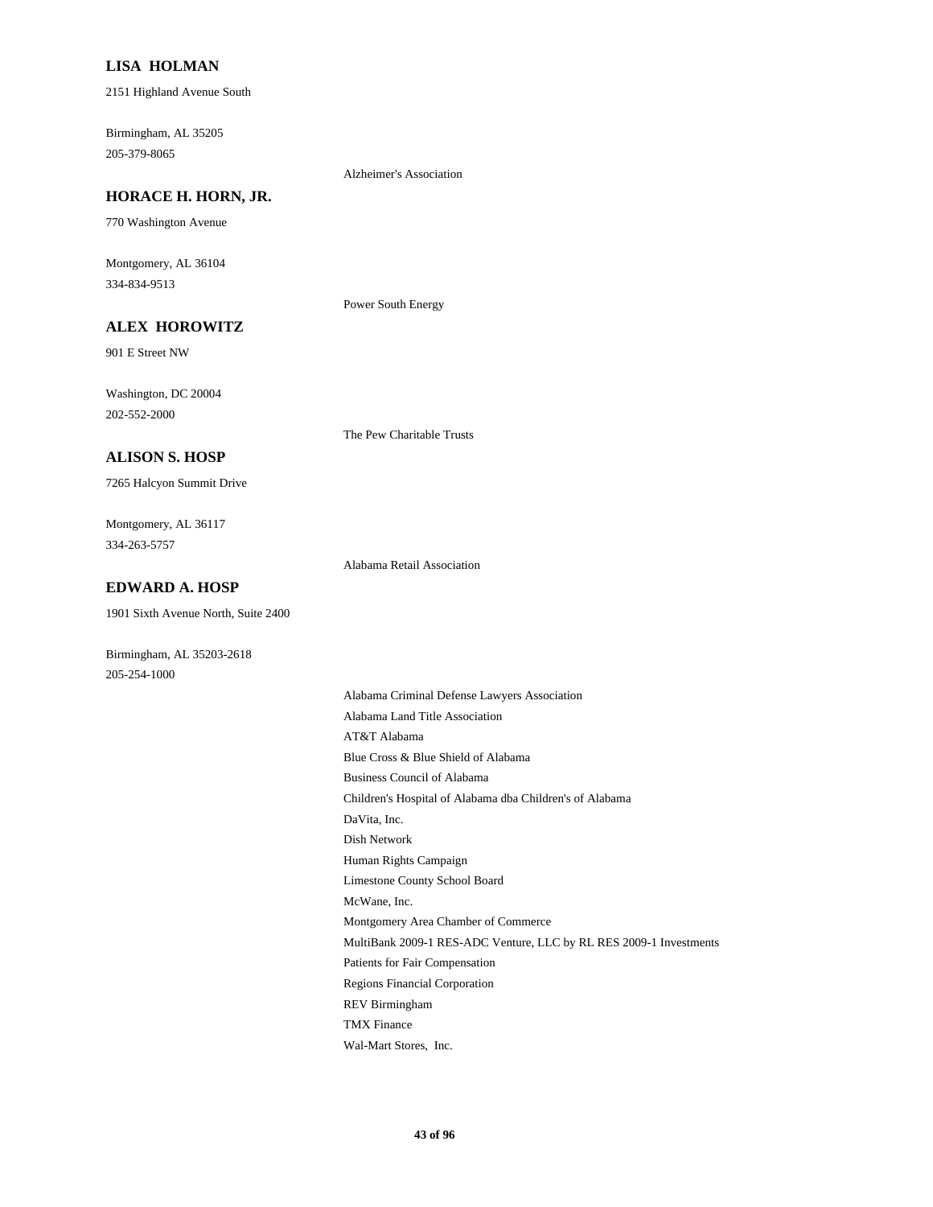**LISA HOLMAN**

2151 Highland Avenue South

Birmingham, AL 35205
205-379-8065

Alzheimer's Association

**HORACE H. HORN, JR.**

770 Washington Avenue

Montgomery, AL 36104
334-834-9513

Power South Energy

**ALEX HOROWITZ**

901 E Street NW

Washington, DC 20004
202-552-2000

The Pew Charitable Trusts

**ALISON S. HOSP**

7265 Halcyon Summit Drive

Montgomery, AL 36117
334-263-5757

Alabama Retail Association

**EDWARD A. HOSP**

1901 Sixth Avenue North, Suite 2400

Birmingham, AL 35203-2618
205-254-1000

Alabama Criminal Defense Lawyers Association
Alabama Land Title Association
AT&T Alabama
Blue Cross & Blue Shield of Alabama
Business Council of Alabama
Children's Hospital of Alabama dba Children's of Alabama
DaVita, Inc.
Dish Network
Human Rights Campaign
Limestone County School Board
McWane, Inc.
Montgomery Area Chamber of Commerce
MultiBank 2009-1 RES-ADC Venture, LLC by RL RES 2009-1 Investments
Patients for Fair Compensation
Regions Financial Corporation
REV Birmingham
TMX Finance
Wal-Mart Stores, Inc.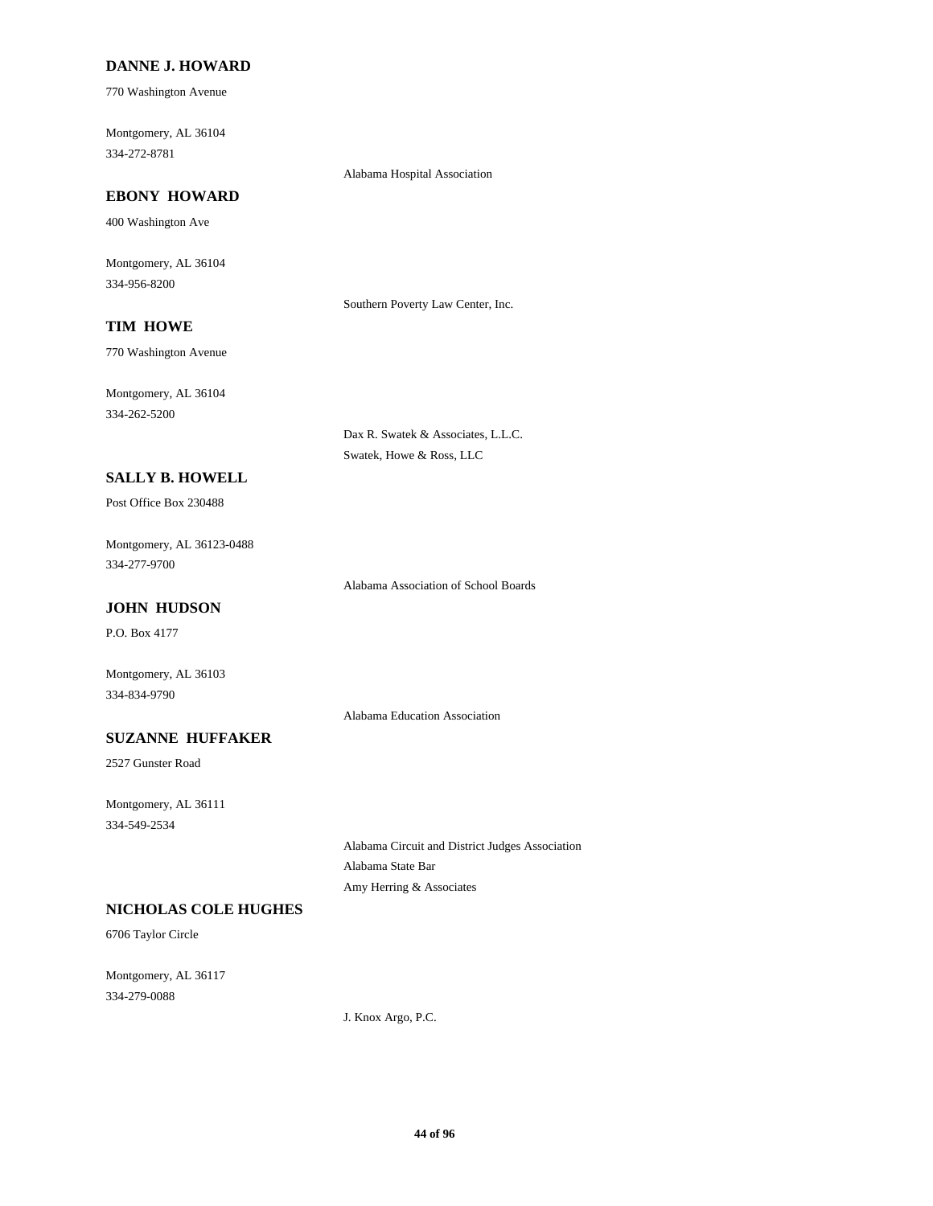**DANNE J. HOWARD**

770 Washington Avenue

Montgomery, AL 36104
334-272-8781

Alabama Hospital Association

**EBONY HOWARD**

400 Washington Ave

Montgomery, AL 36104
334-956-8200

Southern Poverty Law Center, Inc.

**TIM HOWE**

770 Washington Avenue

Montgomery, AL 36104
334-262-5200

Dax R. Swatek & Associates, L.L.C.
Swatek, Howe & Ross, LLC

**SALLY B. HOWELL**

Post Office Box 230488

Montgomery, AL 36123-0488
334-277-9700

Alabama Association of School Boards

**JOHN HUDSON**

P.O. Box 4177

Montgomery, AL 36103
334-834-9790

Alabama Education Association

**SUZANNE HUFFAKER**

2527 Gunster Road

Montgomery, AL 36111
334-549-2534

Alabama Circuit and District Judges Association
Alabama State Bar
Amy Herring & Associates

**NICHOLAS COLE HUGHES**

6706 Taylor Circle

Montgomery, AL 36117
334-279-0088

J. Knox Argo, P.C.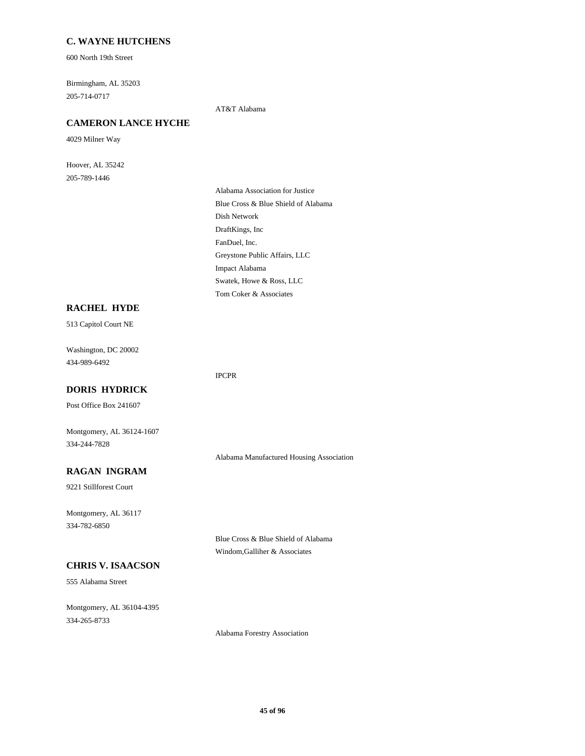**C. WAYNE HUTCHENS**

600 North 19th Street

Birmingham, AL 35203
205-714-0717

AT&T Alabama

**CAMERON LANCE HYCHE**

4029 Milner Way

Hoover, AL 35242
205-789-1446

Alabama Association for Justice
Blue Cross & Blue Shield of Alabama
Dish Network
DraftKings, Inc
FanDuel, Inc.
Greystone Public Affairs, LLC
Impact Alabama
Swatek, Howe & Ross, LLC
Tom Coker & Associates

**RACHEL HYDE**

513 Capitol Court NE

Washington, DC 20002
434-989-6492

IPCPR

**DORIS HYDRICK**

Post Office Box 241607

Montgomery, AL 36124-1607
334-244-7828

Alabama Manufactured Housing Association

**RAGAN INGRAM**

9221 Stillforest Court

Montgomery, AL 36117
334-782-6850

Blue Cross & Blue Shield of Alabama
Windom,Galliher & Associates

**CHRIS V. ISAACSON**

555 Alabama Street

Montgomery, AL 36104-4395
334-265-8733

Alabama Forestry Association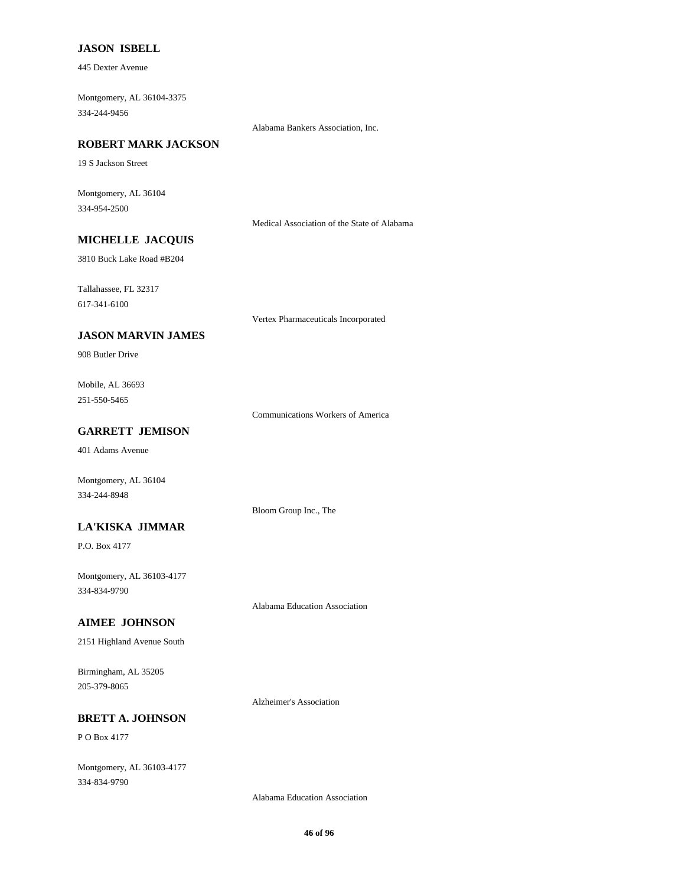**JASON ISBELL**

445 Dexter Avenue

Montgomery, AL 36104-3375
334-244-9456

Alabama Bankers Association, Inc.

**ROBERT MARK JACKSON**

19 S Jackson Street

Montgomery, AL 36104
334-954-2500

Medical Association of the State of Alabama

**MICHELLE JACQUIS**

3810 Buck Lake Road #B204

Tallahassee, FL 32317
617-341-6100

Vertex Pharmaceuticals Incorporated

**JASON MARVIN JAMES**

908 Butler Drive

Mobile, AL 36693
251-550-5465

Communications Workers of America

**GARRETT JEMISON**

401 Adams Avenue

Montgomery, AL 36104
334-244-8948

Bloom Group Inc., The

**LA'KISKA JIMMAR**

P.O. Box 4177

Montgomery, AL 36103-4177
334-834-9790

Alabama Education Association

**AIMEE JOHNSON**

2151 Highland Avenue South

Birmingham, AL 35205
205-379-8065

Alzheimer's Association

**BRETT A. JOHNSON**

P O Box 4177

Montgomery, AL 36103-4177
334-834-9790

Alabama Education Association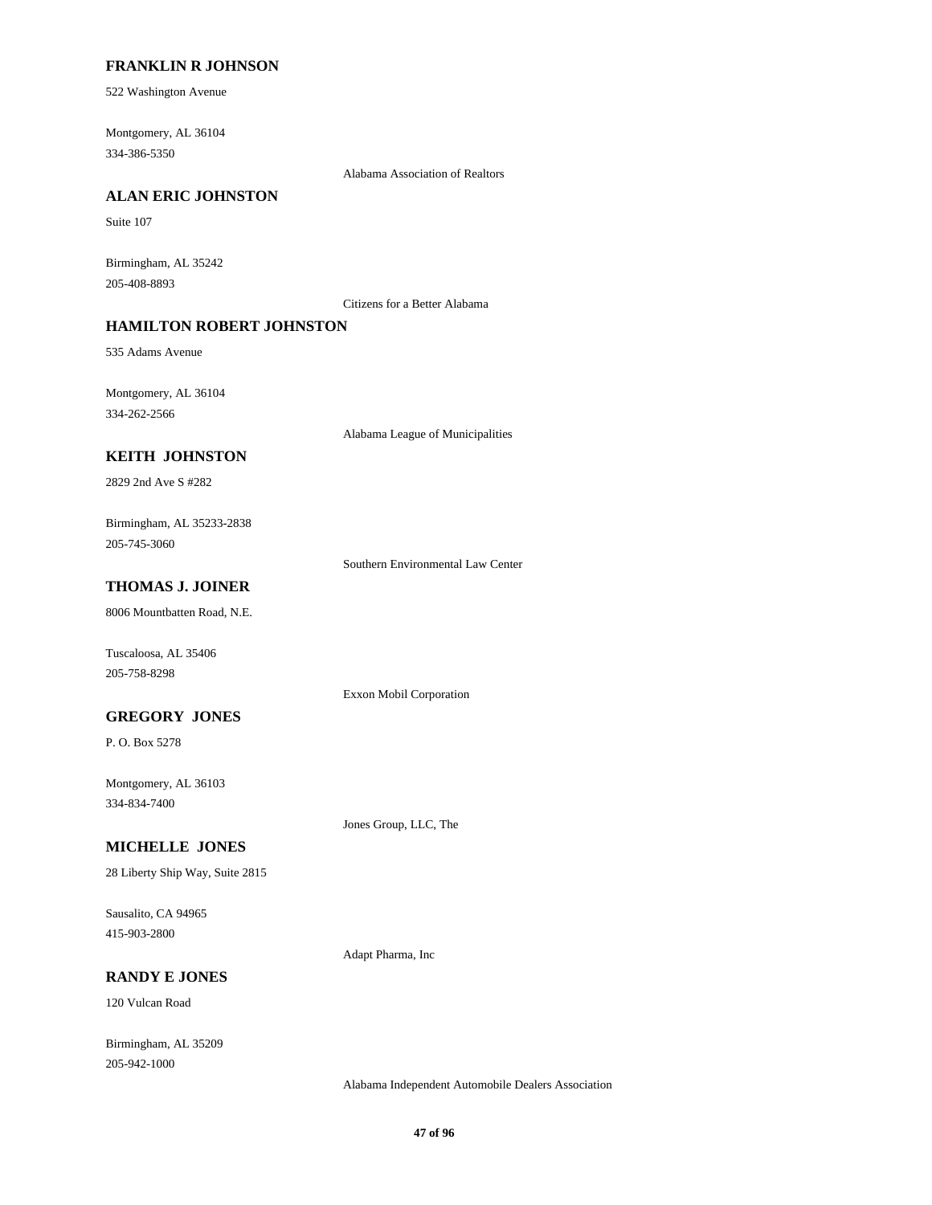**FRANKLIN R JOHNSON**

522 Washington Avenue

Montgomery, AL 36104
334-386-5350

Alabama Association of Realtors

**ALAN ERIC JOHNSTON**

Suite 107

Birmingham, AL 35242
205-408-8893

Citizens for a Better Alabama

**HAMILTON ROBERT JOHNSTON**

535 Adams Avenue

Montgomery, AL 36104
334-262-2566

Alabama League of Municipalities

**KEITH JOHNSTON**

2829 2nd Ave S #282

Birmingham, AL 35233-2838
205-745-3060

Southern Environmental Law Center

**THOMAS J. JOINER**

8006 Mountbatten Road, N.E.

Tuscaloosa, AL 35406
205-758-8298

Exxon Mobil Corporation

**GREGORY JONES**

P. O. Box 5278

Montgomery, AL 36103
334-834-7400

Jones Group, LLC, The

**MICHELLE JONES**

28 Liberty Ship Way, Suite 2815

Sausalito, CA 94965
415-903-2800

Adapt Pharma, Inc

**RANDY E JONES**

120 Vulcan Road

Birmingham, AL 35209
205-942-1000

Alabama Independent Automobile Dealers Association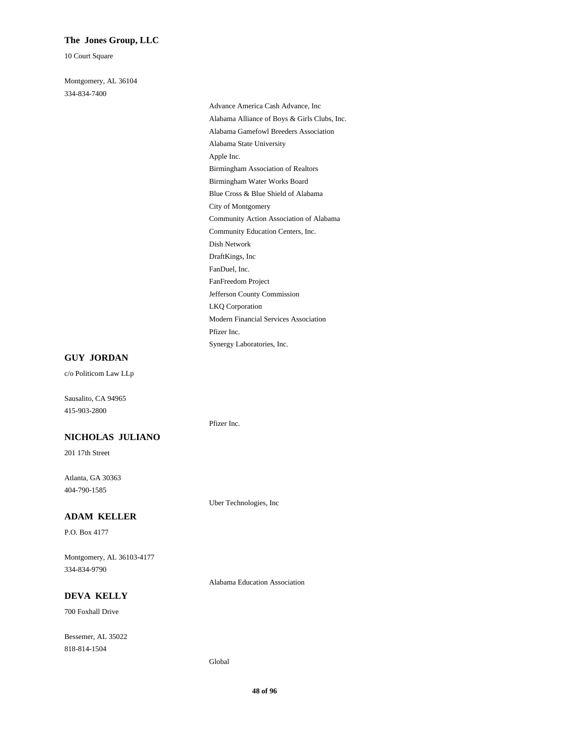**The  Jones Group, LLC**

10 Court Square

Montgomery, AL 36104
334-834-7400

- Advance America Cash Advance, Inc
- Alabama Alliance of Boys & Girls Clubs, Inc.
- Alabama Gamefowl Breeders Association
- Alabama State University
- Apple Inc.
- Birmingham Association of Realtors
- Birmingham Water Works Board
- Blue Cross & Blue Shield of Alabama
- City of Montgomery
- Community Action Association of Alabama
- Community Education Centers, Inc.
- Dish Network
- DraftKings, Inc
- FanDuel, Inc.
- FanFreedom Project
- Jefferson County Commission
- LKQ Corporation
- Modern Financial Services Association
- Pfizer Inc.
- Synergy Laboratories, Inc.

**GUY  JORDAN**

c/o Politicom Law LLp

Sausalito, CA 94965
415-903-2800

- Pfizer Inc.

**NICHOLAS  JULIANO**

201 17th Street

Atlanta, GA 30363
404-790-1585

- Uber Technologies, Inc

**ADAM  KELLER**

P.O. Box 4177

Montgomery, AL 36103-4177
334-834-9790

- Alabama Education Association

**DEVA  KELLY**

700 Foxhall Drive

Bessemer, AL 35022
818-814-1504

- Global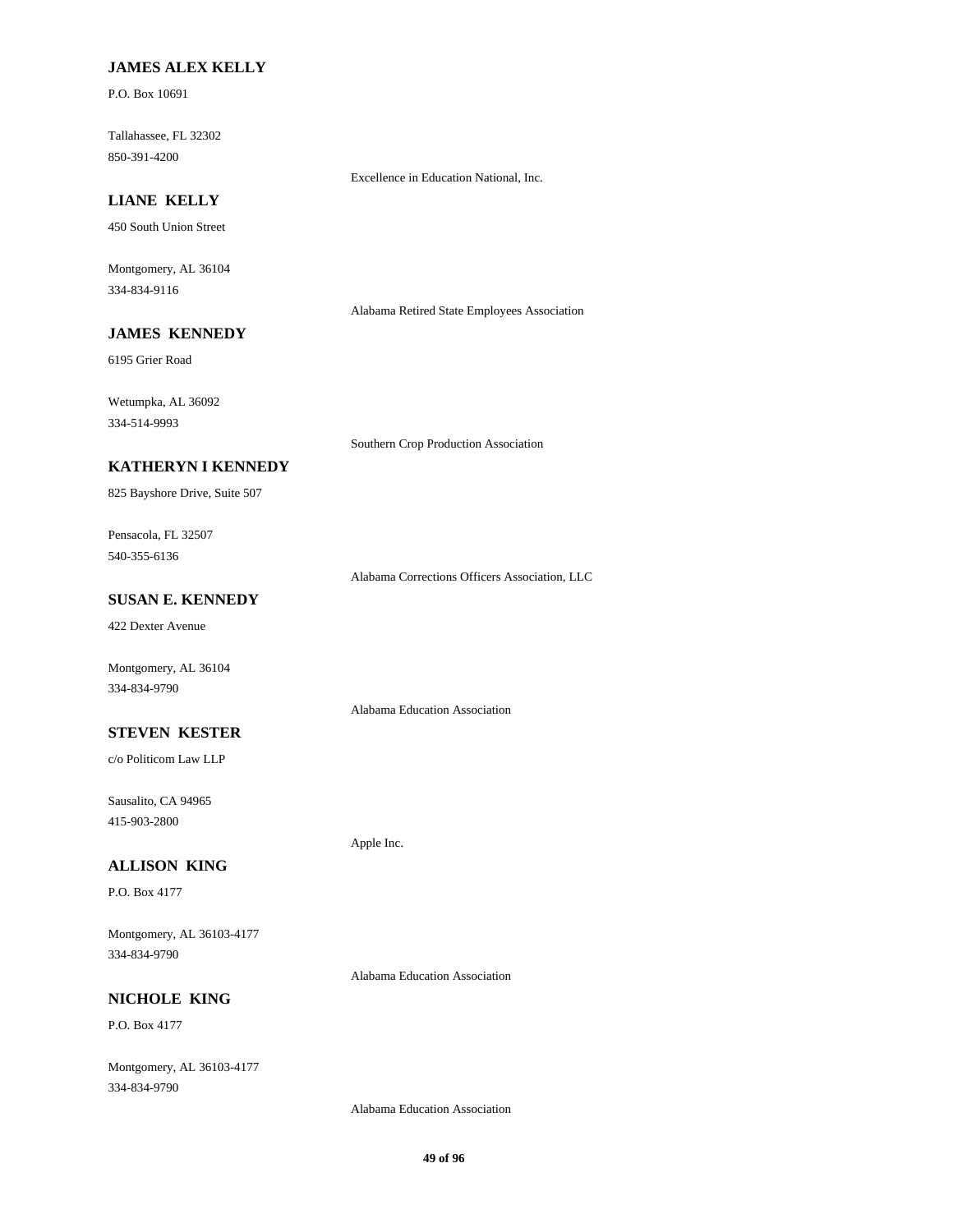**JAMES ALEX KELLY**

P.O. Box 10691

Tallahassee, FL 32302
850-391-4200

Excellence in Education National, Inc.

**LIANE KELLY**

450 South Union Street

Montgomery, AL 36104
334-834-9116

Alabama Retired State Employees Association

**JAMES KENNEDY**

6195 Grier Road

Wetumpka, AL 36092
334-514-9993

Southern Crop Production Association

**KATHERYN I KENNEDY**

825 Bayshore Drive, Suite 507

Pensacola, FL 32507
540-355-6136

Alabama Corrections Officers Association, LLC

**SUSAN E. KENNEDY**

422 Dexter Avenue

Montgomery, AL 36104
334-834-9790

Alabama Education Association

**STEVEN KESTER**

c/o Politicom Law LLP

Sausalito, CA 94965
415-903-2800

Apple Inc.

**ALLISON KING**

P.O. Box 4177

Montgomery, AL 36103-4177
334-834-9790

Alabama Education Association

**NICHOLE KING**

P.O. Box 4177

Montgomery, AL 36103-4177
334-834-9790

Alabama Education Association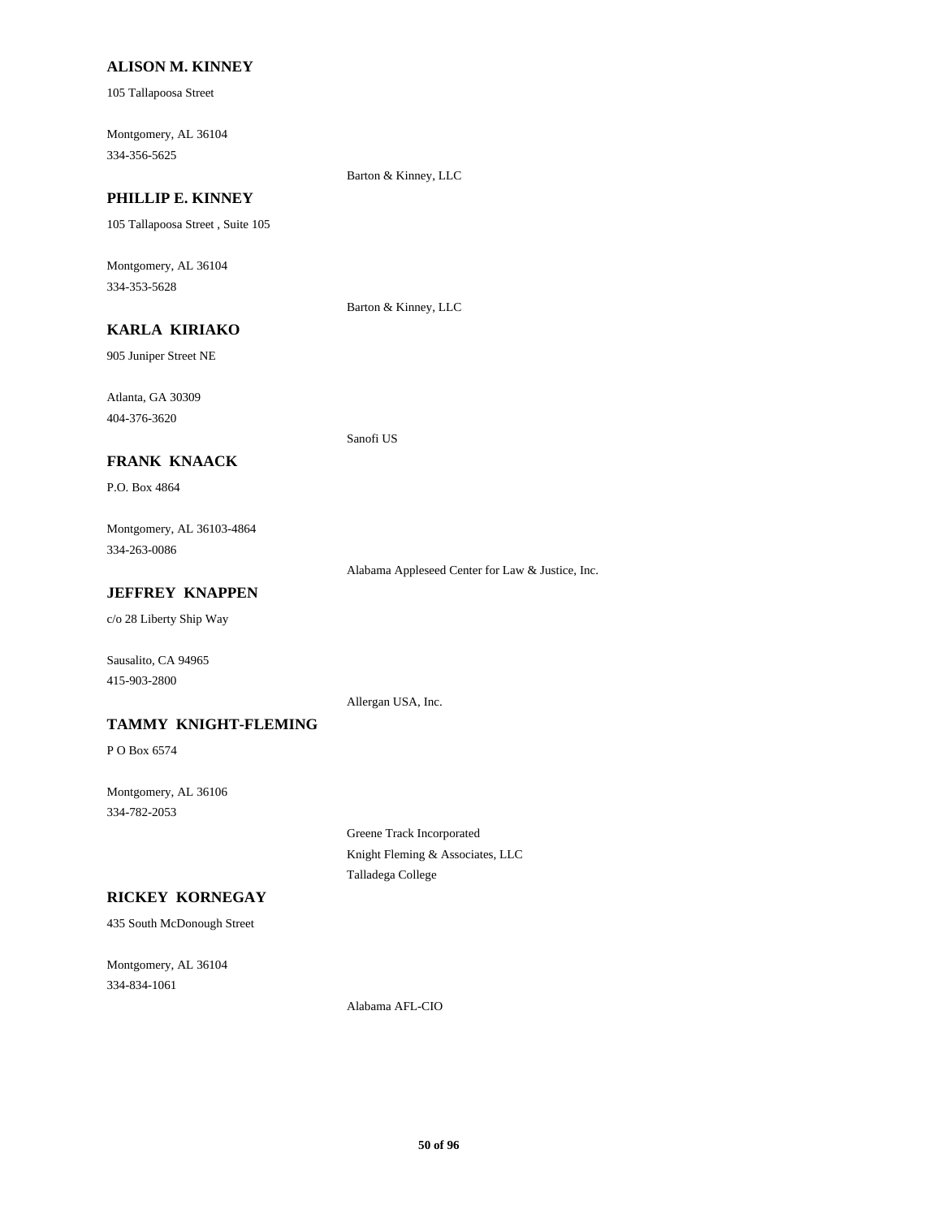**ALISON M. KINNEY**

105 Tallapoosa Street

Montgomery, AL 36104
334-356-5625

Barton & Kinney, LLC

**PHILLIP E. KINNEY**

105 Tallapoosa Street , Suite 105

Montgomery, AL 36104
334-353-5628

Barton & Kinney, LLC

**KARLA KIRIAKO**

905 Juniper Street NE

Atlanta, GA 30309
404-376-3620

Sanofi US

**FRANK KNAACK**

P.O. Box 4864

Montgomery, AL 36103-4864
334-263-0086

Alabama Appleseed Center for Law & Justice, Inc.

**JEFFREY KNAPPEN**

c/o 28 Liberty Ship Way

Sausalito, CA 94965
415-903-2800

Allergan USA, Inc.

**TAMMY KNIGHT-FLEMING**

P O Box 6574

Montgomery, AL 36106
334-782-2053

Greene Track Incorporated
Knight Fleming & Associates, LLC
Talladega College

**RICKEY KORNEGAY**

435 South McDonough Street

Montgomery, AL 36104
334-834-1061

Alabama AFL-CIO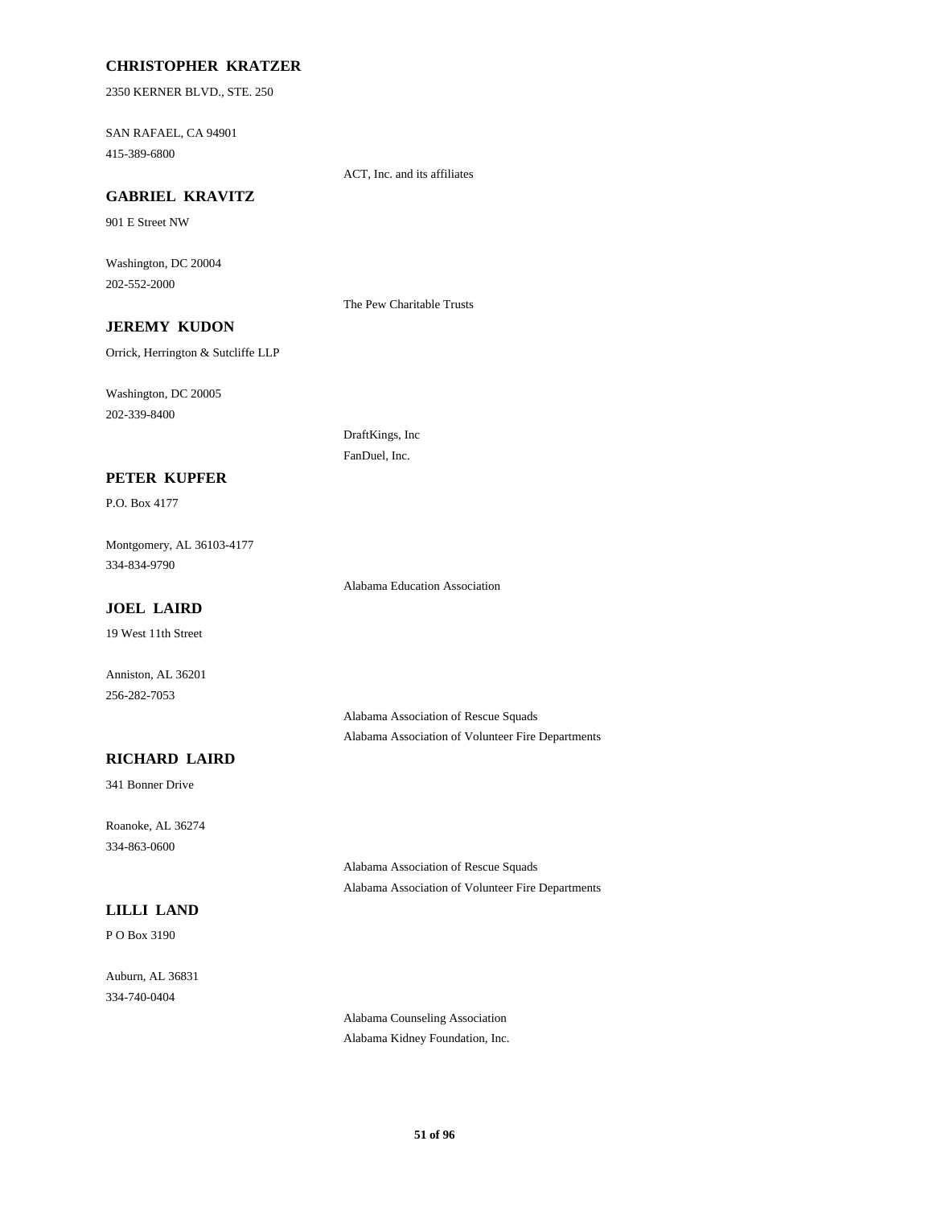**CHRISTOPHER KRATZER**

2350 KERNER BLVD., STE. 250

SAN RAFAEL, CA 94901

415-389-6800

ACT, Inc. and its affiliates

**GABRIEL KRAVITZ**

901 E Street NW

Washington, DC 20004

202-552-2000

The Pew Charitable Trusts

**JEREMY KUDON**

Orrick, Herrington & Sutcliffe LLP

Washington, DC 20005

202-339-8400

DraftKings, Inc

FanDuel, Inc.

**PETER KUPFER**

P.O. Box 4177

Montgomery, AL 36103-4177

334-834-9790

Alabama Education Association

**JOEL LAIRD**

19 West 11th Street

Anniston, AL 36201

256-282-7053

Alabama Association of Rescue Squads

Alabama Association of Volunteer Fire Departments

**RICHARD LAIRD**

341 Bonner Drive

Roanoke, AL 36274

334-863-0600

Alabama Association of Rescue Squads

Alabama Association of Volunteer Fire Departments

**LILLI LAND**

P O Box 3190

Auburn, AL 36831

334-740-0404

Alabama Counseling Association

Alabama Kidney Foundation, Inc.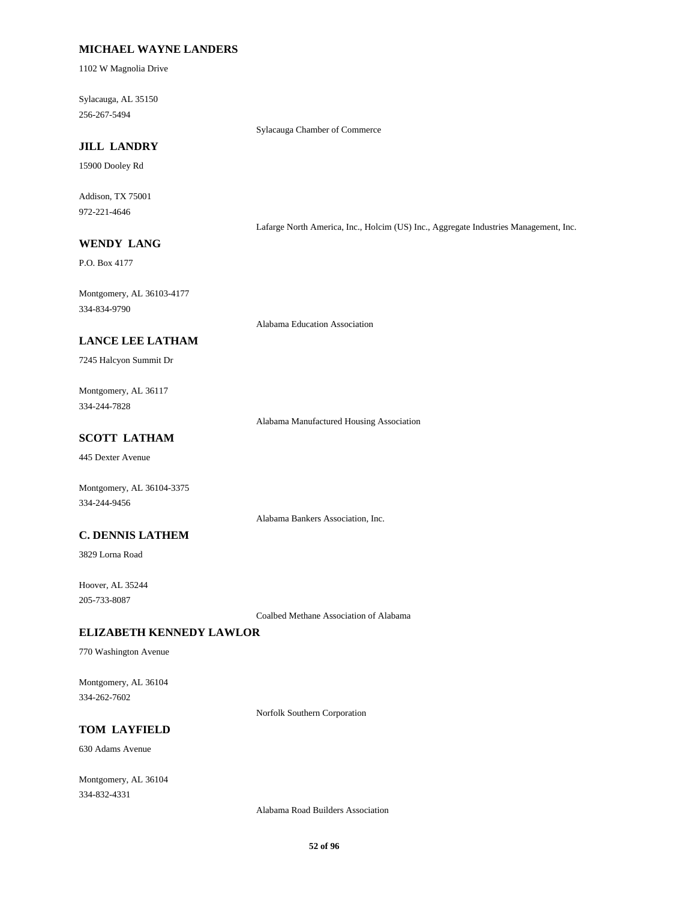**MICHAEL WAYNE LANDERS**

1102 W Magnolia Drive

Sylacauga, AL 35150
256-267-5494

Sylacauga Chamber of Commerce

**JILL LANDRY**

15900 Dooley Rd

Addison, TX 75001
972-221-4646

Lafarge North America, Inc., Holcim (US) Inc., Aggregate Industries Management, Inc.

**WENDY LANG**

P.O. Box 4177

Montgomery, AL 36103-4177
334-834-9790

Alabama Education Association

**LANCE LEE LATHAM**

7245 Halcyon Summit Dr

Montgomery, AL 36117
334-244-7828

Alabama Manufactured Housing Association

**SCOTT LATHAM**

445 Dexter Avenue

Montgomery, AL 36104-3375
334-244-9456

Alabama Bankers Association, Inc.

**C. DENNIS LATHEM**

3829 Lorna Road

Hoover, AL 35244
205-733-8087

Coalbed Methane Association of Alabama

**ELIZABETH KENNEDY LAWLOR**

770 Washington Avenue

Montgomery, AL 36104
334-262-7602

Norfolk Southern Corporation

**TOM LAYFIELD**

630 Adams Avenue

Montgomery, AL 36104
334-832-4331

Alabama Road Builders Association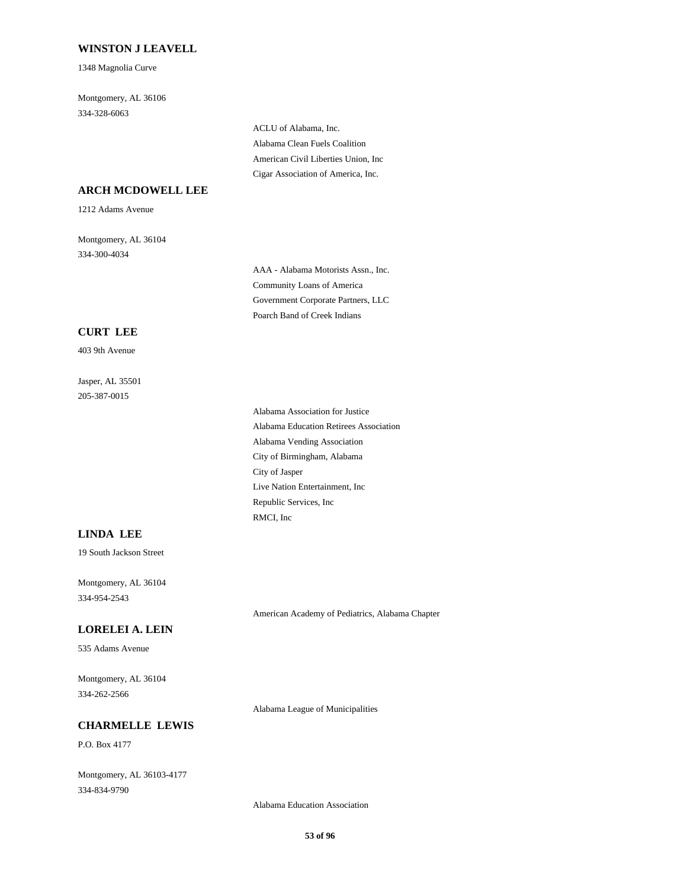**WINSTON J LEAVELL**

1348 Magnolia Curve

Montgomery, AL 36106
334-328-6063

- ACLU of Alabama, Inc.
- Alabama Clean Fuels Coalition
- American Civil Liberties Union, Inc
- Cigar Association of America, Inc.

**ARCH MCDOWELL LEE**

1212 Adams Avenue

Montgomery, AL 36104
334-300-4034

- AAA - Alabama Motorists Assn., Inc.
- Community Loans of America
- Government Corporate Partners, LLC
- Poarch Band of Creek Indians

**CURT LEE**

403 9th Avenue

Jasper, AL 35501
205-387-0015

- Alabama Association for Justice
- Alabama Education Retirees Association
- Alabama Vending Association
- City of Birmingham, Alabama
- City of Jasper
- Live Nation Entertainment, Inc
- Republic Services, Inc
- RMCI, Inc

**LINDA LEE**

19 South Jackson Street

Montgomery, AL 36104
334-954-2543

- American Academy of Pediatrics, Alabama Chapter

**LORELEI A. LEIN**

535 Adams Avenue

Montgomery, AL 36104
334-262-2566

- Alabama League of Municipalities

**CHARMELLE LEWIS**

P.O. Box 4177

Montgomery, AL 36103-4177
334-834-9790

- Alabama Education Association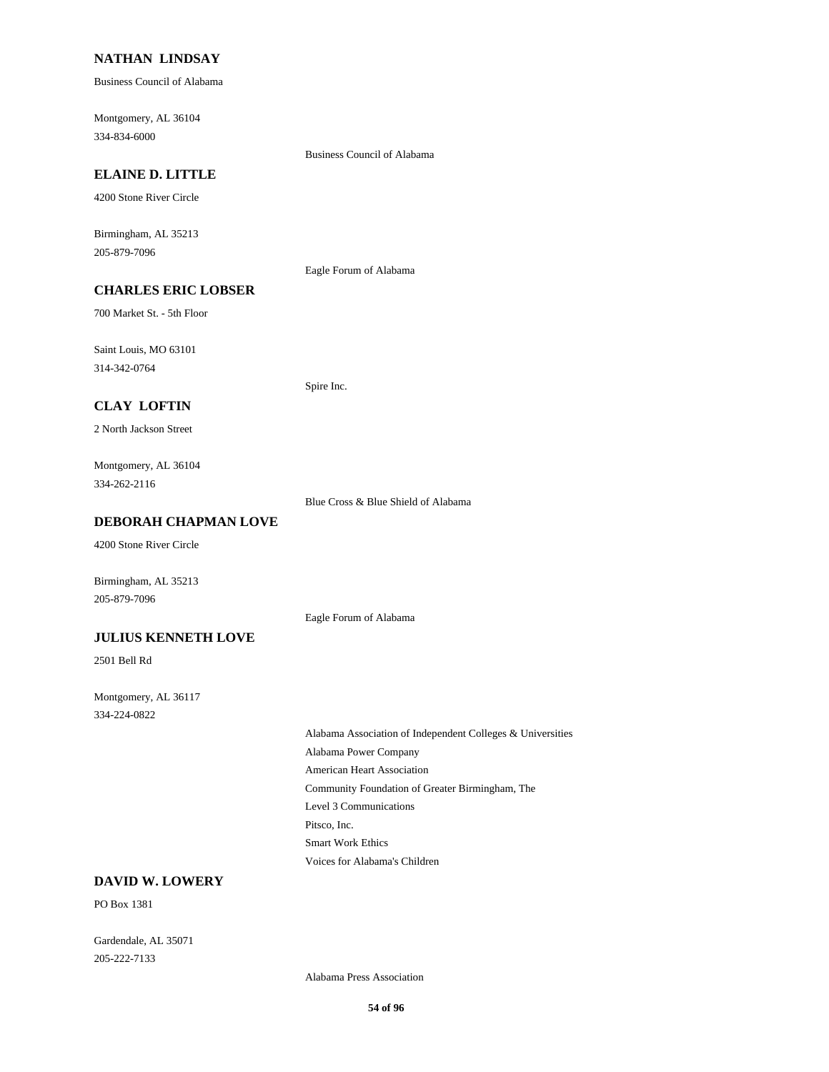### NATHAN LINDSAY

Business Council of Alabama

Montgomery, AL 36104
334-834-6000

Business Council of Alabama

### ELAINE D. LITTLE

4200 Stone River Circle

Birmingham, AL 35213
205-879-7096

Eagle Forum of Alabama

### CHARLES ERIC LOBSER

700 Market St. - 5th Floor

Saint Louis, MO 63101
314-342-0764

Spire Inc.

### CLAY LOFTIN

2 North Jackson Street

Montgomery, AL 36104
334-262-2116

Blue Cross & Blue Shield of Alabama

### DEBORAH CHAPMAN LOVE

4200 Stone River Circle

Birmingham, AL 35213
205-879-7096

Eagle Forum of Alabama

### JULIUS KENNETH LOVE

2501 Bell Rd

Montgomery, AL 36117
334-224-0822

Alabama Association of Independent Colleges & Universities
Alabama Power Company
American Heart Association
Community Foundation of Greater Birmingham, The
Level 3 Communications
Pitsco, Inc.
Smart Work Ethics
Voices for Alabama's Children

### DAVID W. LOWERY

PO Box 1381

Gardendale, AL 35071
205-222-7133

Alabama Press Association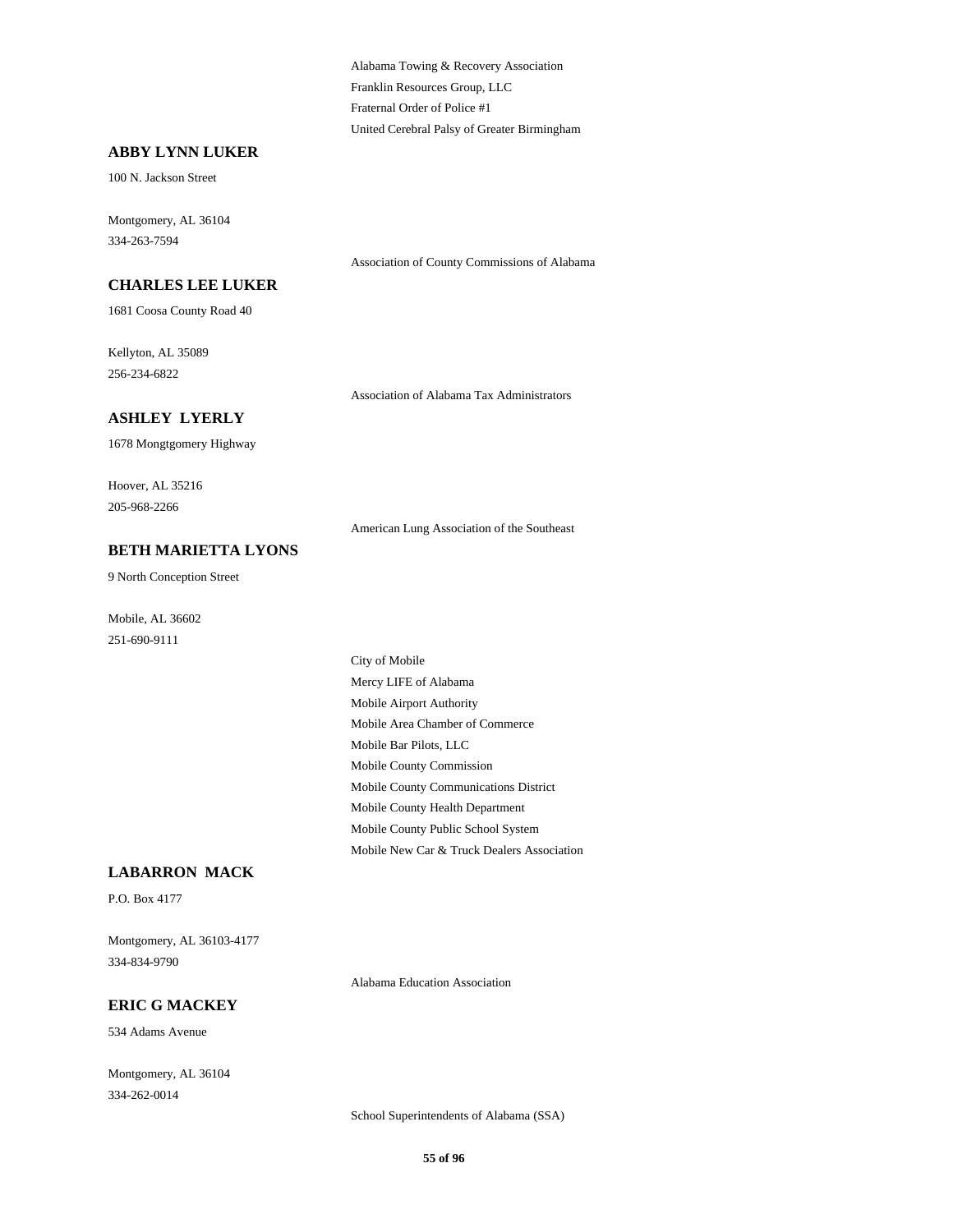Alabama Towing & Recovery Association
Franklin Resources Group, LLC
Fraternal Order of Police #1
United Cerebral Palsy of Greater Birmingham

**ABBY LYNN LUKER**

100 N. Jackson Street

Montgomery, AL 36104
334-263-7594

Association of County Commissions of Alabama

**CHARLES LEE LUKER**

1681 Coosa County Road 40

Kellyton, AL 35089
256-234-6822

Association of Alabama Tax Administrators

**ASHLEY LYERLY**

1678 Mongtgomery Highway

Hoover, AL 35216
205-968-2266

American Lung Association of the Southeast

**BETH MARIETTA LYONS**

9 North Conception Street

Mobile, AL 36602
251-690-9111

City of Mobile
Mercy LIFE of Alabama
Mobile Airport Authority
Mobile Area Chamber of Commerce
Mobile Bar Pilots, LLC
Mobile County Commission
Mobile County Communications District
Mobile County Health Department
Mobile County Public School System
Mobile New Car & Truck Dealers Association

**LABARRON MACK**

P.O. Box 4177

Montgomery, AL 36103-4177
334-834-9790

Alabama Education Association

**ERIC G MACKEY**

534 Adams Avenue

Montgomery, AL 36104
334-262-0014

School Superintendents of Alabama (SSA)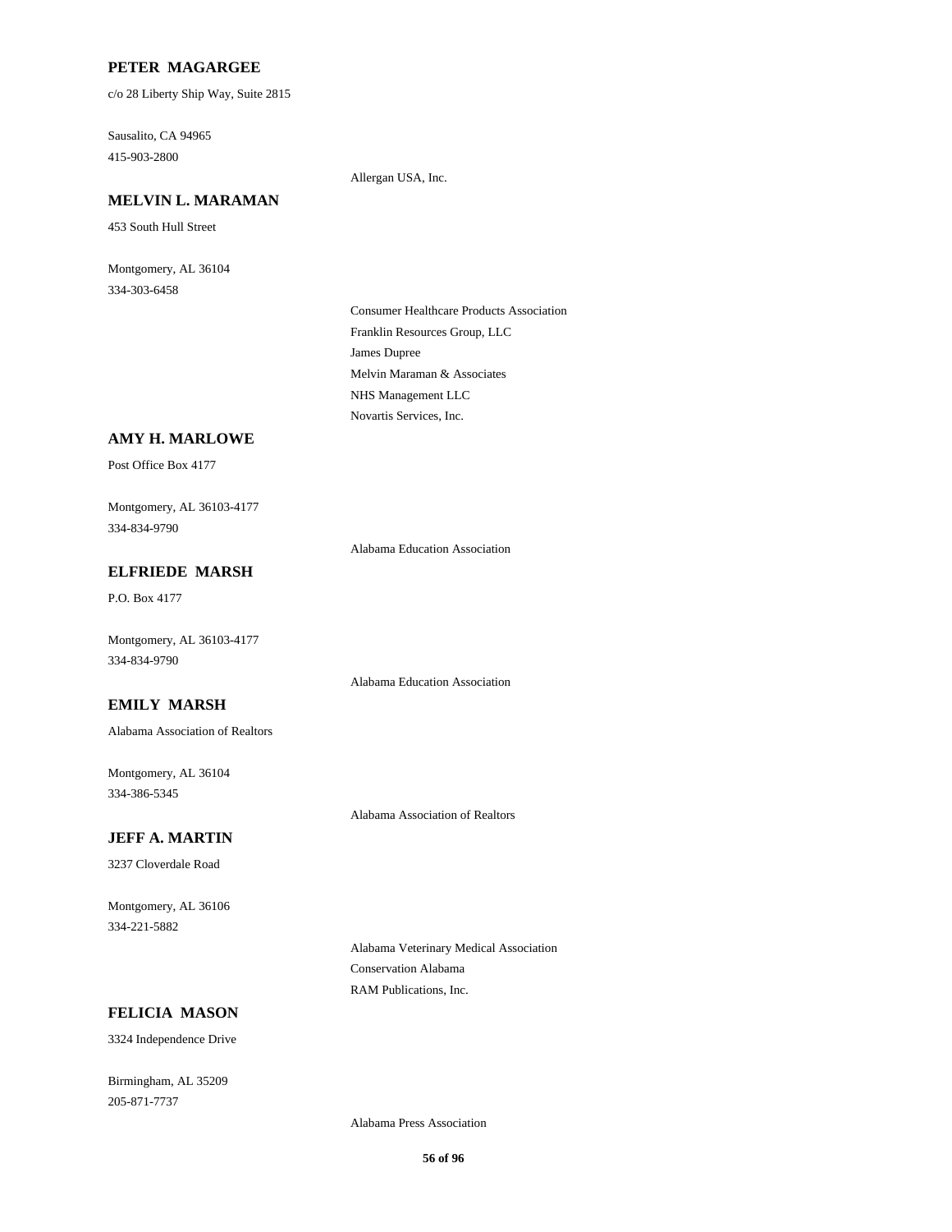**PETER MAGARGEE**

c/o 28 Liberty Ship Way, Suite 2815

Sausalito, CA 94965

415-903-2800

Allergan USA, Inc.

**MELVIN L. MARAMAN**

453 South Hull Street

Montgomery, AL 36104

334-303-6458

Consumer Healthcare Products Association

Franklin Resources Group, LLC

James Dupree

Melvin Maraman & Associates

NHS Management LLC

Novartis Services, Inc.

**AMY H. MARLOWE**

Post Office Box 4177

Montgomery, AL 36103-4177

334-834-9790

Alabama Education Association

**ELFRIEDE MARSH**

P.O. Box 4177

Montgomery, AL 36103-4177

334-834-9790

Alabama Education Association

**EMILY MARSH**

Alabama Association of Realtors

Montgomery, AL 36104

334-386-5345

Alabama Association of Realtors

**JEFF A. MARTIN**

3237 Cloverdale Road

Montgomery, AL 36106

334-221-5882

Alabama Veterinary Medical Association

Conservation Alabama

RAM Publications, Inc.

**FELICIA MASON**

3324 Independence Drive

Birmingham, AL 35209

205-871-7737

Alabama Press Association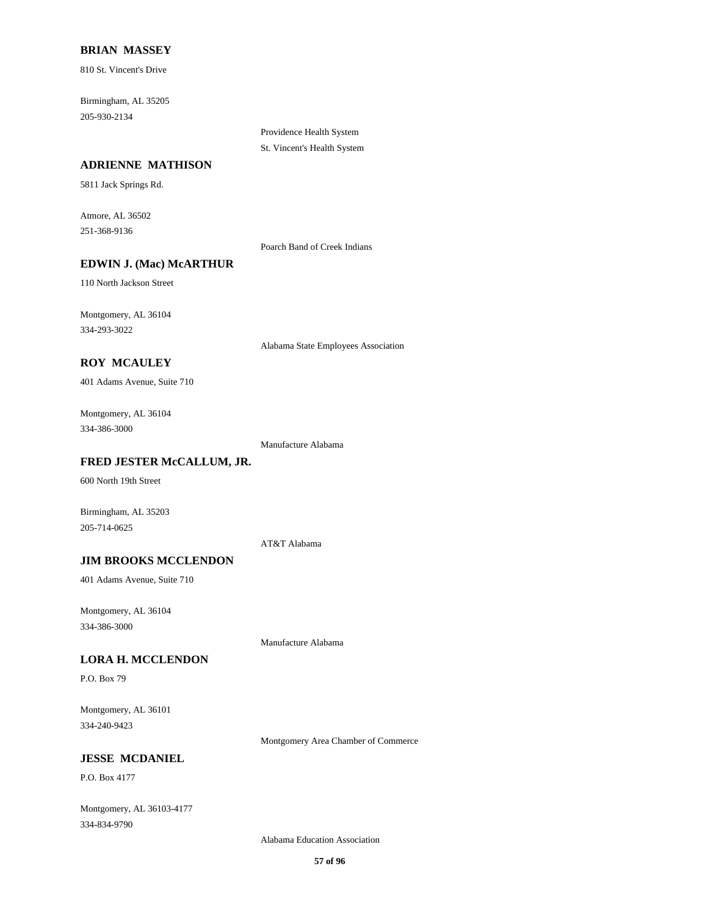**BRIAN MASSEY**

810 St. Vincent's Drive

Birmingham, AL 35205
205-930-2134

Providence Health System
St. Vincent's Health System

**ADRIENNE MATHISON**

5811 Jack Springs Rd.

Atmore, AL 36502
251-368-9136

Poarch Band of Creek Indians

**EDWIN J. (Mac) McARTHUR**

110 North Jackson Street

Montgomery, AL 36104
334-293-3022

Alabama State Employees Association

**ROY MCAULEY**

401 Adams Avenue, Suite 710

Montgomery, AL 36104
334-386-3000

Manufacture Alabama

**FRED JESTER McCALLUM, JR.**

600 North 19th Street

Birmingham, AL 35203
205-714-0625

AT&T Alabama

**JIM BROOKS MCCLENDON**

401 Adams Avenue, Suite 710

Montgomery, AL 36104
334-386-3000

Manufacture Alabama

**LORA H. MCCLENDON**

P.O. Box 79

Montgomery, AL 36101
334-240-9423

Montgomery Area Chamber of Commerce

**JESSE MCDANIEL**

P.O. Box 4177

Montgomery, AL 36103-4177
334-834-9790

Alabama Education Association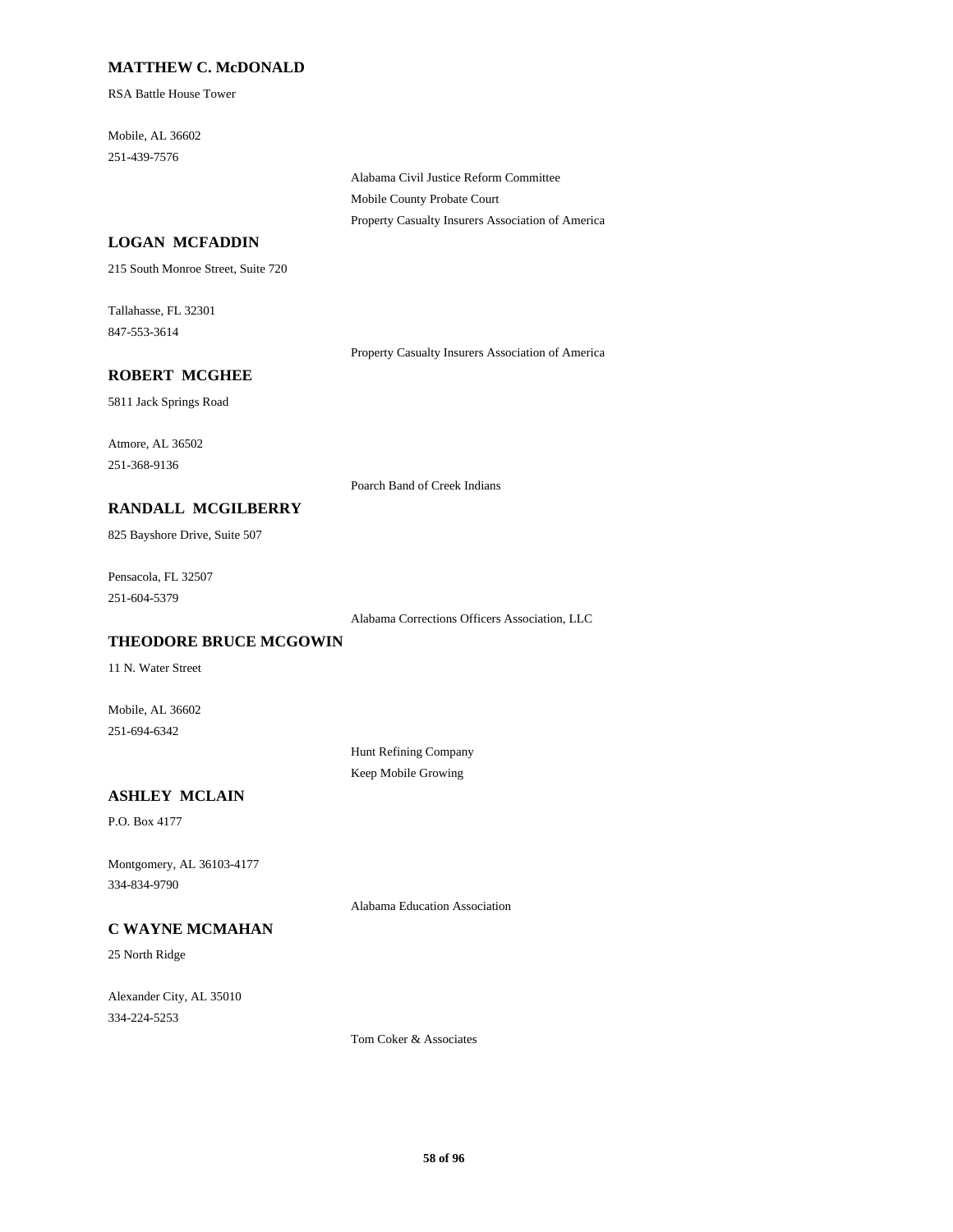**MATTHEW C. McDONALD**

RSA Battle House Tower

Mobile, AL 36602
251-439-7576

Alabama Civil Justice Reform Committee
Mobile County Probate Court
Property Casualty Insurers Association of America

**LOGAN MCFADDIN**

215 South Monroe Street, Suite 720

Tallahasse, FL 32301
847-553-3614

Property Casualty Insurers Association of America

**ROBERT MCGHEE**

5811 Jack Springs Road

Atmore, AL 36502
251-368-9136

Poarch Band of Creek Indians

**RANDALL MCGILBERRY**

825 Bayshore Drive, Suite 507

Pensacola, FL 32507
251-604-5379

Alabama Corrections Officers Association, LLC

**THEODORE BRUCE MCGOWIN**

11 N. Water Street

Mobile, AL 36602
251-694-6342

Hunt Refining Company
Keep Mobile Growing

**ASHLEY MCLAIN**

P.O. Box 4177

Montgomery, AL 36103-4177
334-834-9790

Alabama Education Association

**C WAYNE MCMAHAN**

25 North Ridge

Alexander City, AL 35010
334-224-5253

Tom Coker & Associates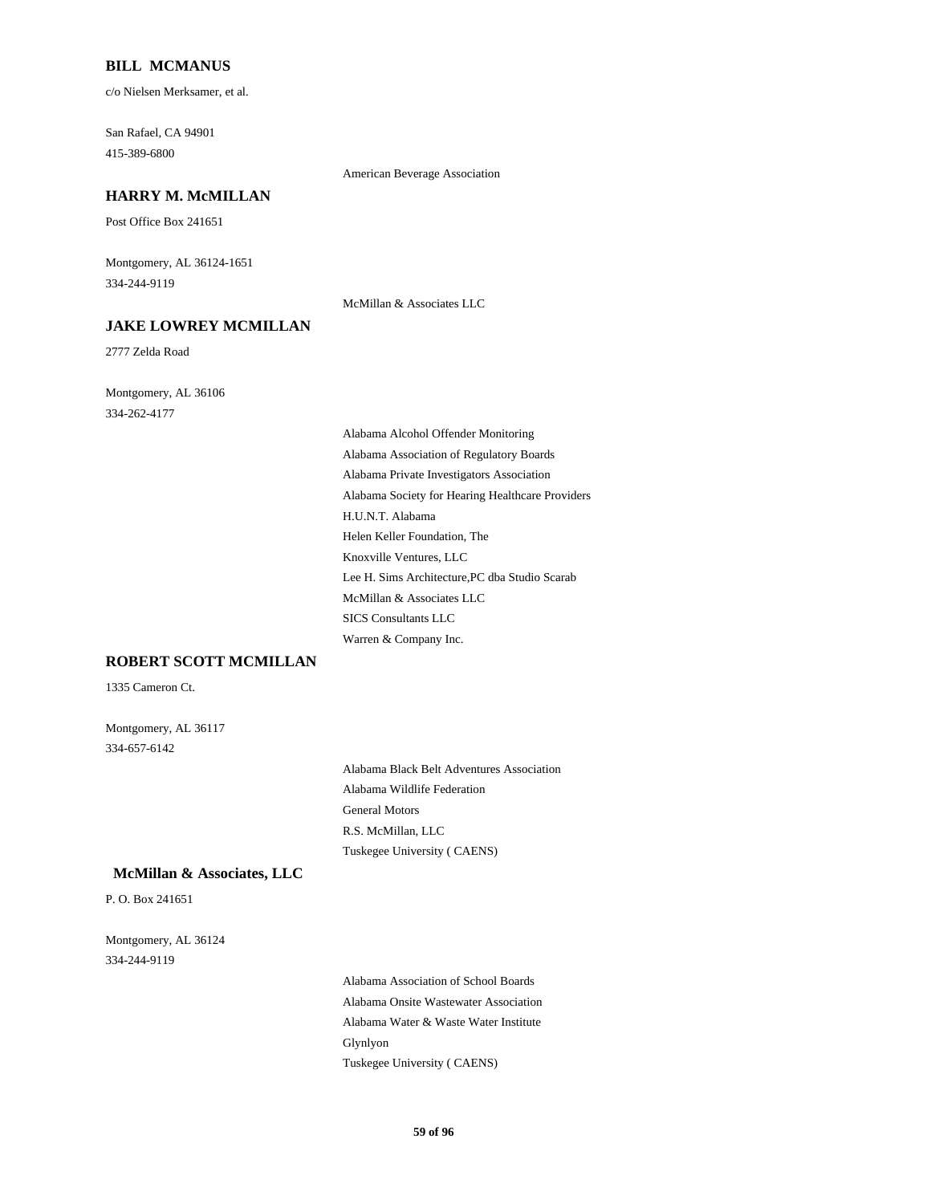### BILL MCMANUS

c/o Nielsen Merksamer, et al.

San Rafael, CA 94901
415-389-6800

American Beverage Association

### HARRY M. McMILLAN

Post Office Box 241651

Montgomery, AL 36124-1651
334-244-9119

McMillan & Associates LLC

### JAKE LOWREY MCMILLAN

2777 Zelda Road

Montgomery, AL 36106
334-262-4177

Alabama Alcohol Offender Monitoring
Alabama Association of Regulatory Boards
Alabama Private Investigators Association
Alabama Society for Hearing Healthcare Providers
H.U.N.T. Alabama
Helen Keller Foundation, The
Knoxville Ventures, LLC
Lee H. Sims Architecture,PC dba Studio Scarab
McMillan & Associates LLC
SICS Consultants LLC
Warren & Company Inc.

### ROBERT SCOTT MCMILLAN

1335 Cameron Ct.

Montgomery, AL 36117
334-657-6142

Alabama Black Belt Adventures Association
Alabama Wildlife Federation
General Motors
R.S. McMillan, LLC
Tuskegee University ( CAENS)

### McMillan & Associates, LLC

P. O. Box 241651

Montgomery, AL 36124
334-244-9119

Alabama Association of School Boards
Alabama Onsite Wastewater Association
Alabama Water & Waste Water Institute
Glynlyon
Tuskegee University ( CAENS)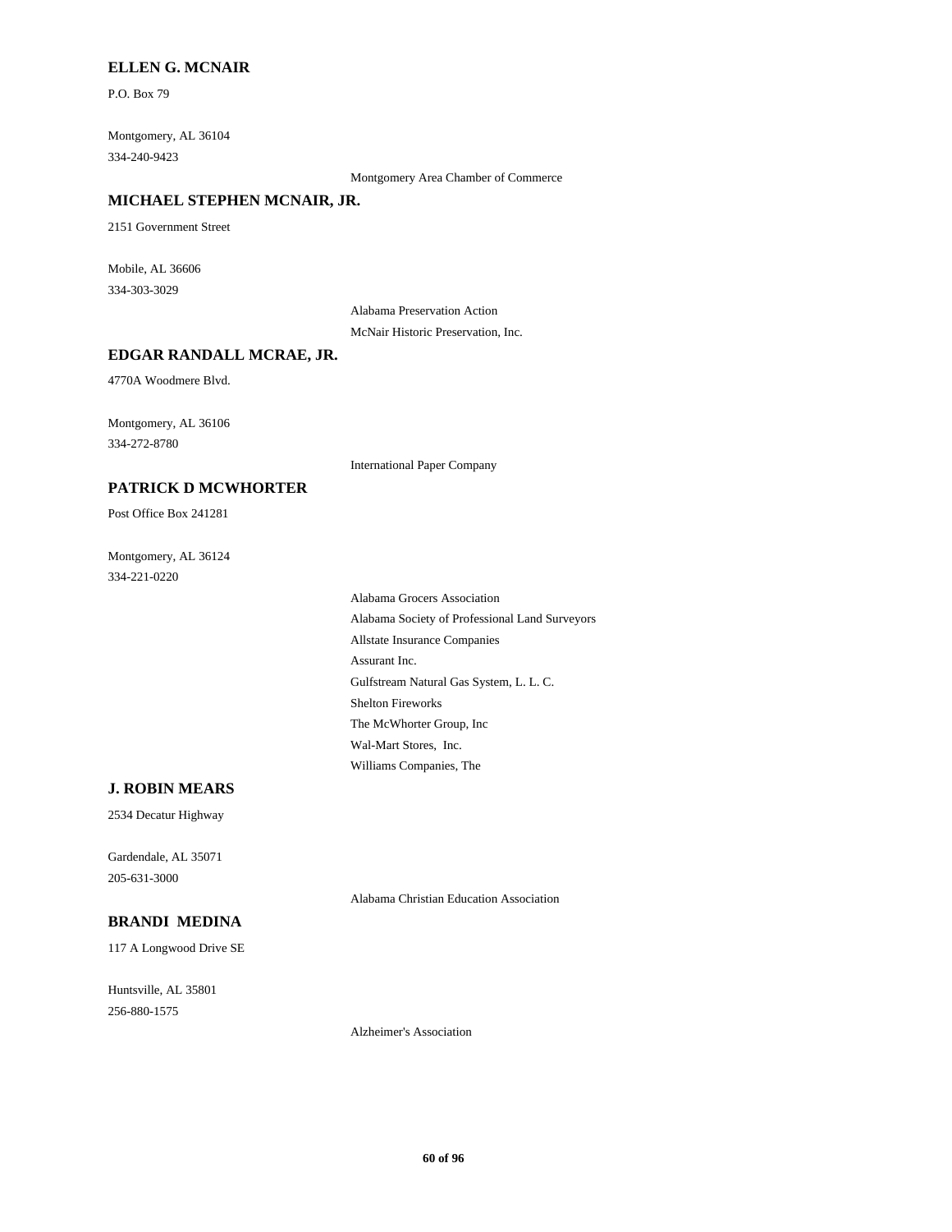**ELLEN G. MCNAIR**

P.O. Box 79

Montgomery, AL 36104

334-240-9423

Montgomery Area Chamber of Commerce

**MICHAEL STEPHEN MCNAIR, JR.**

2151 Government Street

Mobile, AL 36606

334-303-3029

Alabama Preservation Action

McNair Historic Preservation, Inc.

**EDGAR RANDALL MCRAE, JR.**

4770A Woodmere Blvd.

Montgomery, AL 36106

334-272-8780

International Paper Company

**PATRICK D MCWHORTER**

Post Office Box 241281

Montgomery, AL 36124

334-221-0220

Alabama Grocers Association

Alabama Society of Professional Land Surveyors

Allstate Insurance Companies

Assurant Inc.

Gulfstream Natural Gas System, L. L. C.

Shelton Fireworks

The McWhorter Group, Inc

Wal-Mart Stores, Inc.

Williams Companies, The

**J. ROBIN MEARS**

2534 Decatur Highway

Gardendale, AL 35071

205-631-3000

Alabama Christian Education Association

**BRANDI MEDINA**

117 A Longwood Drive SE

Huntsville, AL 35801

256-880-1575

Alzheimer's Association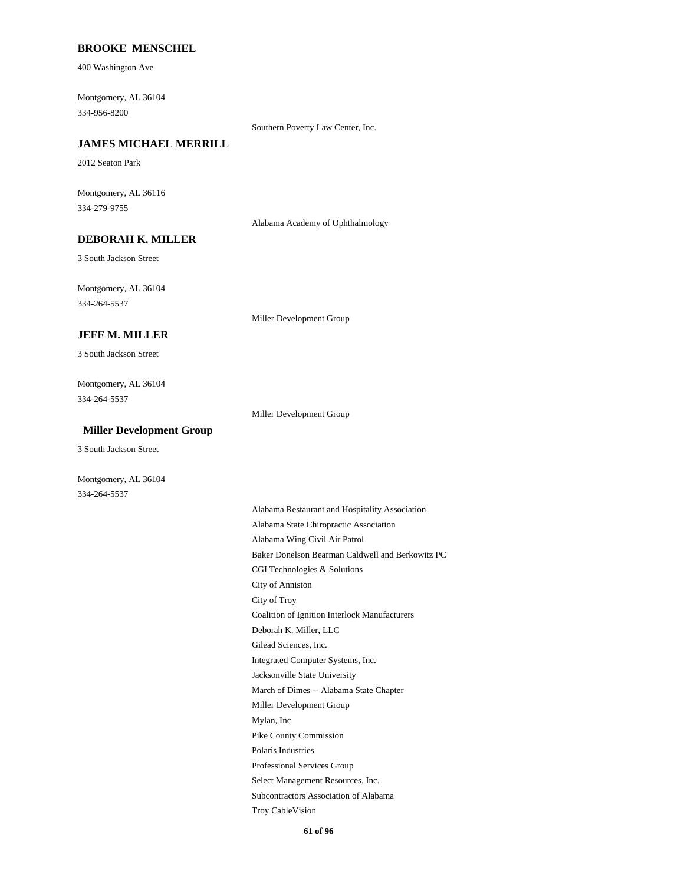### BROOKE MENSCHEL

400 Washington Ave

Montgomery, AL 36104
334-956-8200

Southern Poverty Law Center, Inc.

### JAMES MICHAEL MERRILL

2012 Seaton Park

Montgomery, AL 36116
334-279-9755

Alabama Academy of Ophthalmology

### DEBORAH K. MILLER

3 South Jackson Street

Montgomery, AL 36104
334-264-5537

Miller Development Group

### JEFF M. MILLER

3 South Jackson Street

Montgomery, AL 36104
334-264-5537

Miller Development Group

### Miller Development Group

3 South Jackson Street

Montgomery, AL 36104
334-264-5537

Alabama Restaurant and Hospitality Association
Alabama State Chiropractic Association
Alabama Wing Civil Air Patrol
Baker Donelson Bearman Caldwell and Berkowitz PC
CGI Technologies & Solutions
City of Anniston
City of Troy
Coalition of Ignition Interlock Manufacturers
Deborah K. Miller, LLC
Gilead Sciences, Inc.
Integrated Computer Systems, Inc.
Jacksonville State University
March of Dimes -- Alabama State Chapter
Miller Development Group
Mylan, Inc
Pike County Commission
Polaris Industries
Professional Services Group
Select Management Resources, Inc.
Subcontractors Association of Alabama
Troy CableVision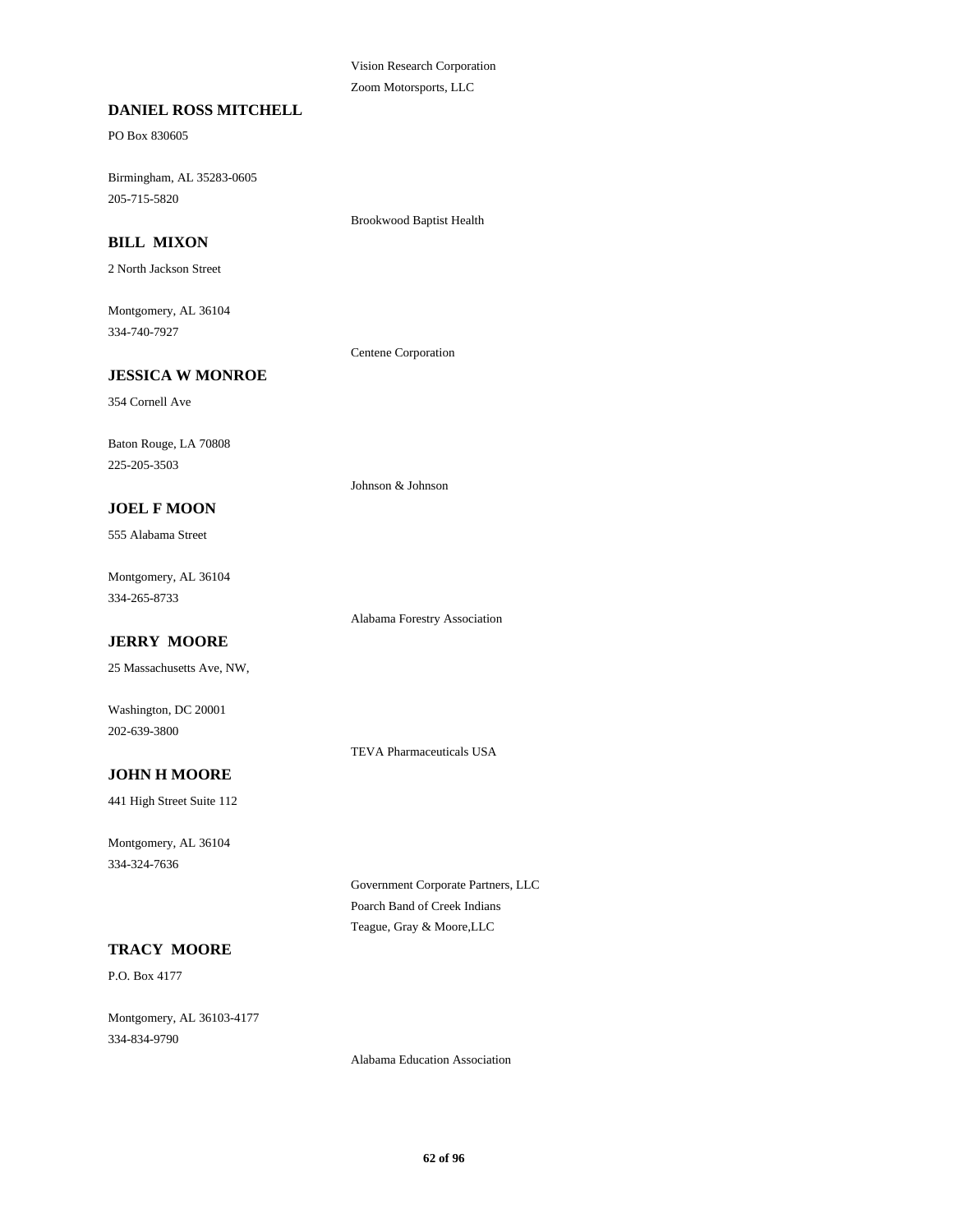Vision Research Corporation

Zoom Motorsports, LLC

**DANIEL ROSS MITCHELL**

PO Box 830605

Birmingham, AL 35283-0605

205-715-5820

Brookwood Baptist Health

**BILL MIXON**

2 North Jackson Street

Montgomery, AL 36104

334-740-7927

Centene Corporation

**JESSICA W MONROE**

354 Cornell Ave

Baton Rouge, LA 70808

225-205-3503

Johnson & Johnson

**JOEL F MOON**

555 Alabama Street

Montgomery, AL 36104

334-265-8733

Alabama Forestry Association

**JERRY MOORE**

25 Massachusetts Ave, NW,

Washington, DC 20001

202-639-3800

TEVA Pharmaceuticals USA

**JOHN H MOORE**

441 High Street Suite 112

Montgomery, AL 36104

334-324-7636

Government Corporate Partners, LLC

Poarch Band of Creek Indians

Teague, Gray & Moore,LLC

**TRACY MOORE**

P.O. Box 4177

Montgomery, AL 36103-4177

334-834-9790

Alabama Education Association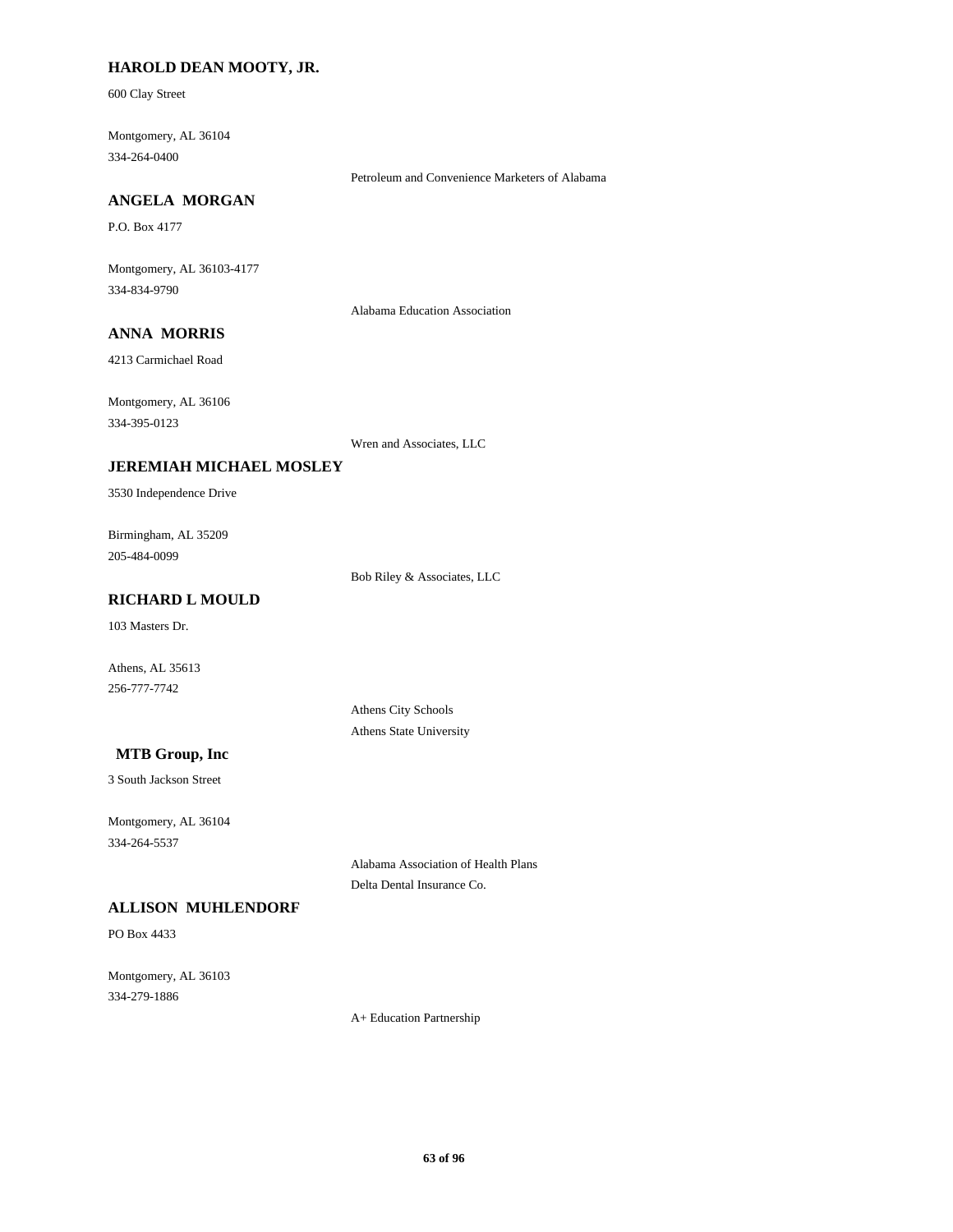**HAROLD DEAN MOOTY, JR.**

600 Clay Street

Montgomery, AL 36104
334-264-0400

Petroleum and Convenience Marketers of Alabama

**ANGELA MORGAN**

P.O. Box 4177

Montgomery, AL 36103-4177
334-834-9790

Alabama Education Association

**ANNA MORRIS**

4213 Carmichael Road

Montgomery, AL 36106
334-395-0123

Wren and Associates, LLC

**JEREMIAH MICHAEL MOSLEY**

3530 Independence Drive

Birmingham, AL 35209
205-484-0099

Bob Riley & Associates, LLC

**RICHARD L MOULD**

103 Masters Dr.

Athens, AL 35613
256-777-7742

Athens City Schools
Athens State University

**MTB Group, Inc**

3 South Jackson Street

Montgomery, AL 36104
334-264-5537

Alabama Association of Health Plans
Delta Dental Insurance Co.

**ALLISON MUHLENDORF**

PO Box 4433

Montgomery, AL 36103
334-279-1886

A+ Education Partnership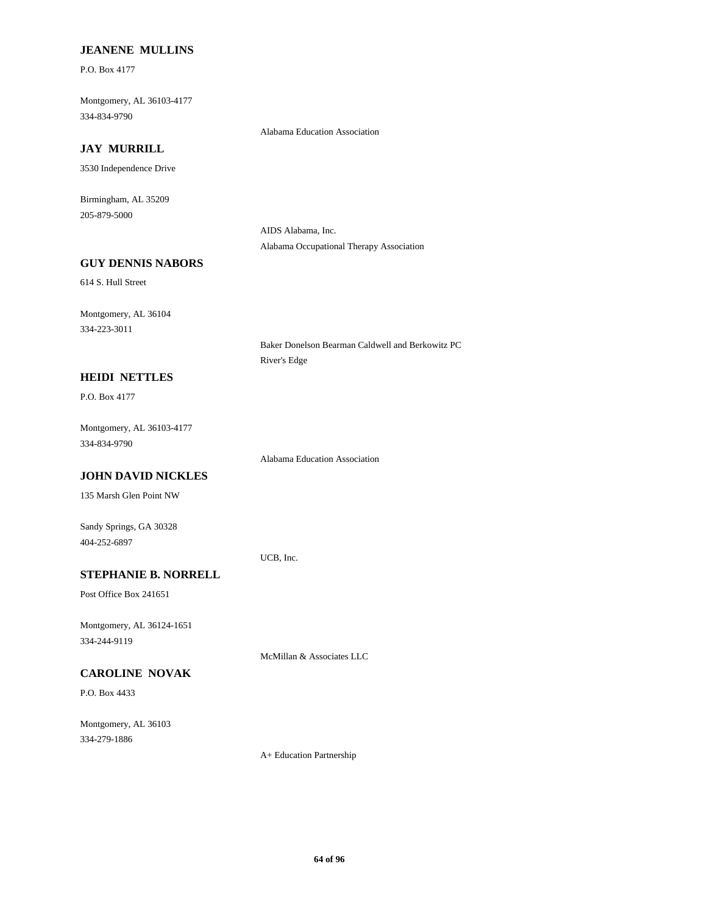**JEANENE MULLINS**

P.O. Box 4177

Montgomery, AL 36103-4177

334-834-9790

Alabama Education Association

**JAY MURRILL**

3530 Independence Drive

Birmingham, AL 35209

205-879-5000

AIDS Alabama, Inc.

Alabama Occupational Therapy Association

**GUY DENNIS NABORS**

614 S. Hull Street

Montgomery, AL 36104

334-223-3011

Baker Donelson Bearman Caldwell and Berkowitz PC

River's Edge

**HEIDI NETTLES**

P.O. Box 4177

Montgomery, AL 36103-4177

334-834-9790

Alabama Education Association

**JOHN DAVID NICKLES**

135 Marsh Glen Point NW

Sandy Springs, GA 30328

404-252-6897

UCB, Inc.

**STEPHANIE B. NORRELL**

Post Office Box 241651

Montgomery, AL 36124-1651

334-244-9119

McMillan & Associates LLC

**CAROLINE NOVAK**

P.O. Box 4433

Montgomery, AL 36103

334-279-1886

A+ Education Partnership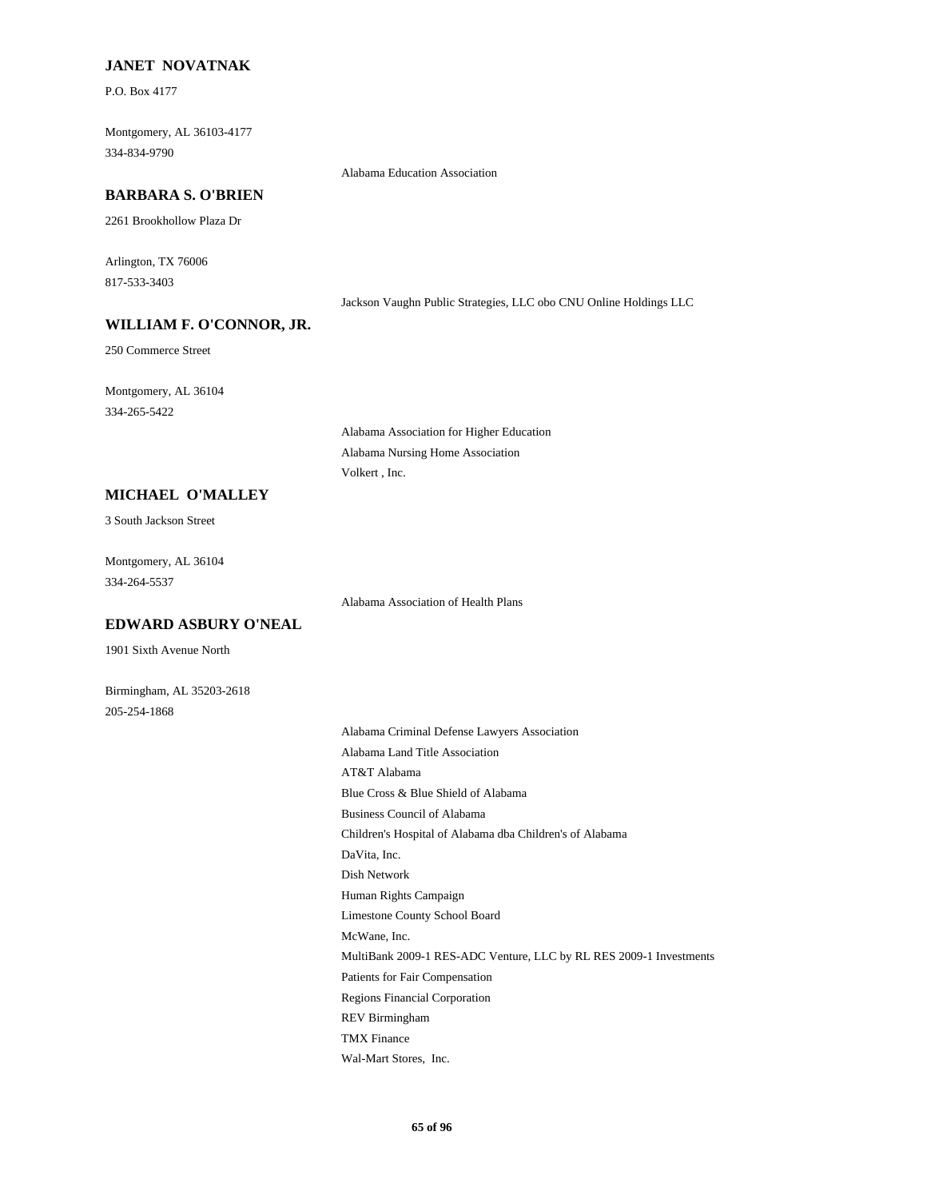**JANET NOVATNAK**

P.O. Box 4177

Montgomery, AL 36103-4177
334-834-9790

Alabama Education Association

**BARBARA S. O'BRIEN**

2261 Brookhollow Plaza Dr

Arlington, TX 76006
817-533-3403

Jackson Vaughn Public Strategies, LLC obo CNU Online Holdings LLC

**WILLIAM F. O'CONNOR, JR.**

250 Commerce Street

Montgomery, AL 36104
334-265-5422

Alabama Association for Higher Education
Alabama Nursing Home Association
Volkert , Inc.

**MICHAEL O'MALLEY**

3 South Jackson Street

Montgomery, AL 36104
334-264-5537

Alabama Association of Health Plans

**EDWARD ASBURY O'NEAL**

1901 Sixth Avenue North

Birmingham, AL 35203-2618
205-254-1868

Alabama Criminal Defense Lawyers Association
Alabama Land Title Association
AT&T Alabama
Blue Cross & Blue Shield of Alabama
Business Council of Alabama
Children's Hospital of Alabama dba Children's of Alabama
DaVita, Inc.
Dish Network
Human Rights Campaign
Limestone County School Board
McWane, Inc.
MultiBank 2009-1 RES-ADC Venture, LLC by RL RES 2009-1 Investments
Patients for Fair Compensation
Regions Financial Corporation
REV Birmingham
TMX Finance
Wal-Mart Stores, Inc.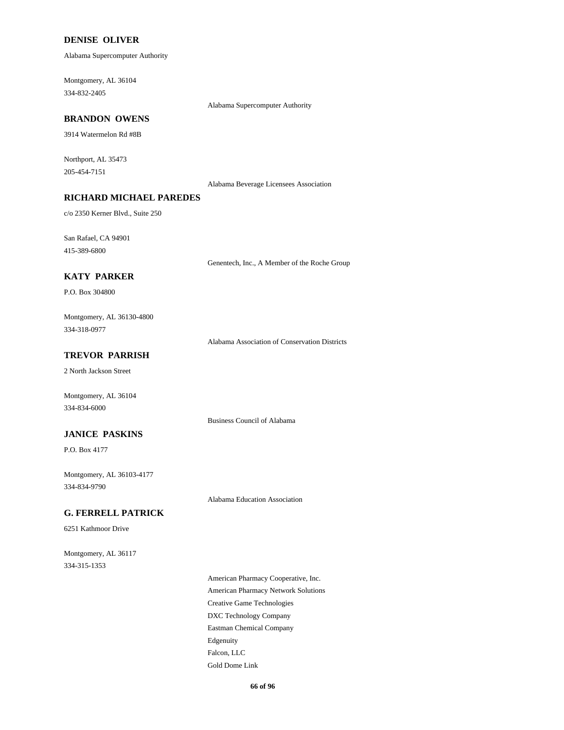**DENISE OLIVER**

Alabama Supercomputer Authority

Montgomery, AL 36104
334-832-2405

Alabama Supercomputer Authority

**BRANDON OWENS**

3914 Watermelon Rd #8B

Northport, AL 35473
205-454-7151

Alabama Beverage Licensees Association

**RICHARD MICHAEL PAREDES**

c/o 2350 Kerner Blvd., Suite 250

San Rafael, CA 94901
415-389-6800

Genentech, Inc., A Member of the Roche Group

**KATY PARKER**

P.O. Box 304800

Montgomery, AL 36130-4800
334-318-0977

Alabama Association of Conservation Districts

**TREVOR PARRISH**

2 North Jackson Street

Montgomery, AL 36104
334-834-6000

Business Council of Alabama

**JANICE PASKINS**

P.O. Box 4177

Montgomery, AL 36103-4177
334-834-9790

Alabama Education Association

**G. FERRELL PATRICK**

6251 Kathmoor Drive

Montgomery, AL 36117
334-315-1353

American Pharmacy Cooperative, Inc.
American Pharmacy Network Solutions
Creative Game Technologies
DXC Technology Company
Eastman Chemical Company
Edgenuity
Falcon, LLC
Gold Dome Link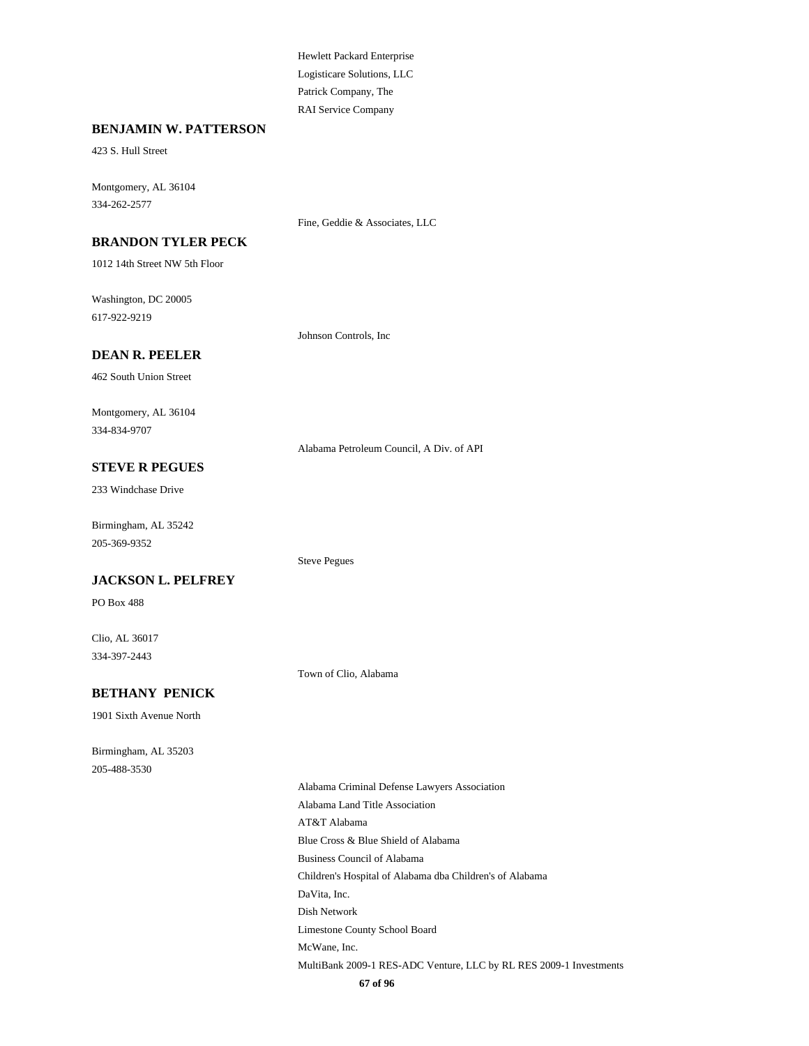Hewlett Packard Enterprise
Logisticare Solutions, LLC
Patrick Company, The
RAI Service Company

**BENJAMIN W. PATTERSON**

423 S. Hull Street

Montgomery, AL 36104
334-262-2577

Fine, Geddie & Associates, LLC

**BRANDON TYLER PECK**

1012 14th Street NW 5th Floor

Washington, DC 20005
617-922-9219

Johnson Controls, Inc

**DEAN R. PEELER**

462 South Union Street

Montgomery, AL 36104
334-834-9707

Alabama Petroleum Council, A Div. of API

**STEVE R PEGUES**

233 Windchase Drive

Birmingham, AL 35242
205-369-9352

Steve Pegues

**JACKSON L. PELFREY**

PO Box 488

Clio, AL 36017
334-397-2443

Town of Clio, Alabama

**BETHANY PENICK**

1901 Sixth Avenue North

Birmingham, AL 35203
205-488-3530

Alabama Criminal Defense Lawyers Association
Alabama Land Title Association
AT&T Alabama
Blue Cross & Blue Shield of Alabama
Business Council of Alabama
Children's Hospital of Alabama dba Children's of Alabama
DaVita, Inc.
Dish Network
Limestone County School Board
McWane, Inc.
MultiBank 2009-1 RES-ADC Venture, LLC by RL RES 2009-1 Investments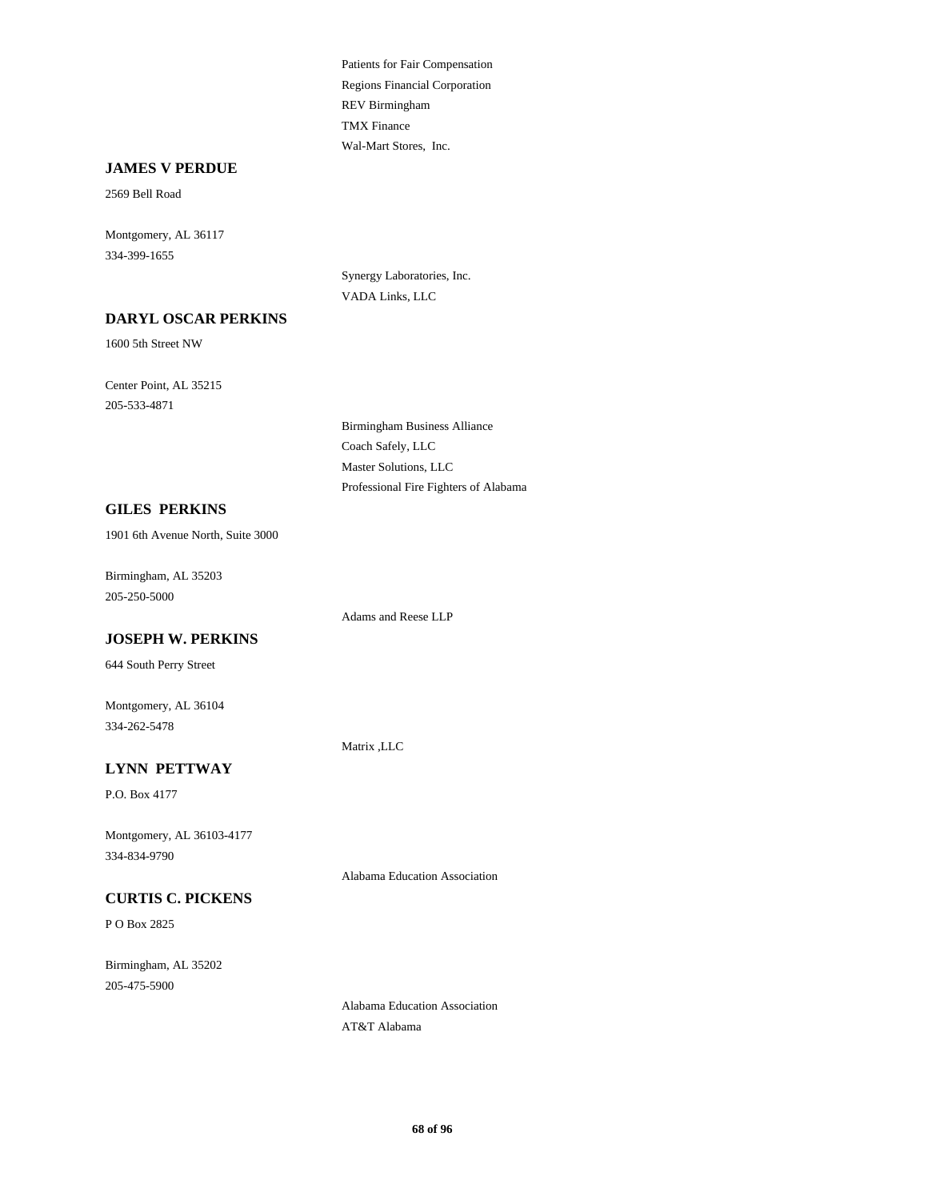Patients for Fair Compensation
Regions Financial Corporation
REV Birmingham
TMX Finance
Wal-Mart Stores, Inc.

**JAMES V PERDUE**

2569 Bell Road

Montgomery, AL 36117
334-399-1655

Synergy Laboratories, Inc.
VADA Links, LLC

**DARYL OSCAR PERKINS**

1600 5th Street NW

Center Point, AL 35215
205-533-4871

Birmingham Business Alliance
Coach Safely, LLC
Master Solutions, LLC
Professional Fire Fighters of Alabama

**GILES PERKINS**

1901 6th Avenue North, Suite 3000

Birmingham, AL 35203
205-250-5000

Adams and Reese LLP

**JOSEPH W. PERKINS**

644 South Perry Street

Montgomery, AL 36104
334-262-5478

Matrix ,LLC

**LYNN PETTWAY**

P.O. Box 4177

Montgomery, AL 36103-4177
334-834-9790

Alabama Education Association

**CURTIS C. PICKENS**

P O Box 2825

Birmingham, AL 35202
205-475-5900

Alabama Education Association
AT&T Alabama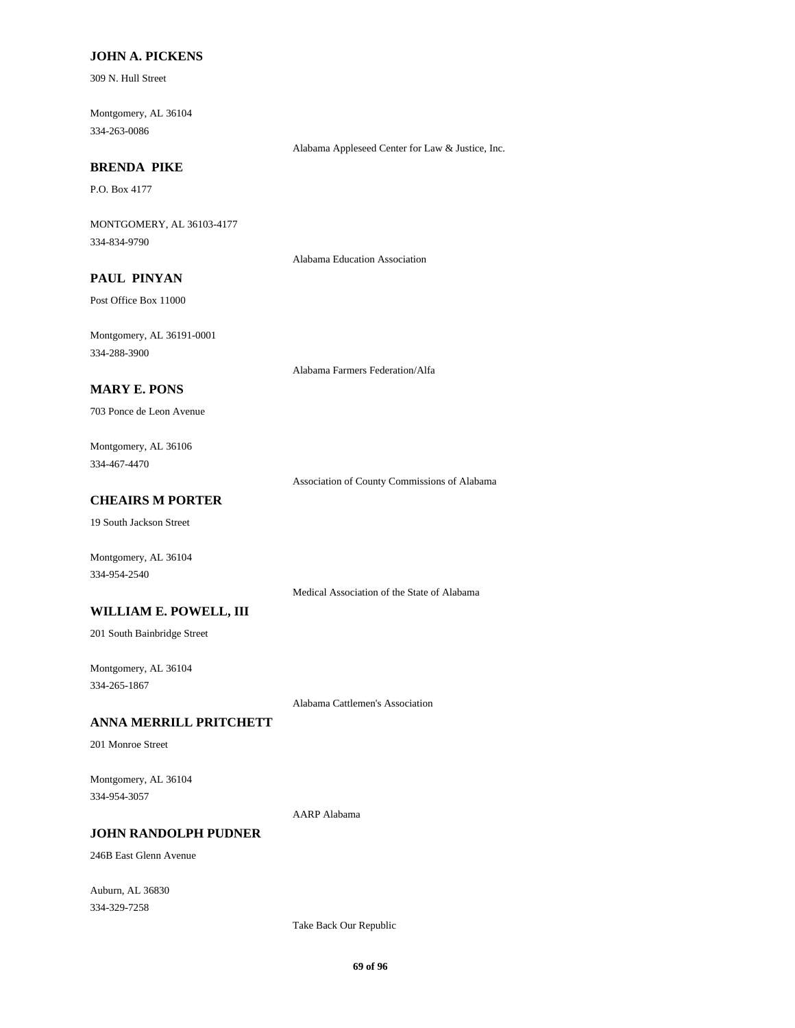**JOHN A. PICKENS**

309 N. Hull Street

Montgomery, AL 36104
334-263-0086

Alabama Appleseed Center for Law & Justice, Inc.

**BRENDA PIKE**

P.O. Box 4177

MONTGOMERY, AL 36103-4177
334-834-9790

Alabama Education Association

**PAUL PINYAN**

Post Office Box 11000

Montgomery, AL 36191-0001
334-288-3900

Alabama Farmers Federation/Alfa

**MARY E. PONS**

703 Ponce de Leon Avenue

Montgomery, AL 36106
334-467-4470

Association of County Commissions of Alabama

**CHEAIRS M PORTER**

19 South Jackson Street

Montgomery, AL 36104
334-954-2540

Medical Association of the State of Alabama

**WILLIAM E. POWELL, III**

201 South Bainbridge Street

Montgomery, AL 36104
334-265-1867

Alabama Cattlemen's Association

**ANNA MERRILL PRITCHETT**

201 Monroe Street

Montgomery, AL 36104
334-954-3057

AARP Alabama

**JOHN RANDOLPH PUDNER**

246B East Glenn Avenue

Auburn, AL 36830
334-329-7258

Take Back Our Republic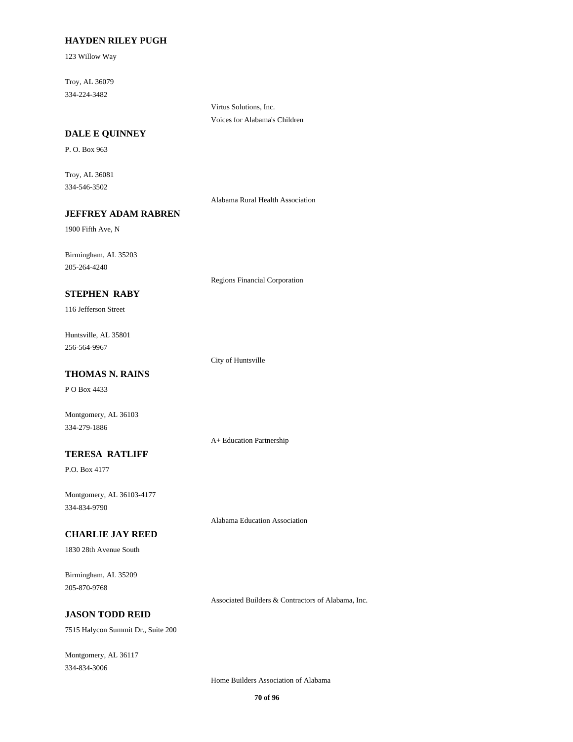**HAYDEN RILEY PUGH**

123 Willow Way

Troy, AL 36079
334-224-3482

Virtus Solutions, Inc.
Voices for Alabama's Children

**DALE E QUINNEY**

P. O. Box 963

Troy, AL 36081
334-546-3502

Alabama Rural Health Association

**JEFFREY ADAM RABREN**

1900 Fifth Ave, N

Birmingham, AL 35203
205-264-4240

Regions Financial Corporation

**STEPHEN RABY**

116 Jefferson Street

Huntsville, AL 35801
256-564-9967

City of Huntsville

**THOMAS N. RAINS**

P O Box 4433

Montgomery, AL 36103
334-279-1886

A+ Education Partnership

**TERESA RATLIFF**

P.O. Box 4177

Montgomery, AL 36103-4177
334-834-9790

Alabama Education Association

**CHARLIE JAY REED**

1830 28th Avenue South

Birmingham, AL 35209
205-870-9768

Associated Builders & Contractors of Alabama, Inc.

**JASON TODD REID**

7515 Halycon Summit Dr., Suite 200

Montgomery, AL 36117
334-834-3006

Home Builders Association of Alabama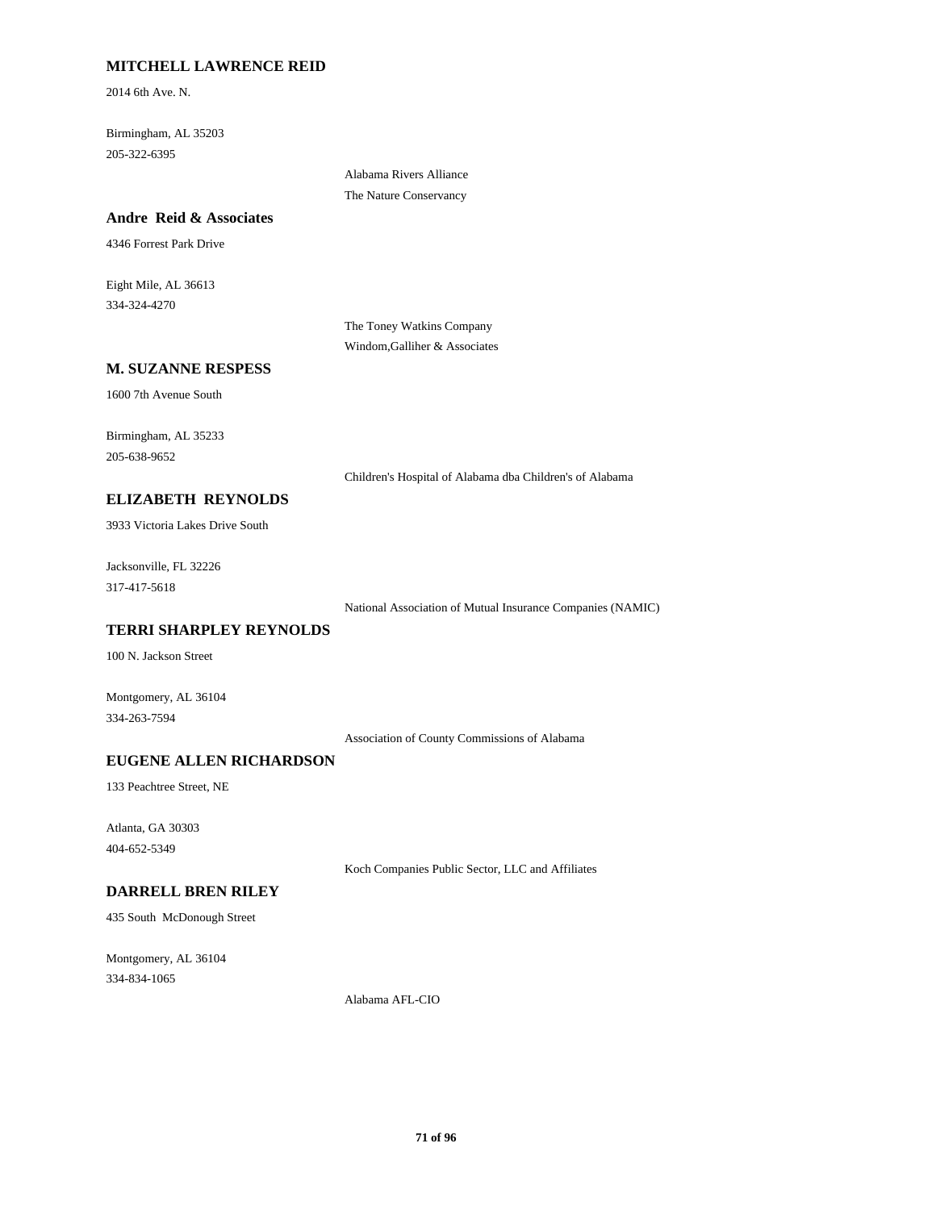**MITCHELL LAWRENCE REID**

2014 6th Ave. N.

Birmingham, AL 35203
205-322-6395

Alabama Rivers Alliance
The Nature Conservancy

**Andre Reid & Associates**

4346 Forrest Park Drive

Eight Mile, AL 36613
334-324-4270

The Toney Watkins Company
Windom,Galliher & Associates

**M. SUZANNE RESPESS**

1600 7th Avenue South

Birmingham, AL 35233
205-638-9652

Children's Hospital of Alabama dba Children's of Alabama

**ELIZABETH REYNOLDS**

3933 Victoria Lakes Drive South

Jacksonville, FL 32226
317-417-5618

National Association of Mutual Insurance Companies (NAMIC)

**TERRI SHARPLEY REYNOLDS**

100 N. Jackson Street

Montgomery, AL 36104
334-263-7594

Association of County Commissions of Alabama

**EUGENE ALLEN RICHARDSON**

133 Peachtree Street, NE

Atlanta, GA 30303
404-652-5349

Koch Companies Public Sector, LLC and Affiliates

**DARRELL BREN RILEY**

435 South McDonough Street

Montgomery, AL 36104
334-834-1065

Alabama AFL-CIO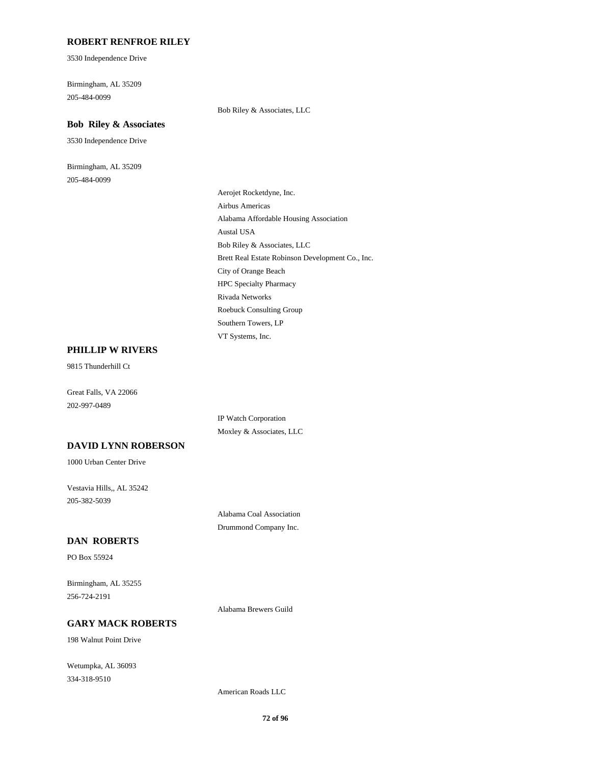**ROBERT RENFROE RILEY**

3530 Independence Drive

Birmingham, AL 35209
205-484-0099

Bob Riley & Associates, LLC

**Bob Riley & Associates**

3530 Independence Drive

Birmingham, AL 35209
205-484-0099

Aerojet Rocketdyne, Inc.
Airbus Americas
Alabama Affordable Housing Association
Austal USA
Bob Riley & Associates, LLC
Brett Real Estate Robinson Development Co., Inc.
City of Orange Beach
HPC Specialty Pharmacy
Rivada Networks
Roebuck Consulting Group
Southern Towers, LP
VT Systems, Inc.

**PHILLIP W RIVERS**

9815 Thunderhill Ct

Great Falls, VA 22066
202-997-0489

IP Watch Corporation
Moxley & Associates, LLC

**DAVID LYNN ROBERSON**

1000 Urban Center Drive

Vestavia Hills,, AL 35242
205-382-5039

Alabama Coal Association
Drummond Company Inc.

**DAN ROBERTS**

PO Box 55924

Birmingham, AL 35255
256-724-2191

Alabama Brewers Guild

**GARY MACK ROBERTS**

198 Walnut Point Drive

Wetumpka, AL 36093
334-318-9510

American Roads LLC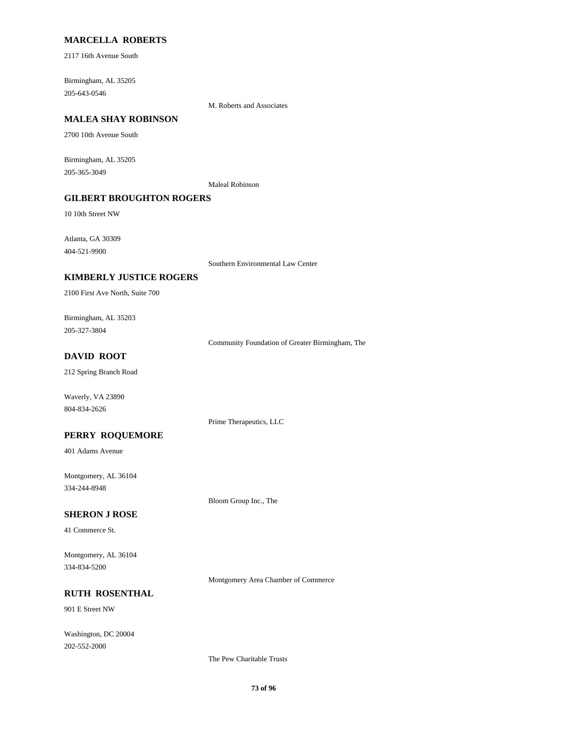**MARCELLA ROBERTS**

2117 16th Avenue South

Birmingham, AL 35205
205-643-0546

M. Roberts and Associates

**MALEA SHAY ROBINSON**

2700 10th Avenue South

Birmingham, AL 35205
205-365-3049

Maleal Robinson

**GILBERT BROUGHTON ROGERS**

10 10th Street NW

Atlanta, GA 30309
404-521-9900

Southern Environmental Law Center

**KIMBERLY JUSTICE ROGERS**

2100 First Ave North, Suite 700

Birmingham, AL 35203
205-327-3804

Community Foundation of Greater Birmingham, The

**DAVID ROOT**

212 Spring Branch Road

Waverly, VA 23890
804-834-2626

Prime Therapeutics, LLC

**PERRY ROQUEMORE**

401 Adams Avenue

Montgomery, AL 36104
334-244-8948

Bloom Group Inc., The

**SHERON J ROSE**

41 Commerce St.

Montgomery, AL 36104
334-834-5200

Montgomery Area Chamber of Commerce

**RUTH ROSENTHAL**

901 E Street NW

Washington, DC 20004
202-552-2000

The Pew Charitable Trusts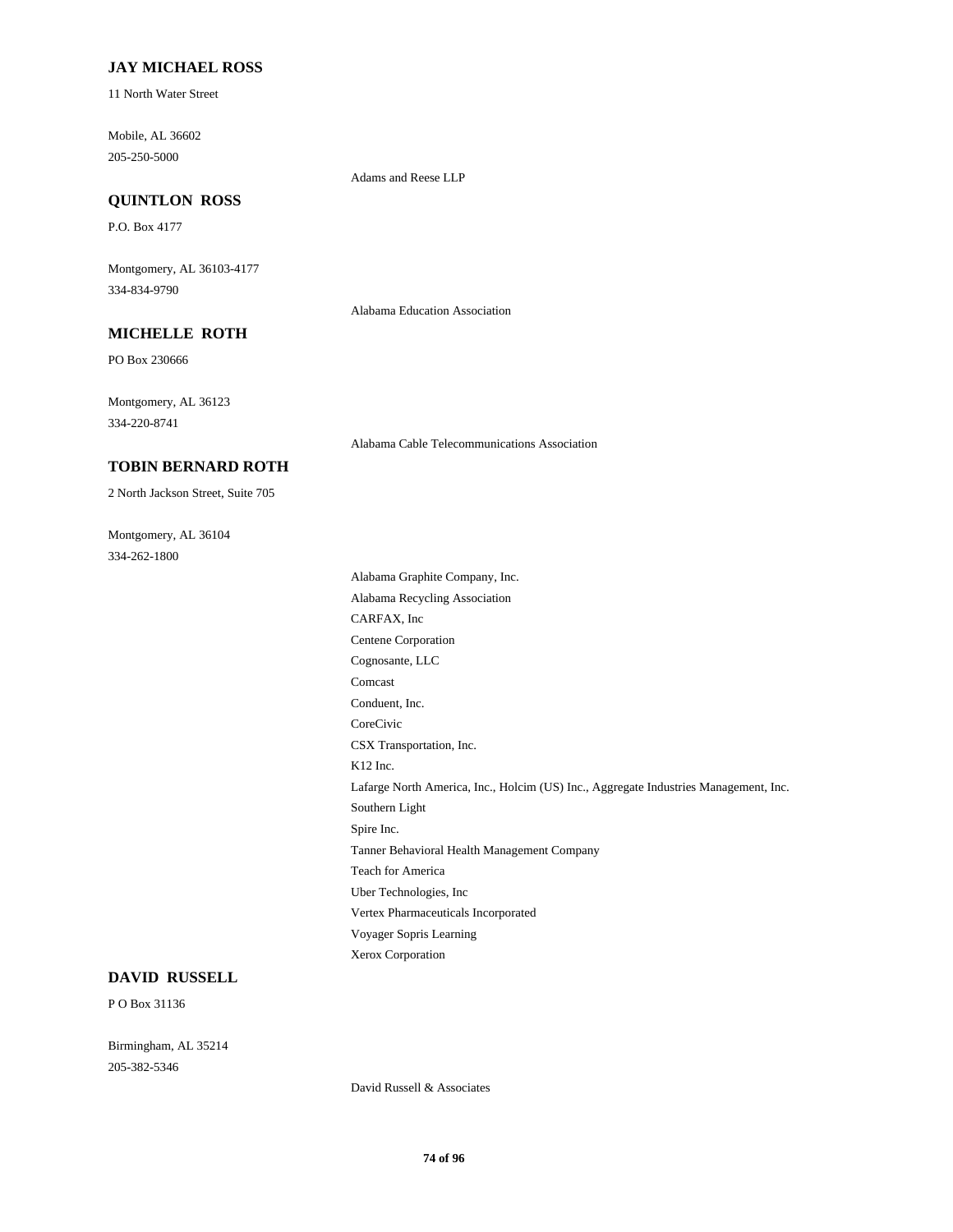**JAY MICHAEL ROSS**

11 North Water Street

Mobile, AL 36602

205-250-5000

Adams and Reese LLP

**QUINTLON ROSS**

P.O. Box 4177

Montgomery, AL 36103-4177

334-834-9790

Alabama Education Association

**MICHELLE ROTH**

PO Box 230666

Montgomery, AL 36123

334-220-8741

Alabama Cable Telecommunications Association

**TOBIN BERNARD ROTH**

2 North Jackson Street, Suite 705

Montgomery, AL 36104

334-262-1800

Alabama Graphite Company, Inc.

Alabama Recycling Association

CARFAX, Inc

Centene Corporation

Cognosante, LLC

Comcast

Conduent, Inc.

CoreCivic

CSX Transportation, Inc.

K12 Inc.

Lafarge North America, Inc., Holcim (US) Inc., Aggregate Industries Management, Inc.

Southern Light

Spire Inc.

Tanner Behavioral Health Management Company

Teach for America

Uber Technologies, Inc

Vertex Pharmaceuticals Incorporated

Voyager Sopris Learning

Xerox Corporation

**DAVID RUSSELL**

P O Box 31136

Birmingham, AL 35214

205-382-5346

David Russell & Associates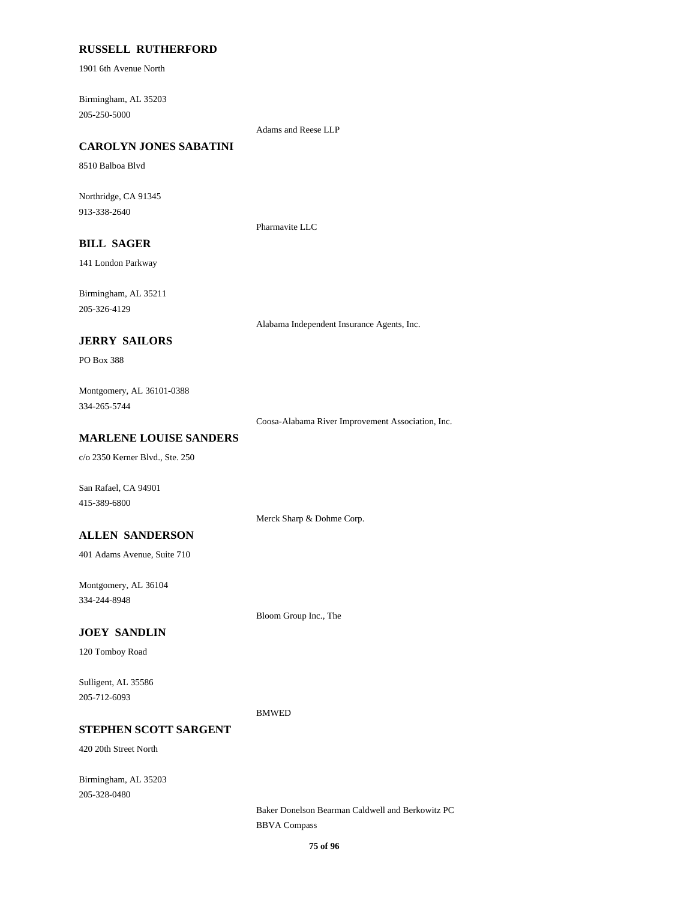**RUSSELL RUTHERFORD**

1901 6th Avenue North

Birmingham, AL 35203
205-250-5000

Adams and Reese LLP

**CAROLYN JONES SABATINI**

8510 Balboa Blvd

Northridge, CA 91345
913-338-2640

Pharmavite LLC

**BILL SAGER**

141 London Parkway

Birmingham, AL 35211
205-326-4129

Alabama Independent Insurance Agents, Inc.

**JERRY SAILORS**

PO Box 388

Montgomery, AL 36101-0388
334-265-5744

Coosa-Alabama River Improvement Association, Inc.

**MARLENE LOUISE SANDERS**

c/o 2350 Kerner Blvd., Ste. 250

San Rafael, CA 94901
415-389-6800

Merck Sharp & Dohme Corp.

**ALLEN SANDERSON**

401 Adams Avenue, Suite 710

Montgomery, AL 36104
334-244-8948

Bloom Group Inc., The

**JOEY SANDLIN**

120 Tomboy Road

Sulligent, AL 35586
205-712-6093

BMWED

**STEPHEN SCOTT SARGENT**

420 20th Street North

Birmingham, AL 35203
205-328-0480

Baker Donelson Bearman Caldwell and Berkowitz PC

BBVA Compass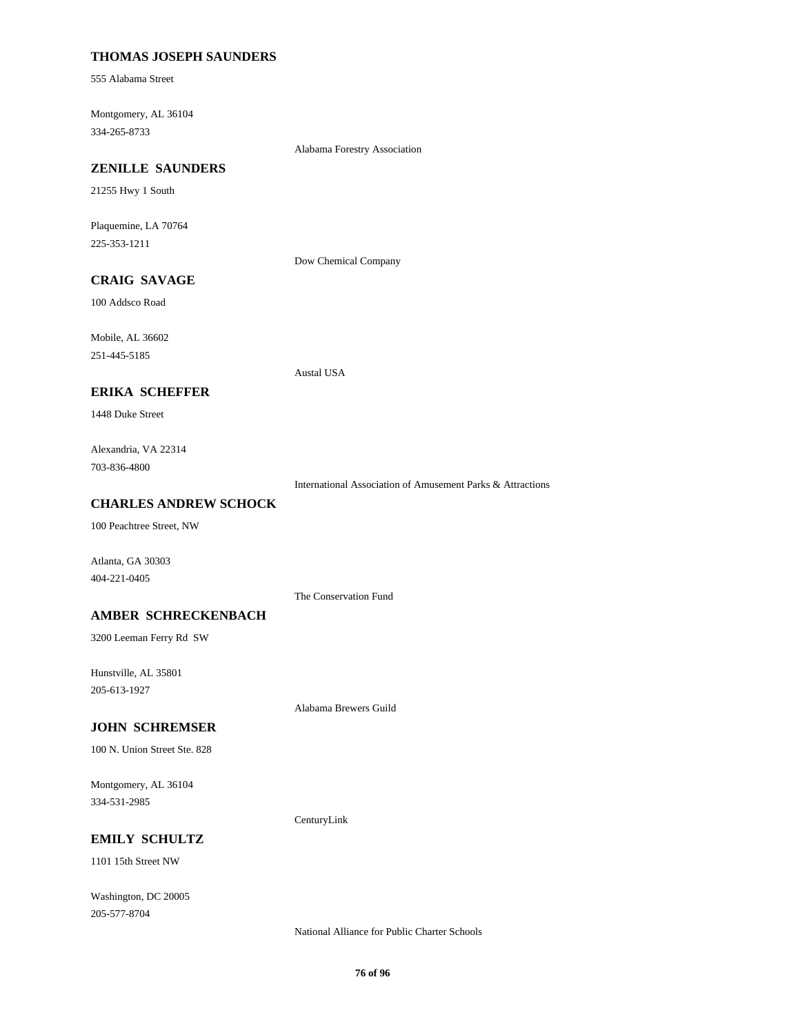**THOMAS JOSEPH SAUNDERS**

555 Alabama Street

Montgomery, AL 36104
334-265-8733

Alabama Forestry Association

**ZENILLE SAUNDERS**

21255 Hwy 1 South

Plaquemine, LA 70764
225-353-1211

Dow Chemical Company

**CRAIG SAVAGE**

100 Addsco Road

Mobile, AL 36602
251-445-5185

Austal USA

**ERIKA SCHEFFER**

1448 Duke Street

Alexandria, VA 22314
703-836-4800

International Association of Amusement Parks & Attractions

**CHARLES ANDREW SCHOCK**

100 Peachtree Street, NW

Atlanta, GA 30303
404-221-0405

The Conservation Fund

**AMBER SCHRECKENBACH**

3200 Leeman Ferry Rd SW

Hunstville, AL 35801
205-613-1927

Alabama Brewers Guild

**JOHN SCHREMSER**

100 N. Union Street Ste. 828

Montgomery, AL 36104
334-531-2985

CenturyLink

**EMILY SCHULTZ**

1101 15th Street NW

Washington, DC 20005
205-577-8704

National Alliance for Public Charter Schools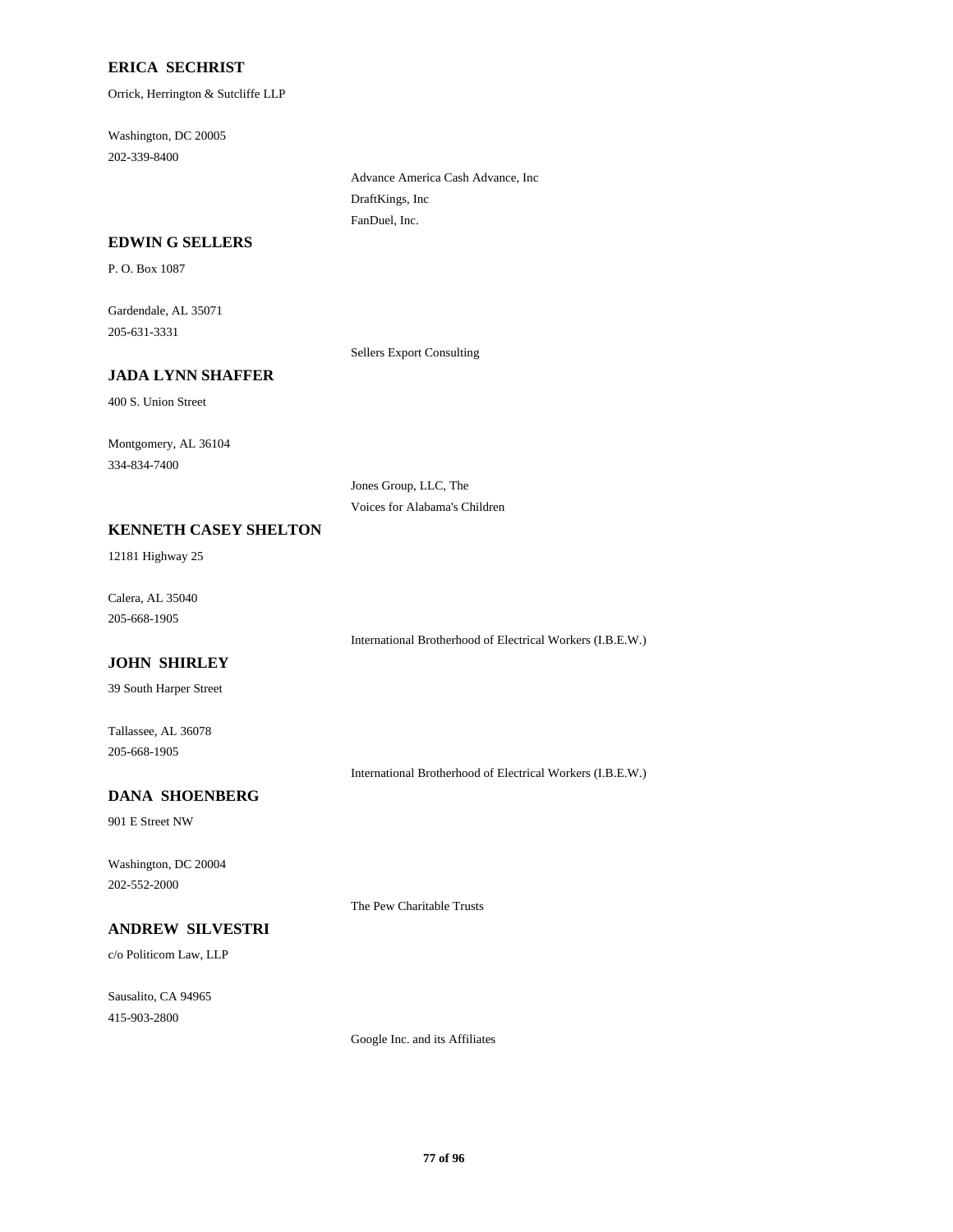**ERICA SECHRIST**

Orrick, Herrington & Sutcliffe LLP

Washington, DC 20005

202-339-8400

Advance America Cash Advance, Inc

DraftKings, Inc

FanDuel, Inc.

**EDWIN G SELLERS**

P. O. Box 1087

Gardendale, AL 35071

205-631-3331

Sellers Export Consulting

**JADA LYNN SHAFFER**

400 S. Union Street

Montgomery, AL 36104

334-834-7400

Jones Group, LLC, The

Voices for Alabama's Children

**KENNETH CASEY SHELTON**

12181 Highway 25

Calera, AL 35040

205-668-1905

International Brotherhood of Electrical Workers (I.B.E.W.)

**JOHN SHIRLEY**

39 South Harper Street

Tallassee, AL 36078

205-668-1905

International Brotherhood of Electrical Workers (I.B.E.W.)

**DANA SHOENBERG**

901 E Street NW

Washington, DC 20004

202-552-2000

The Pew Charitable Trusts

**ANDREW SILVESTRI**

c/o Politicom Law, LLP

Sausalito, CA 94965

415-903-2800

Google Inc. and its Affiliates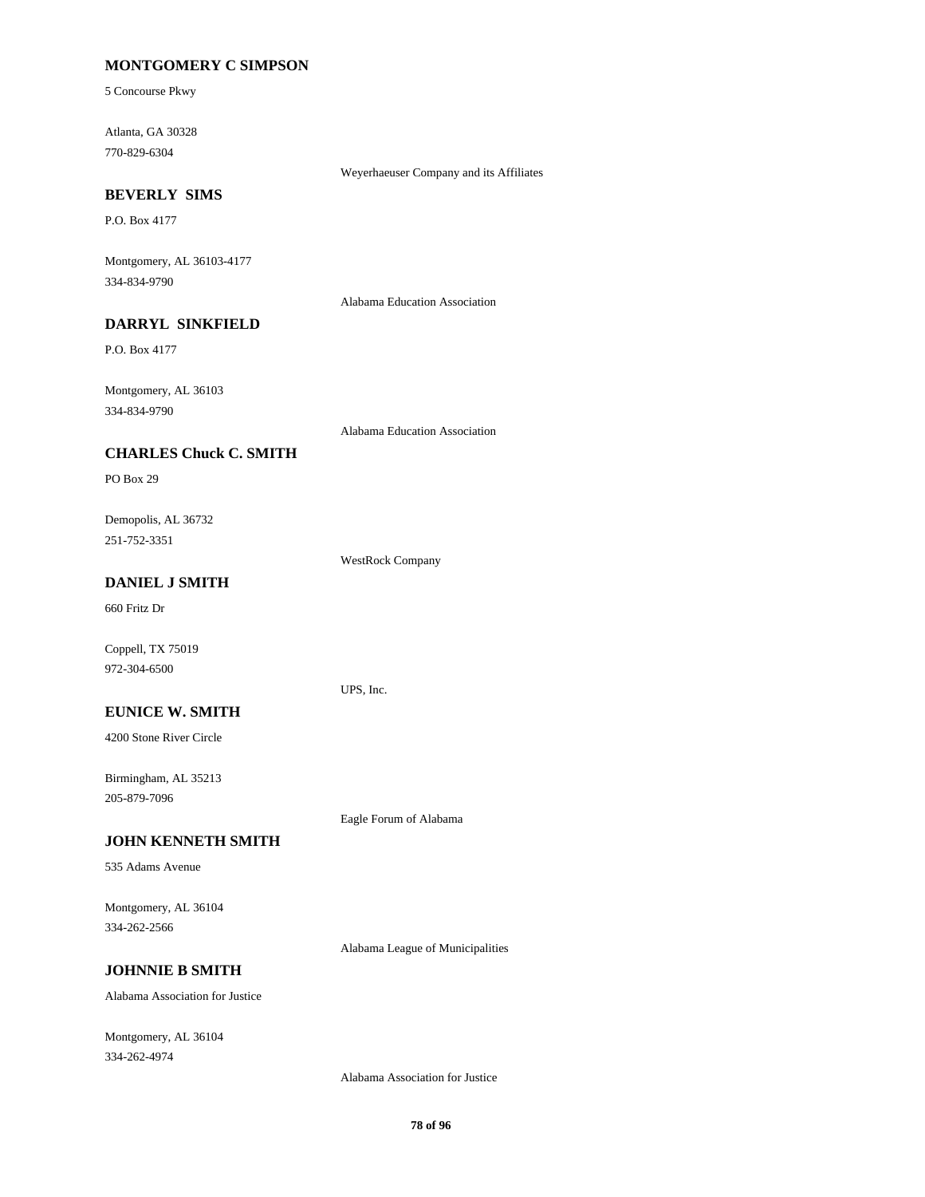**MONTGOMERY C SIMPSON**

5 Concourse Pkwy

Atlanta, GA 30328
770-829-6304

Weyerhaeuser Company and its Affiliates

**BEVERLY SIMS**

P.O. Box 4177

Montgomery, AL 36103-4177
334-834-9790

Alabama Education Association

**DARRYL SINKFIELD**

P.O. Box 4177

Montgomery, AL 36103
334-834-9790

Alabama Education Association

**CHARLES Chuck C. SMITH**

PO Box 29

Demopolis, AL 36732
251-752-3351

WestRock Company

**DANIEL J SMITH**

660 Fritz Dr

Coppell, TX 75019
972-304-6500

UPS, Inc.

**EUNICE W. SMITH**

4200 Stone River Circle

Birmingham, AL 35213
205-879-7096

Eagle Forum of Alabama

**JOHN KENNETH SMITH**

535 Adams Avenue

Montgomery, AL 36104
334-262-2566

Alabama League of Municipalities

**JOHNNIE B SMITH**

Alabama Association for Justice

Montgomery, AL 36104
334-262-4974

Alabama Association for Justice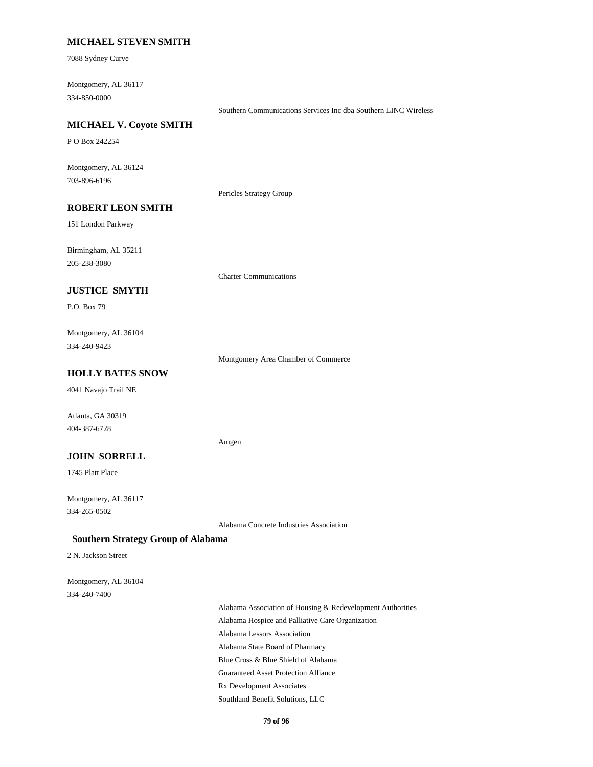### MICHAEL STEVEN SMITH

7088 Sydney Curve

Montgomery, AL 36117
334-850-0000

Southern Communications Services Inc dba Southern LINC Wireless

### MICHAEL V. Coyote SMITH

P O Box 242254

Montgomery, AL 36124
703-896-6196

Pericles Strategy Group

### ROBERT LEON SMITH

151 London Parkway

Birmingham, AL 35211
205-238-3080

Charter Communications

### JUSTICE SMYTH

P.O. Box 79

Montgomery, AL 36104
334-240-9423

Montgomery Area Chamber of Commerce

### HOLLY BATES SNOW

4041 Navajo Trail NE

Atlanta, GA 30319
404-387-6728

Amgen

### JOHN SORRELL

1745 Platt Place

Montgomery, AL 36117
334-265-0502

Alabama Concrete Industries Association

### Southern Strategy Group of Alabama

2 N. Jackson Street

Montgomery, AL 36104
334-240-7400

Alabama Association of Housing & Redevelopment Authorities
Alabama Hospice and Palliative Care Organization
Alabama Lessors Association
Alabama State Board of Pharmacy
Blue Cross & Blue Shield of Alabama
Guaranteed Asset Protection Alliance
Rx Development Associates
Southland Benefit Solutions, LLC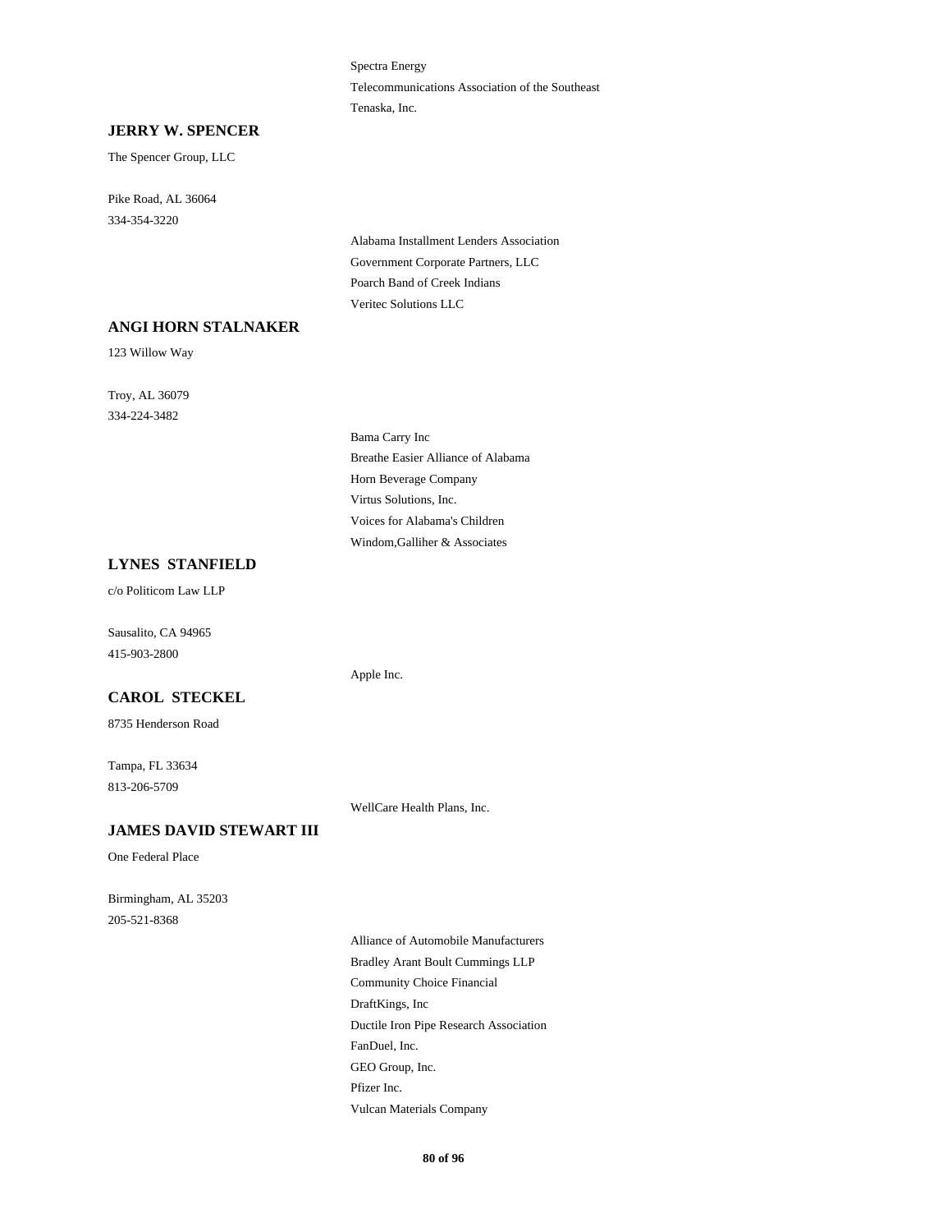Spectra Energy

Telecommunications Association of the Southeast

Tenaska, Inc.

**JERRY W. SPENCER**

The Spencer Group, LLC

Pike Road, AL 36064

334-354-3220

Alabama Installment Lenders Association

Government Corporate Partners, LLC

Poarch Band of Creek Indians

Veritec Solutions LLC

**ANGI HORN STALNAKER**

123 Willow Way

Troy, AL 36079

334-224-3482

Bama Carry Inc

Breathe Easier Alliance of Alabama

Horn Beverage Company

Virtus Solutions, Inc.

Voices for Alabama's Children

Windom,Galliher & Associates

**LYNES STANFIELD**

c/o Politicom Law LLP

Sausalito, CA 94965

415-903-2800

Apple Inc.

**CAROL STECKEL**

8735 Henderson Road

Tampa, FL 33634

813-206-5709

WellCare Health Plans, Inc.

**JAMES DAVID STEWART III**

One Federal Place

Birmingham, AL 35203

205-521-8368

Alliance of Automobile Manufacturers

Bradley Arant Boult Cummings LLP

Community Choice Financial

DraftKings, Inc

Ductile Iron Pipe Research Association

FanDuel, Inc.

GEO Group, Inc.

Pfizer Inc.

Vulcan Materials Company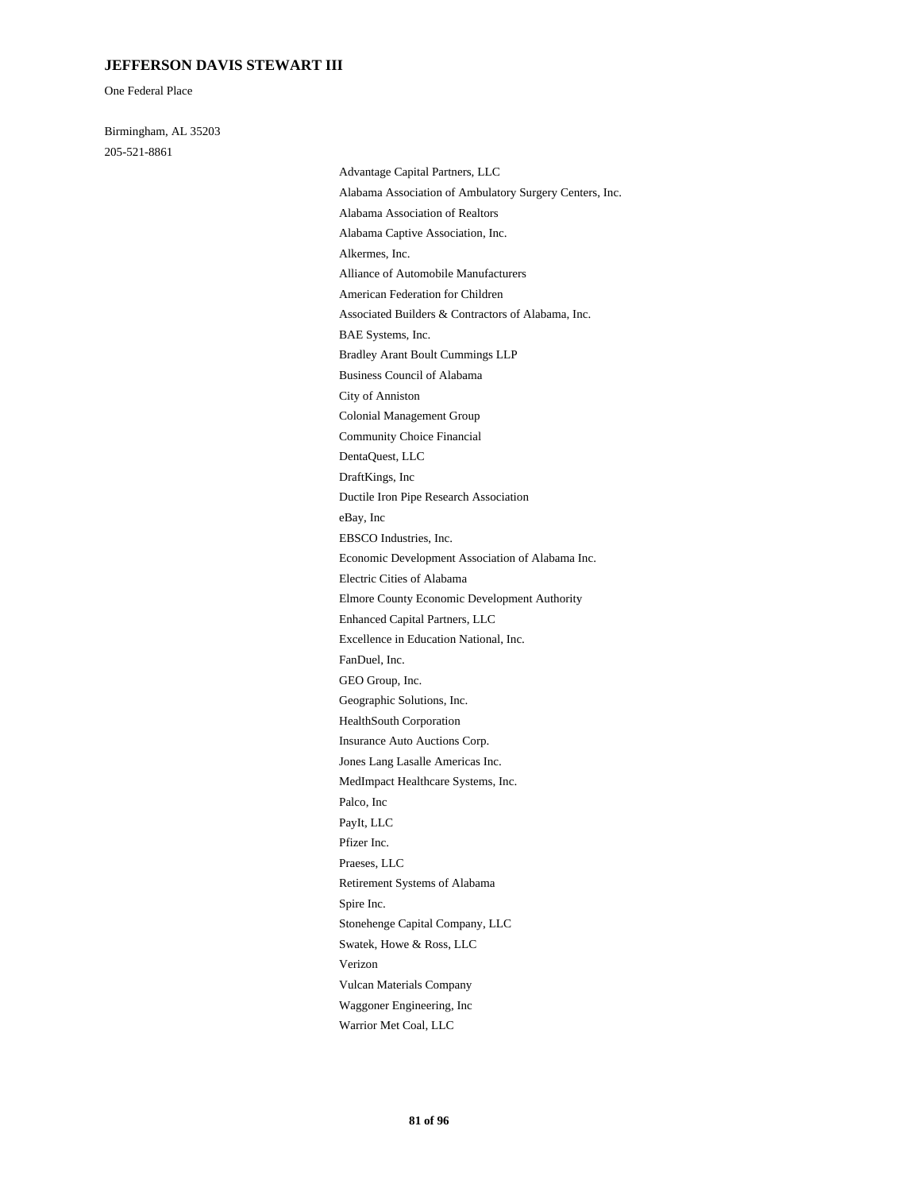**JEFFERSON DAVIS STEWART III**

One Federal Place

Birmingham, AL 35203

205-521-8861

Advantage Capital Partners, LLC

Alabama Association of Ambulatory Surgery Centers, Inc.

Alabama Association of Realtors

Alabama Captive Association, Inc.

Alkermes, Inc.

Alliance of Automobile Manufacturers

American Federation for Children

Associated Builders & Contractors of Alabama, Inc.

BAE Systems, Inc.

Bradley Arant Boult Cummings LLP

Business Council of Alabama

City of Anniston

Colonial Management Group

Community Choice Financial

DentaQuest, LLC

DraftKings, Inc

Ductile Iron Pipe Research Association

eBay, Inc

EBSCO Industries, Inc.

Economic Development Association of Alabama Inc.

Electric Cities of Alabama

Elmore County Economic Development Authority

Enhanced Capital Partners, LLC

Excellence in Education National, Inc.

FanDuel, Inc.

GEO Group, Inc.

Geographic Solutions, Inc.

HealthSouth Corporation

Insurance Auto Auctions Corp.

Jones Lang Lasalle Americas Inc.

MedImpact Healthcare Systems, Inc.

Palco, Inc

PayIt, LLC

Pfizer Inc.

Praeses, LLC

Retirement Systems of Alabama

Spire Inc.

Stonehenge Capital Company, LLC

Swatek, Howe & Ross, LLC

Verizon

Vulcan Materials Company

Waggoner Engineering, Inc

Warrior Met Coal, LLC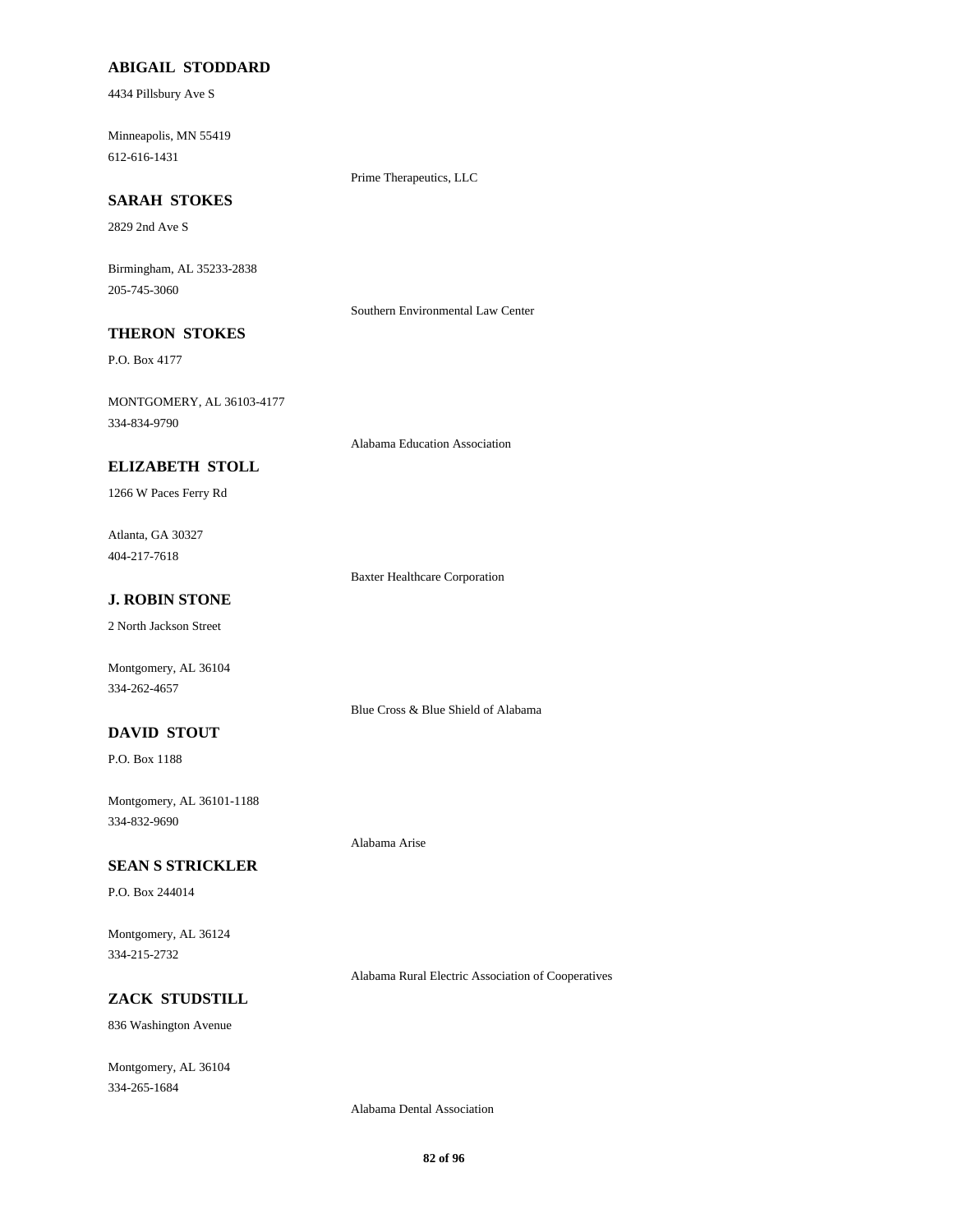**ABIGAIL  STODDARD**

4434 Pillsbury Ave S

Minneapolis, MN 55419
612-616-1431

Prime Therapeutics, LLC

**SARAH  STOKES**

2829 2nd Ave S

Birmingham, AL 35233-2838
205-745-3060

Southern Environmental Law Center

**THERON  STOKES**

P.O. Box 4177

MONTGOMERY, AL 36103-4177
334-834-9790

Alabama Education Association

**ELIZABETH  STOLL**

1266 W Paces Ferry Rd

Atlanta, GA 30327
404-217-7618

Baxter Healthcare Corporation

**J. ROBIN STONE**

2 North Jackson Street

Montgomery, AL 36104
334-262-4657

Blue Cross & Blue Shield of Alabama

**DAVID  STOUT**

P.O. Box 1188

Montgomery, AL 36101-1188
334-832-9690

Alabama Arise

**SEAN S STRICKLER**

P.O. Box 244014

Montgomery, AL 36124
334-215-2732

Alabama Rural Electric Association of Cooperatives

**ZACK  STUDSTILL**

836 Washington Avenue

Montgomery, AL 36104
334-265-1684

Alabama Dental Association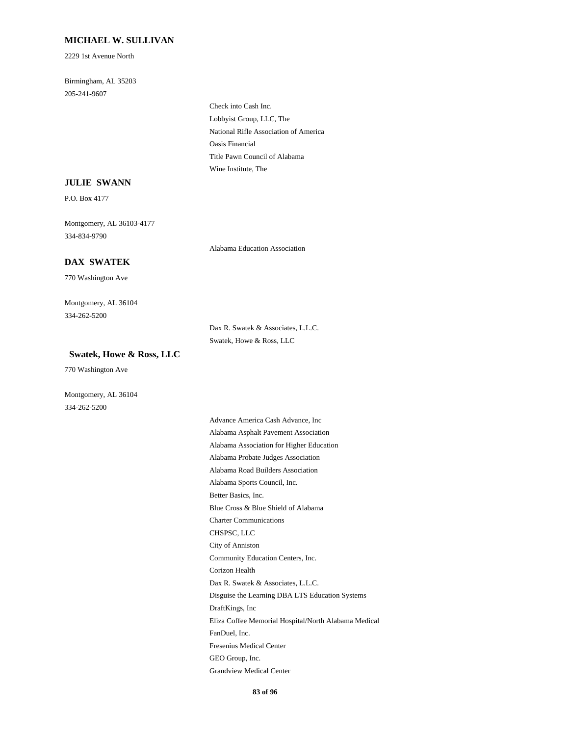**MICHAEL W. SULLIVAN**

2229 1st Avenue North

Birmingham, AL 35203
205-241-9607

- Check into Cash Inc.
- Lobbyist Group, LLC, The
- National Rifle Association of America
- Oasis Financial
- Title Pawn Council of Alabama
- Wine Institute, The

**JULIE SWANN**

P.O. Box 4177

Montgomery, AL 36103-4177
334-834-9790

- Alabama Education Association

**DAX SWATEK**

770 Washington Ave

Montgomery, AL 36104
334-262-5200

- Dax R. Swatek & Associates, L.L.C.
- Swatek, Howe & Ross, LLC

**Swatek, Howe & Ross, LLC**

770 Washington Ave

Montgomery, AL 36104
334-262-5200

- Advance America Cash Advance, Inc
- Alabama Asphalt Pavement Association
- Alabama Association for Higher Education
- Alabama Probate Judges Association
- Alabama Road Builders Association
- Alabama Sports Council, Inc.
- Better Basics, Inc.
- Blue Cross & Blue Shield of Alabama
- Charter Communications
- CHSPSC, LLC
- City of Anniston
- Community Education Centers, Inc.
- Corizon Health
- Dax R. Swatek & Associates, L.L.C.
- Disguise the Learning DBA LTS Education Systems
- DraftKings, Inc
- Eliza Coffee Memorial Hospital/North Alabama Medical
- FanDuel, Inc.
- Fresenius Medical Center
- GEO Group, Inc.
- Grandview Medical Center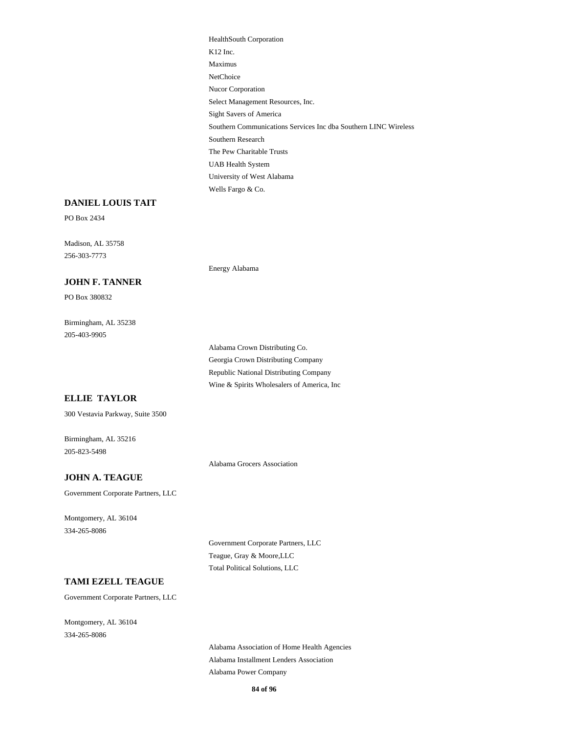HealthSouth Corporation
K12 Inc.
Maximus
NetChoice
Nucor Corporation
Select Management Resources, Inc.
Sight Savers of America
Southern Communications Services Inc dba Southern LINC Wireless
Southern Research
The Pew Charitable Trusts
UAB Health System
University of West Alabama
Wells Fargo & Co.

**DANIEL LOUIS TAIT**

PO Box 2434

Madison, AL 35758
256-303-7773

Energy Alabama

**JOHN F. TANNER**

PO Box 380832

Birmingham, AL 35238
205-403-9905

Alabama Crown Distributing Co.
Georgia Crown Distributing Company
Republic National Distributing Company
Wine & Spirits Wholesalers of America, Inc

**ELLIE TAYLOR**

300 Vestavia Parkway, Suite 3500

Birmingham, AL 35216
205-823-5498

Alabama Grocers Association

**JOHN A. TEAGUE**

Government Corporate Partners, LLC

Montgomery, AL 36104
334-265-8086

Government Corporate Partners, LLC
Teague, Gray & Moore,LLC
Total Political Solutions, LLC

**TAMI EZELL TEAGUE**

Government Corporate Partners, LLC

Montgomery, AL 36104
334-265-8086

Alabama Association of Home Health Agencies
Alabama Installment Lenders Association
Alabama Power Company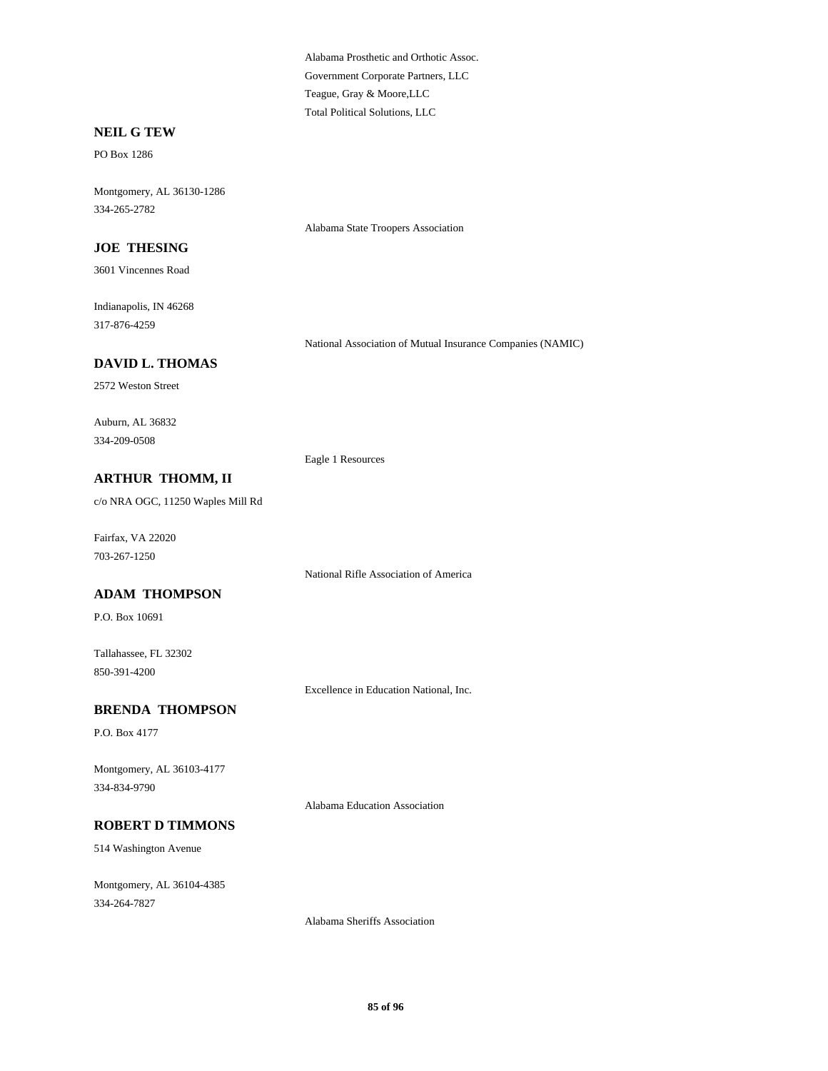Alabama Prosthetic and Orthotic Assoc.
Government Corporate Partners, LLC
Teague, Gray & Moore,LLC
Total Political Solutions, LLC

**NEIL G TEW**

PO Box 1286

Montgomery, AL 36130-1286
334-265-2782

Alabama State Troopers Association

**JOE THESING**

3601 Vincennes Road

Indianapolis, IN 46268
317-876-4259

National Association of Mutual Insurance Companies (NAMIC)

**DAVID L. THOMAS**

2572 Weston Street

Auburn, AL 36832
334-209-0508

Eagle 1 Resources

**ARTHUR THOMM, II**

c/o NRA OGC, 11250 Waples Mill Rd

Fairfax, VA 22020
703-267-1250

National Rifle Association of America

**ADAM THOMPSON**

P.O. Box 10691

Tallahassee, FL 32302
850-391-4200

Excellence in Education National, Inc.

**BRENDA THOMPSON**

P.O. Box 4177

Montgomery, AL 36103-4177
334-834-9790

Alabama Education Association

**ROBERT D TIMMONS**

514 Washington Avenue

Montgomery, AL 36104-4385
334-264-7827

Alabama Sheriffs Association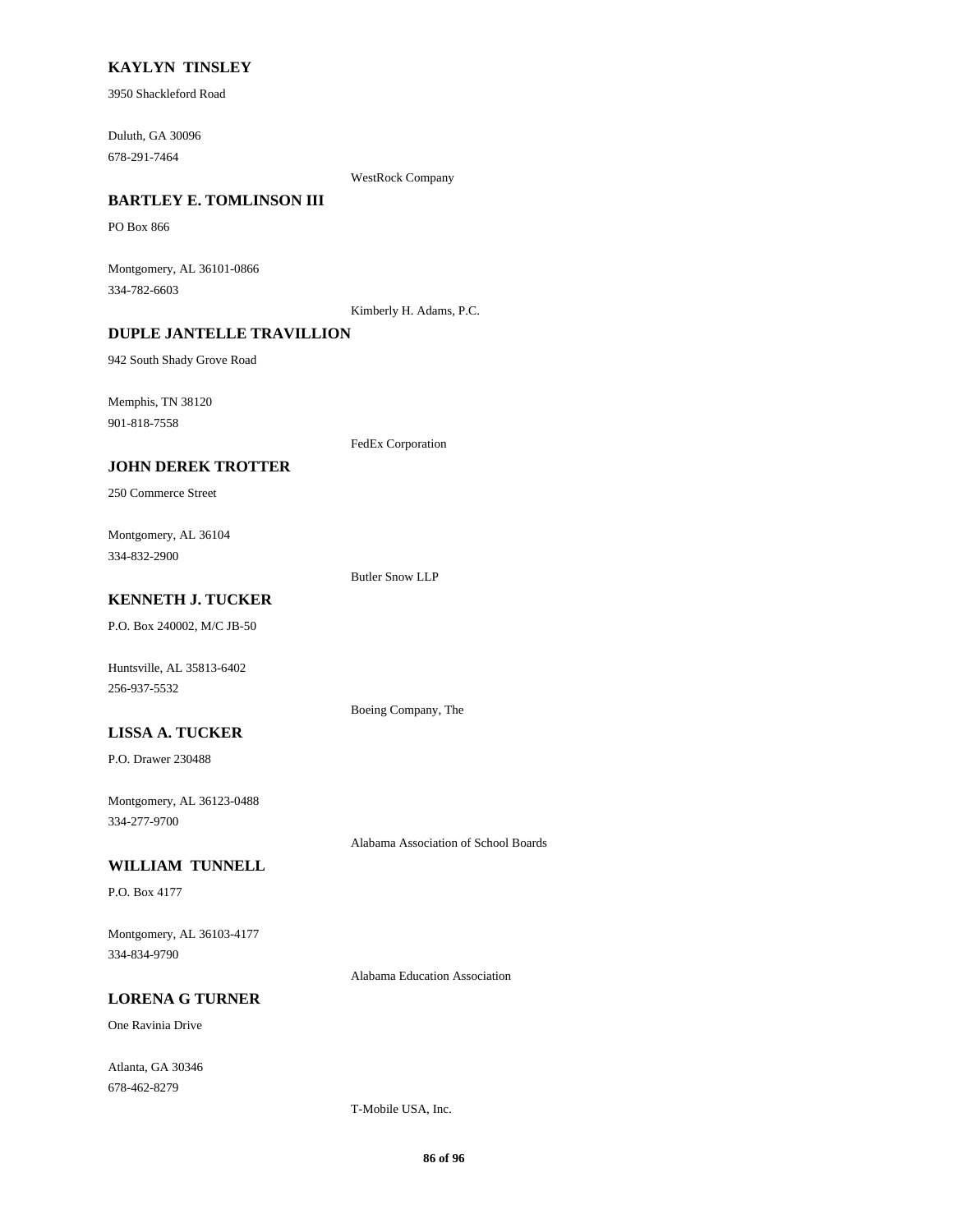**KAYLYN TINSLEY**

3950 Shackleford Road

Duluth, GA 30096
678-291-7464

WestRock Company

**BARTLEY E. TOMLINSON III**

PO Box 866

Montgomery, AL 36101-0866
334-782-6603

Kimberly H. Adams, P.C.

**DUPLE JANTELLE TRAVILLION**

942 South Shady Grove Road

Memphis, TN 38120
901-818-7558

FedEx Corporation

**JOHN DEREK TROTTER**

250 Commerce Street

Montgomery, AL 36104
334-832-2900

Butler Snow LLP

**KENNETH J. TUCKER**

P.O. Box 240002, M/C JB-50

Huntsville, AL 35813-6402
256-937-5532

Boeing Company, The

**LISSA A. TUCKER**

P.O. Drawer 230488

Montgomery, AL 36123-0488
334-277-9700

Alabama Association of School Boards

**WILLIAM TUNNELL**

P.O. Box 4177

Montgomery, AL 36103-4177
334-834-9790

Alabama Education Association

**LORENA G TURNER**

One Ravinia Drive

Atlanta, GA 30346
678-462-8279

T-Mobile USA, Inc.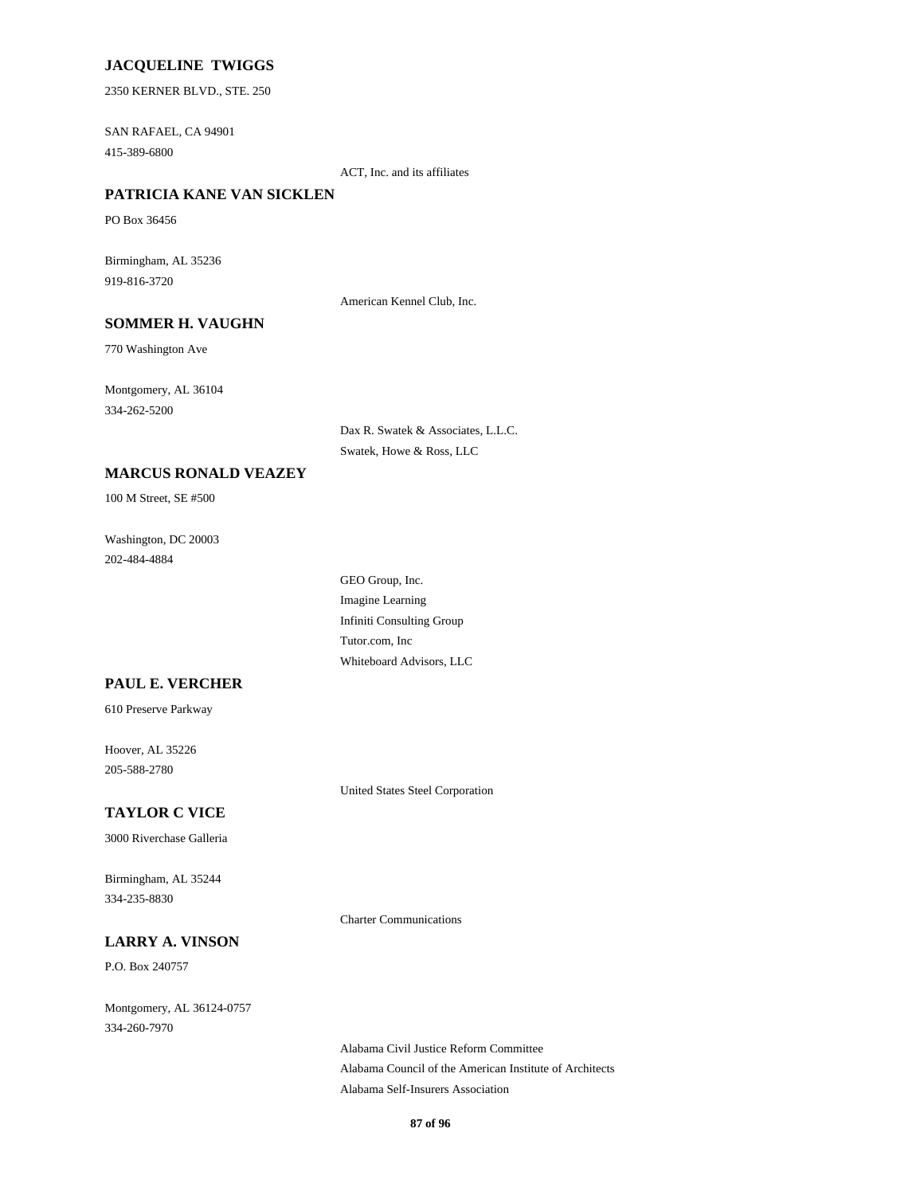**JACQUELINE TWIGGS**

2350 KERNER BLVD., STE. 250

SAN RAFAEL, CA 94901
415-389-6800

ACT, Inc. and its affiliates

**PATRICIA KANE VAN SICKLEN**

PO Box 36456

Birmingham, AL 35236
919-816-3720

American Kennel Club, Inc.

**SOMMER H. VAUGHN**

770 Washington Ave

Montgomery, AL 36104
334-262-5200

Dax R. Swatek & Associates, L.L.C.
Swatek, Howe & Ross, LLC

**MARCUS RONALD VEAZEY**

100 M Street, SE #500

Washington, DC 20003
202-484-4884

GEO Group, Inc.
Imagine Learning
Infiniti Consulting Group
Tutor.com, Inc
Whiteboard Advisors, LLC

**PAUL E. VERCHER**

610 Preserve Parkway

Hoover, AL 35226
205-588-2780

United States Steel Corporation

**TAYLOR C VICE**

3000 Riverchase Galleria

Birmingham, AL 35244
334-235-8830

Charter Communications

**LARRY A. VINSON**

P.O. Box 240757

Montgomery, AL 36124-0757
334-260-7970

Alabama Civil Justice Reform Committee
Alabama Council of the American Institute of Architects
Alabama Self-Insurers Association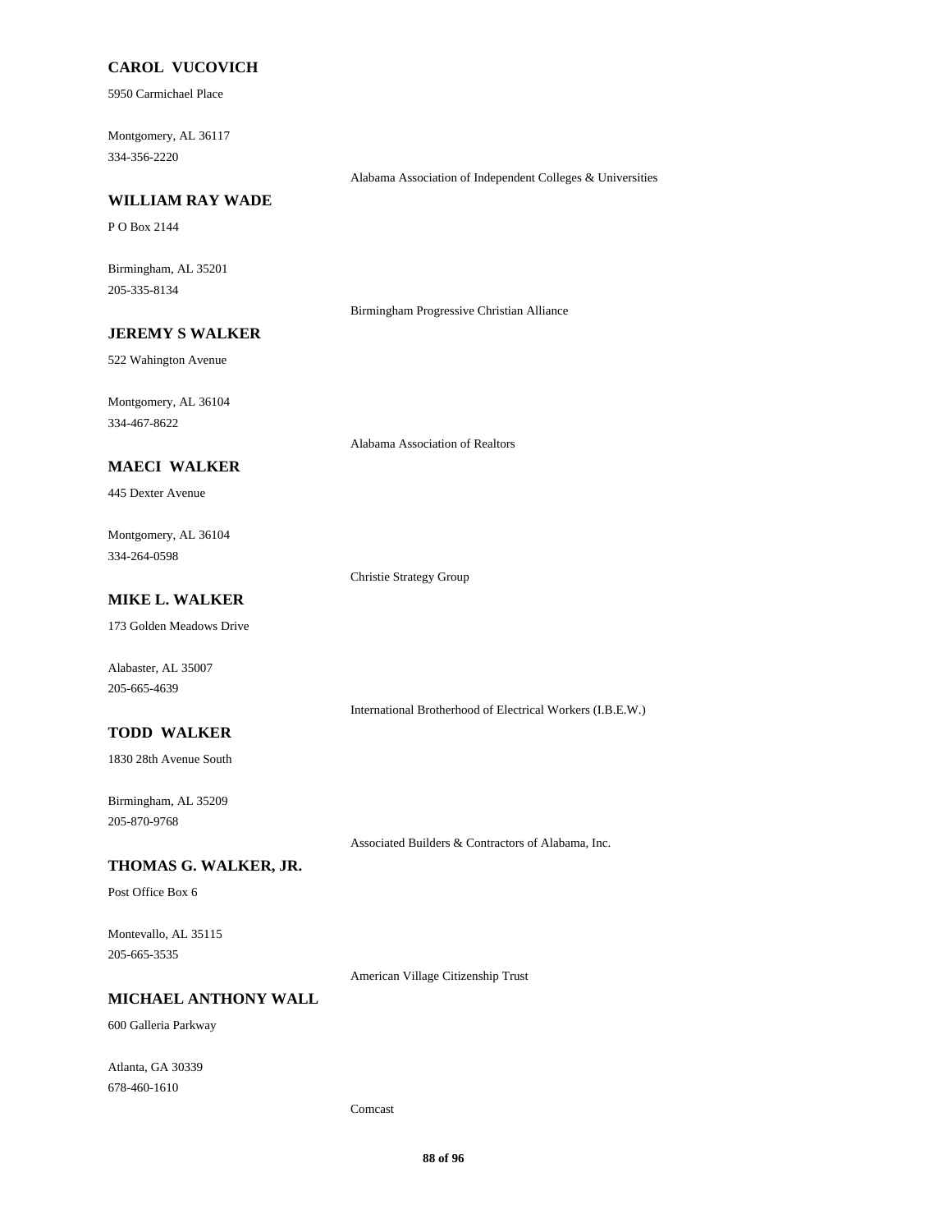**CAROL VUCOVICH**

5950 Carmichael Place

Montgomery, AL 36117
334-356-2220

Alabama Association of Independent Colleges & Universities

**WILLIAM RAY WADE**

P O Box 2144

Birmingham, AL 35201
205-335-8134

Birmingham Progressive Christian Alliance

**JEREMY S WALKER**

522 Wahington Avenue

Montgomery, AL 36104
334-467-8622

Alabama Association of Realtors

**MAECI WALKER**

445 Dexter Avenue

Montgomery, AL 36104
334-264-0598

Christie Strategy Group

**MIKE L. WALKER**

173 Golden Meadows Drive

Alabaster, AL 35007
205-665-4639

International Brotherhood of Electrical Workers (I.B.E.W.)

**TODD WALKER**

1830 28th Avenue South

Birmingham, AL 35209
205-870-9768

Associated Builders & Contractors of Alabama, Inc.

**THOMAS G. WALKER, JR.**

Post Office Box 6

Montevallo, AL 35115
205-665-3535

American Village Citizenship Trust

**MICHAEL ANTHONY WALL**

600 Galleria Parkway

Atlanta, GA 30339
678-460-1610

Comcast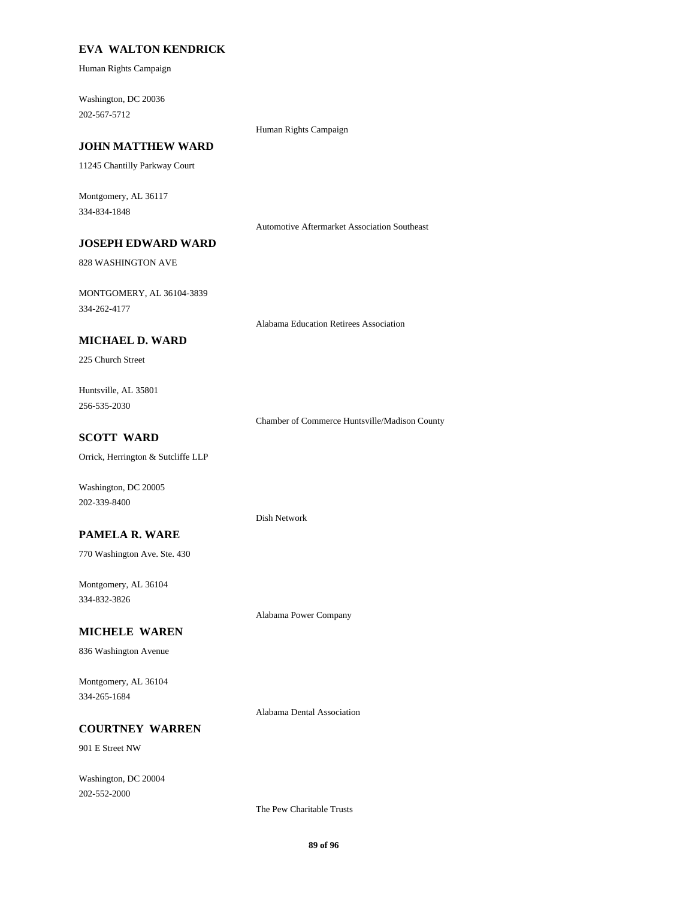**EVA WALTON KENDRICK**

Human Rights Campaign

Washington, DC 20036
202-567-5712

Human Rights Campaign

**JOHN MATTHEW WARD**

11245 Chantilly Parkway Court

Montgomery, AL 36117
334-834-1848

Automotive Aftermarket Association Southeast

**JOSEPH EDWARD WARD**

828 WASHINGTON AVE

MONTGOMERY, AL 36104-3839
334-262-4177

Alabama Education Retirees Association

**MICHAEL D. WARD**

225 Church Street

Huntsville, AL 35801
256-535-2030

Chamber of Commerce Huntsville/Madison County

**SCOTT WARD**

Orrick, Herrington & Sutcliffe LLP

Washington, DC 20005
202-339-8400

Dish Network

**PAMELA R. WARE**

770 Washington Ave. Ste. 430

Montgomery, AL 36104
334-832-3826

Alabama Power Company

**MICHELE WAREN**

836 Washington Avenue

Montgomery, AL 36104
334-265-1684

Alabama Dental Association

**COURTNEY WARREN**

901 E Street NW

Washington, DC 20004
202-552-2000

The Pew Charitable Trusts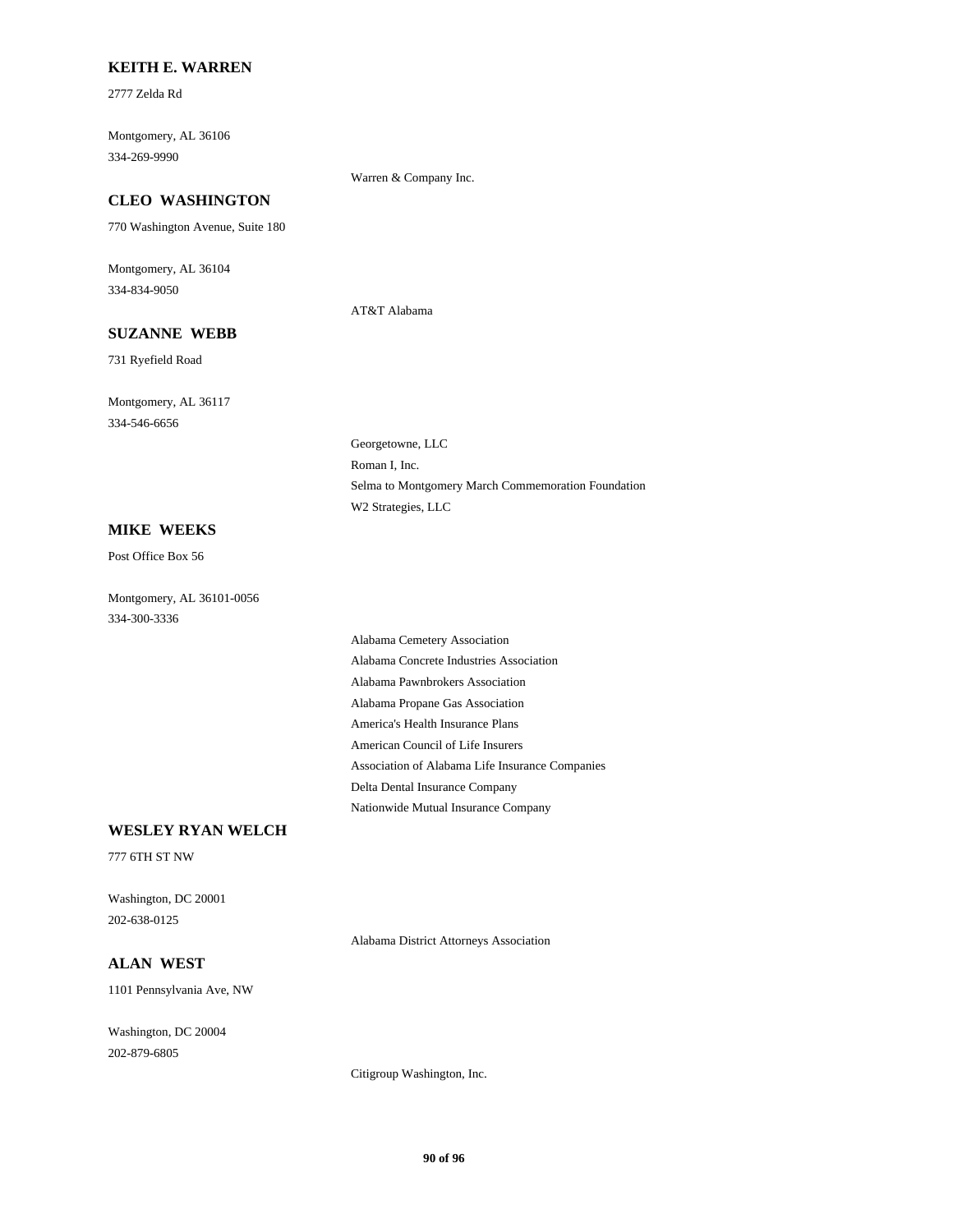**KEITH E. WARREN**

2777 Zelda Rd

Montgomery, AL 36106

334-269-9990

Warren & Company Inc.

**CLEO WASHINGTON**

770 Washington Avenue, Suite 180

Montgomery, AL 36104

334-834-9050

AT&T Alabama

**SUZANNE WEBB**

731 Ryefield Road

Montgomery, AL 36117

334-546-6656

Georgetowne, LLC

Roman I, Inc.

Selma to Montgomery March Commemoration Foundation

W2 Strategies, LLC

**MIKE WEEKS**

Post Office Box 56

Montgomery, AL 36101-0056

334-300-3336

Alabama Cemetery Association

Alabama Concrete Industries Association

Alabama Pawnbrokers Association

Alabama Propane Gas Association

America's Health Insurance Plans

American Council of Life Insurers

Association of Alabama Life Insurance Companies

Delta Dental Insurance Company

Nationwide Mutual Insurance Company

**WESLEY RYAN WELCH**

777 6TH ST NW

Washington, DC 20001

202-638-0125

Alabama District Attorneys Association

**ALAN WEST**

1101 Pennsylvania Ave, NW

Washington, DC 20004

202-879-6805

Citigroup Washington, Inc.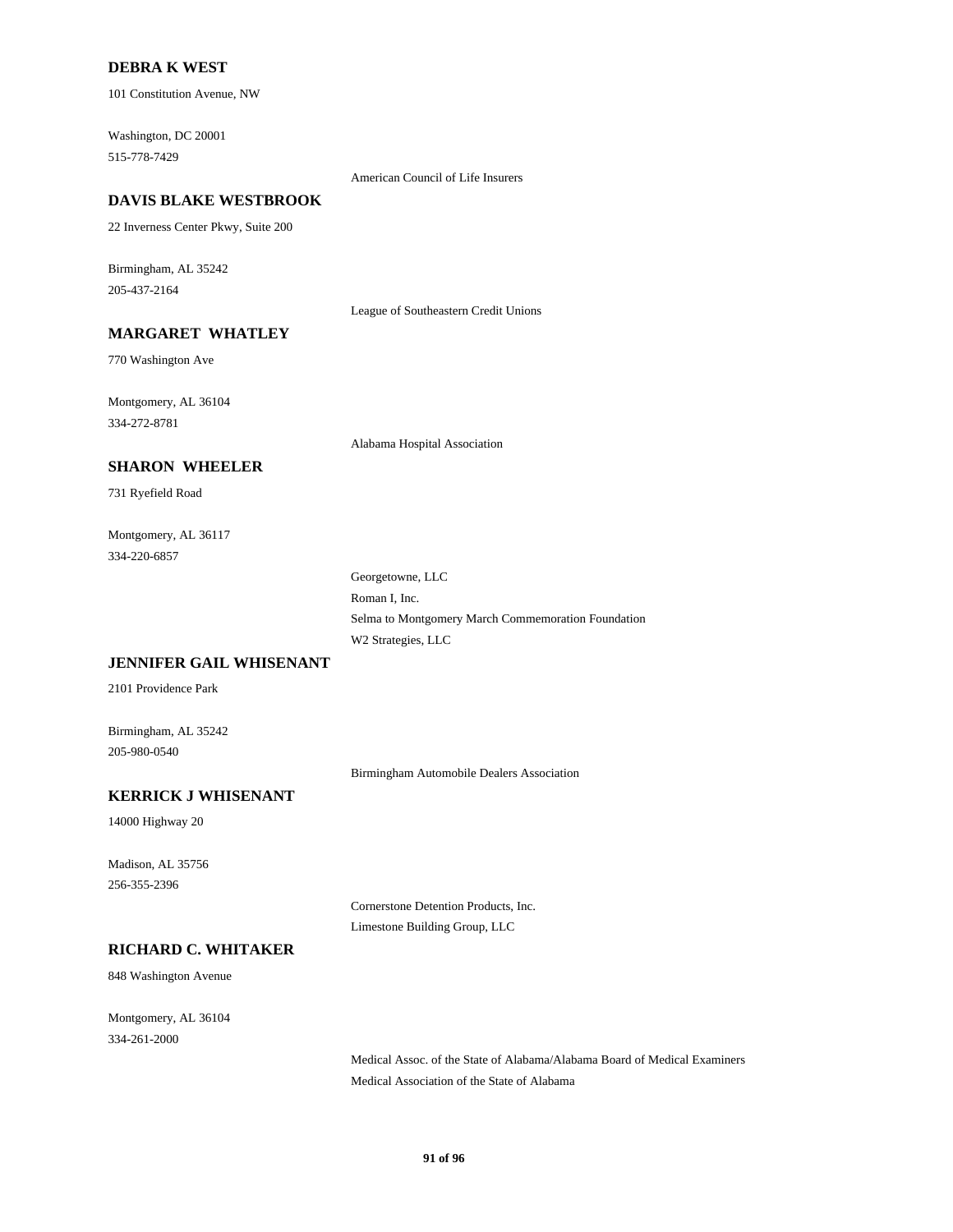**DEBRA K WEST**

101 Constitution Avenue, NW

Washington, DC 20001
515-778-7429

American Council of Life Insurers

**DAVIS BLAKE WESTBROOK**

22 Inverness Center Pkwy, Suite 200

Birmingham, AL 35242
205-437-2164

League of Southeastern Credit Unions

**MARGARET WHATLEY**

770 Washington Ave

Montgomery, AL 36104
334-272-8781

Alabama Hospital Association

**SHARON WHEELER**

731 Ryefield Road

Montgomery, AL 36117
334-220-6857

Georgetowne, LLC
Roman I, Inc.
Selma to Montgomery March Commemoration Foundation
W2 Strategies, LLC

**JENNIFER GAIL WHISENANT**

2101 Providence Park

Birmingham, AL 35242
205-980-0540

Birmingham Automobile Dealers Association

**KERRICK J WHISENANT**

14000 Highway 20

Madison, AL 35756
256-355-2396

Cornerstone Detention Products, Inc.
Limestone Building Group, LLC

**RICHARD C. WHITAKER**

848 Washington Avenue

Montgomery, AL 36104
334-261-2000

Medical Assoc. of the State of Alabama/Alabama Board of Medical Examiners
Medical Association of the State of Alabama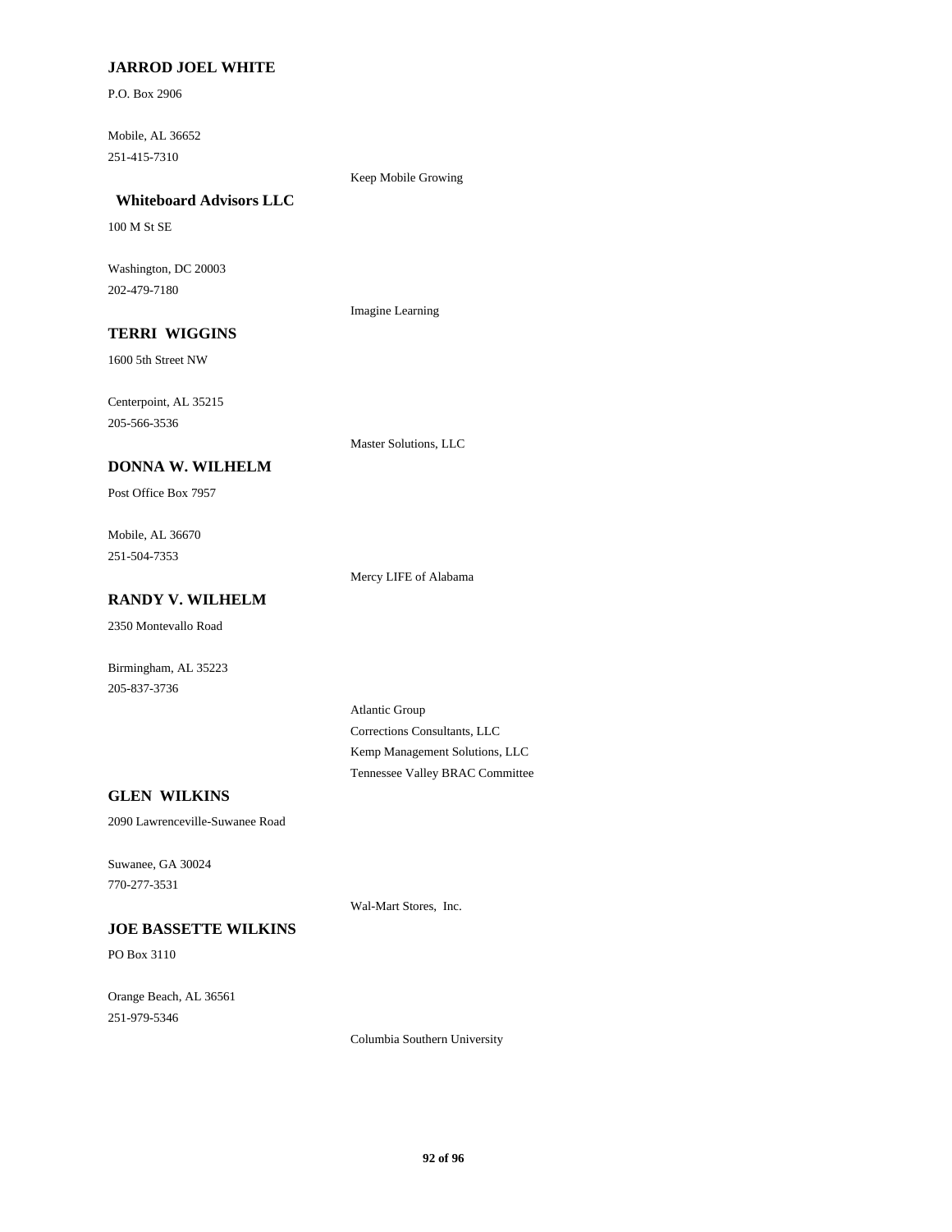**JARROD JOEL WHITE**

P.O. Box 2906

Mobile, AL 36652
251-415-7310

Keep Mobile Growing

**Whiteboard Advisors LLC**

100 M St SE

Washington, DC 20003
202-479-7180

Imagine Learning

**TERRI WIGGINS**

1600 5th Street NW

Centerpoint, AL 35215
205-566-3536

Master Solutions, LLC

**DONNA W. WILHELM**

Post Office Box 7957

Mobile, AL 36670
251-504-7353

Mercy LIFE of Alabama

**RANDY V. WILHELM**

2350 Montevallo Road

Birmingham, AL 35223
205-837-3736

Atlantic Group
Corrections Consultants, LLC
Kemp Management Solutions, LLC
Tennessee Valley BRAC Committee

**GLEN WILKINS**

2090 Lawrenceville-Suwanee Road

Suwanee, GA 30024
770-277-3531

Wal-Mart Stores, Inc.

**JOE BASSETTE WILKINS**

PO Box 3110

Orange Beach, AL 36561
251-979-5346

Columbia Southern University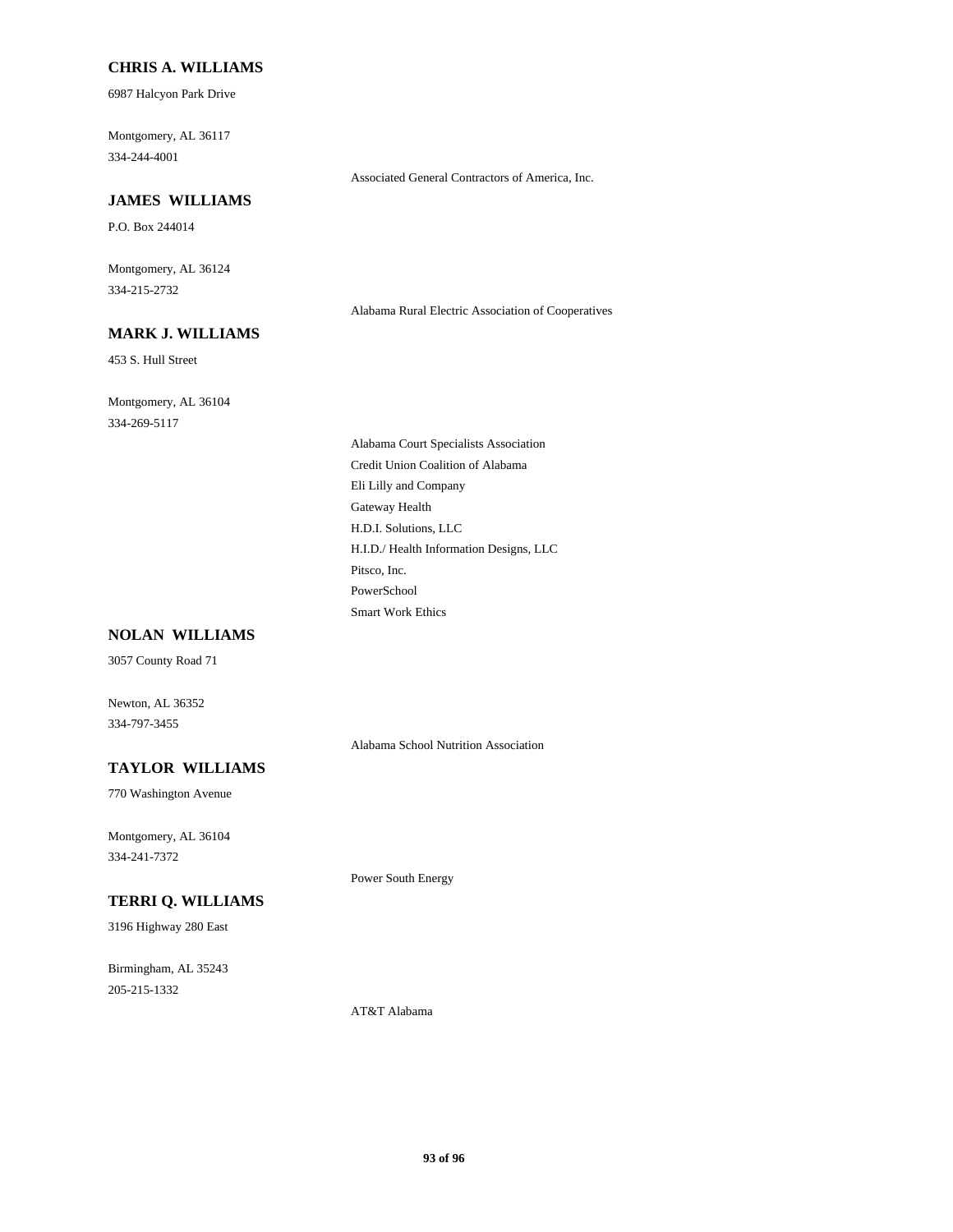**CHRIS A. WILLIAMS**

6987 Halcyon Park Drive

Montgomery, AL 36117

334-244-4001

Associated General Contractors of America, Inc.

**JAMES WILLIAMS**

P.O. Box 244014

Montgomery, AL 36124

334-215-2732

Alabama Rural Electric Association of Cooperatives

**MARK J. WILLIAMS**

453 S. Hull Street

Montgomery, AL 36104

334-269-5117

Alabama Court Specialists Association

Credit Union Coalition of Alabama

Eli Lilly and Company

Gateway Health

H.D.I. Solutions, LLC

H.I.D./ Health Information Designs, LLC

Pitsco, Inc.

PowerSchool

Smart Work Ethics

**NOLAN WILLIAMS**

3057 County Road 71

Newton, AL 36352

334-797-3455

Alabama School Nutrition Association

**TAYLOR WILLIAMS**

770 Washington Avenue

Montgomery, AL 36104

334-241-7372

Power South Energy

**TERRI Q. WILLIAMS**

3196 Highway 280 East

Birmingham, AL 35243

205-215-1332

AT&T Alabama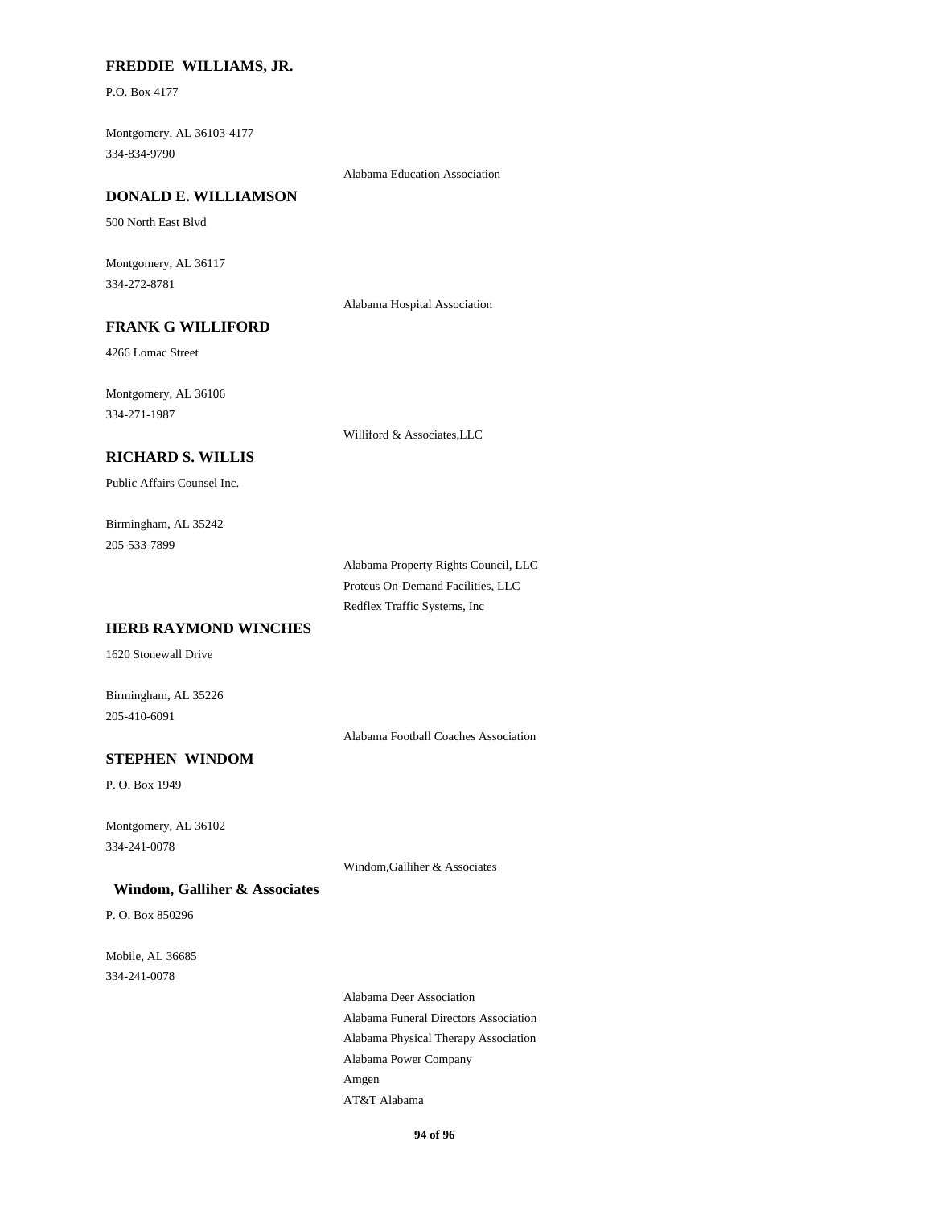**FREDDIE WILLIAMS, JR.**

P.O. Box 4177

Montgomery, AL 36103-4177
334-834-9790

Alabama Education Association

**DONALD E. WILLIAMSON**

500 North East Blvd

Montgomery, AL 36117
334-272-8781

Alabama Hospital Association

**FRANK G WILLIFORD**

4266 Lomac Street

Montgomery, AL 36106
334-271-1987

Williford & Associates,LLC

**RICHARD S. WILLIS**

Public Affairs Counsel Inc.

Birmingham, AL 35242
205-533-7899

Alabama Property Rights Council, LLC
Proteus On-Demand Facilities, LLC
Redflex Traffic Systems, Inc

**HERB RAYMOND WINCHES**

1620 Stonewall Drive

Birmingham, AL 35226
205-410-6091

Alabama Football Coaches Association

**STEPHEN WINDOM**

P. O. Box 1949

Montgomery, AL 36102
334-241-0078

Windom,Galliher & Associates

**Windom, Galliher & Associates**

P. O. Box 850296

Mobile, AL 36685
334-241-0078

Alabama Deer Association
Alabama Funeral Directors Association
Alabama Physical Therapy Association
Alabama Power Company
Amgen
AT&T Alabama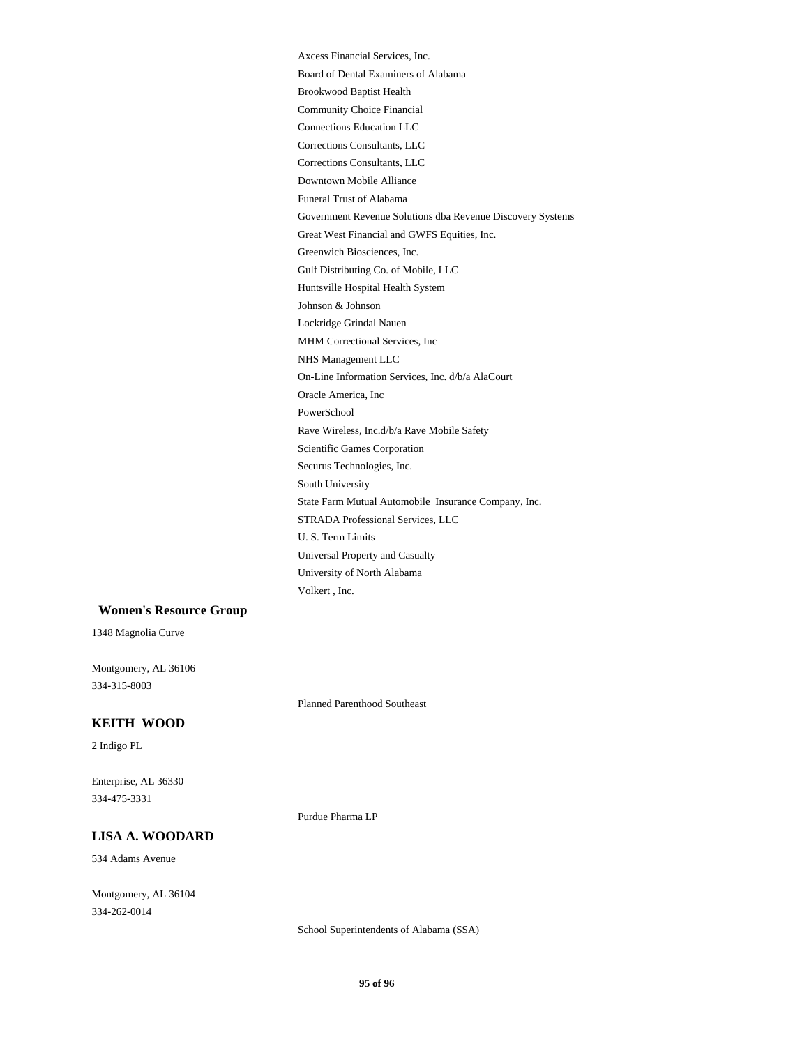Axcess Financial Services, Inc.
Board of Dental Examiners of Alabama
Brookwood Baptist Health
Community Choice Financial
Connections Education LLC
Corrections Consultants, LLC
Corrections Consultants, LLC
Downtown Mobile Alliance
Funeral Trust of Alabama
Government Revenue Solutions dba Revenue Discovery Systems
Great West Financial and GWFS Equities, Inc.
Greenwich Biosciences, Inc.
Gulf Distributing Co. of Mobile, LLC
Huntsville Hospital Health System
Johnson & Johnson
Lockridge Grindal Nauen
MHM Correctional Services, Inc
NHS Management LLC
On-Line Information Services, Inc. d/b/a AlaCourt
Oracle America, Inc
PowerSchool
Rave Wireless, Inc.d/b/a Rave Mobile Safety
Scientific Games Corporation
Securus Technologies, Inc.
South University
State Farm Mutual Automobile Insurance Company, Inc.
STRADA Professional Services, LLC
U. S. Term Limits
Universal Property and Casualty
University of North Alabama
Volkert , Inc.

**Women's Resource Group**

1348 Magnolia Curve

Montgomery, AL 36106
334-315-8003

Planned Parenthood Southeast

**KEITH WOOD**

2 Indigo PL

Enterprise, AL 36330
334-475-3331

Purdue Pharma LP

**LISA A. WOODARD**

534 Adams Avenue

Montgomery, AL 36104
334-262-0014

School Superintendents of Alabama (SSA)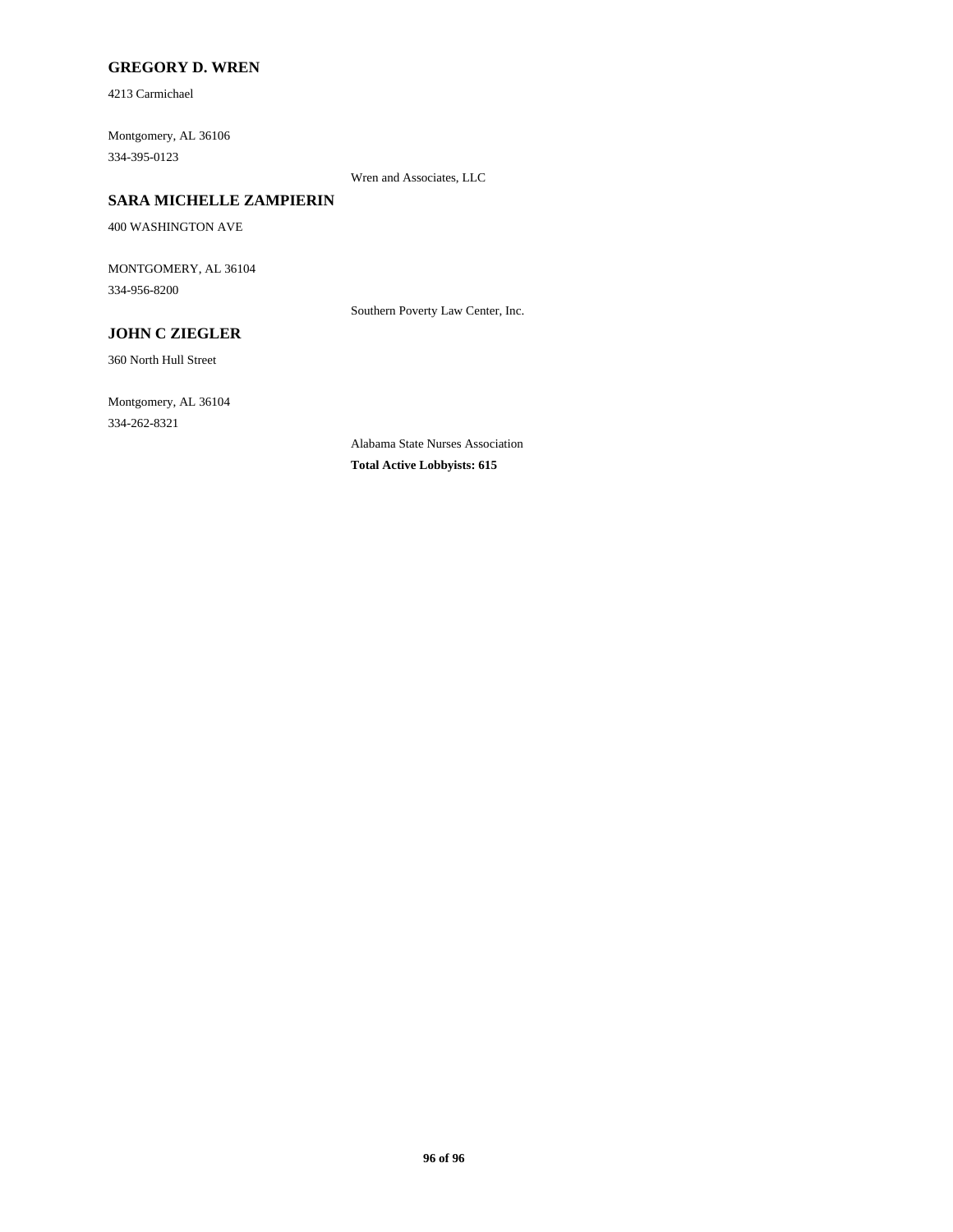**GREGORY D. WREN**

4213 Carmichael

Montgomery, AL 36106

334-395-0123

Wren and Associates, LLC

**SARA MICHELLE ZAMPIERIN**

400 WASHINGTON AVE

MONTGOMERY, AL 36104

334-956-8200

Southern Poverty Law Center, Inc.

**JOHN C ZIEGLER**

360 North Hull Street

Montgomery, AL 36104

334-262-8321

Alabama State Nurses Association

**Total Active Lobbyists: 615**